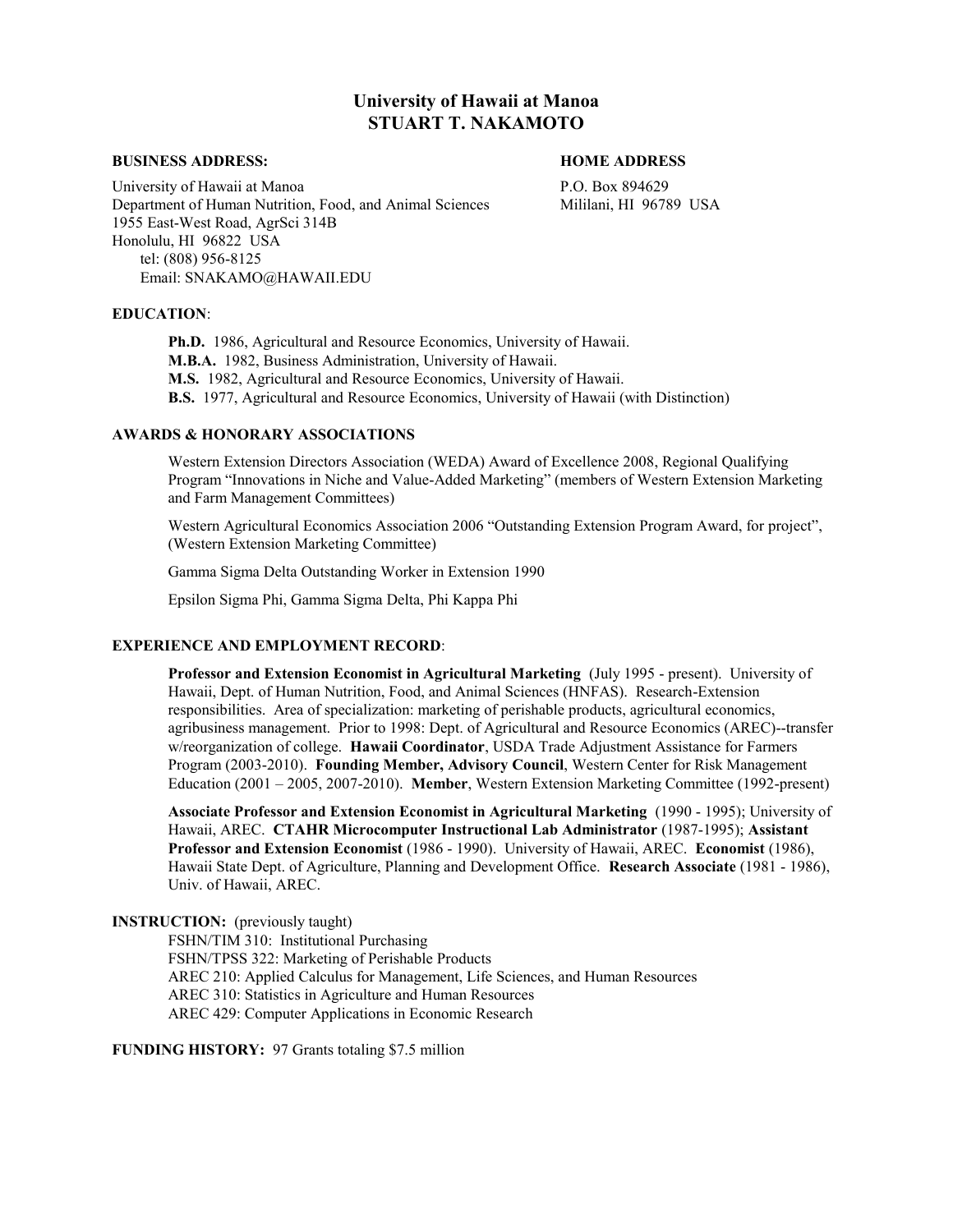# University of Hawaii at Manoa
# STUART T. NAKAMOTO

**BUSINESS ADDRESS:**

University of Hawaii at Manoa
Department of Human Nutrition, Food, and Animal Sciences
1955 East-West Road, AgrSci 314B
Honolulu, HI 96822 USA
tel: (808) 956-8125
Email: SNAKAMO@HAWAII.EDU

**HOME ADDRESS**

P.O. Box 894629
Mililani, HI 96789 USA

## EDUCATION:

**Ph.D.** 1986, Agricultural and Resource Economics, University of Hawaii.
**M.B.A.** 1982, Business Administration, University of Hawaii.
**M.S.** 1982, Agricultural and Resource Economics, University of Hawaii.
**B.S.** 1977, Agricultural and Resource Economics, University of Hawaii (with Distinction)

## AWARDS & HONORARY ASSOCIATIONS

Western Extension Directors Association (WEDA) Award of Excellence 2008, Regional Qualifying Program "Innovations in Niche and Value-Added Marketing" (members of Western Extension Marketing and Farm Management Committees)

Western Agricultural Economics Association 2006 "Outstanding Extension Program Award, for project", (Western Extension Marketing Committee)

Gamma Sigma Delta Outstanding Worker in Extension 1990

Epsilon Sigma Phi, Gamma Sigma Delta, Phi Kappa Phi

## EXPERIENCE AND EMPLOYMENT RECORD:

**Professor and Extension Economist in Agricultural Marketing** (July 1995 - present). University of Hawaii, Dept. of Human Nutrition, Food, and Animal Sciences (HNFAS). Research-Extension responsibilities. Area of specialization: marketing of perishable products, agricultural economics, agribusiness management. Prior to 1998: Dept. of Agricultural and Resource Economics (AREC)--transfer w/reorganization of college. **Hawaii Coordinator**, USDA Trade Adjustment Assistance for Farmers Program (2003-2010). **Founding Member, Advisory Council**, Western Center for Risk Management Education (2001 – 2005, 2007-2010). **Member**, Western Extension Marketing Committee (1992-present)

**Associate Professor and Extension Economist in Agricultural Marketing** (1990 - 1995); University of Hawaii, AREC. **CTAHR Microcomputer Instructional Lab Administrator** (1987-1995); **Assistant Professor and Extension Economist** (1986 - 1990). University of Hawaii, AREC. **Economist** (1986), Hawaii State Dept. of Agriculture, Planning and Development Office. **Research Associate** (1981 - 1986), Univ. of Hawaii, AREC.

**INSTRUCTION:** (previously taught)

FSHN/TIM 310: Institutional Purchasing
FSHN/TPSS 322: Marketing of Perishable Products
AREC 210: Applied Calculus for Management, Life Sciences, and Human Resources
AREC 310: Statistics in Agriculture and Human Resources
AREC 429: Computer Applications in Economic Research

**FUNDING HISTORY:** 97 Grants totaling $7.5 million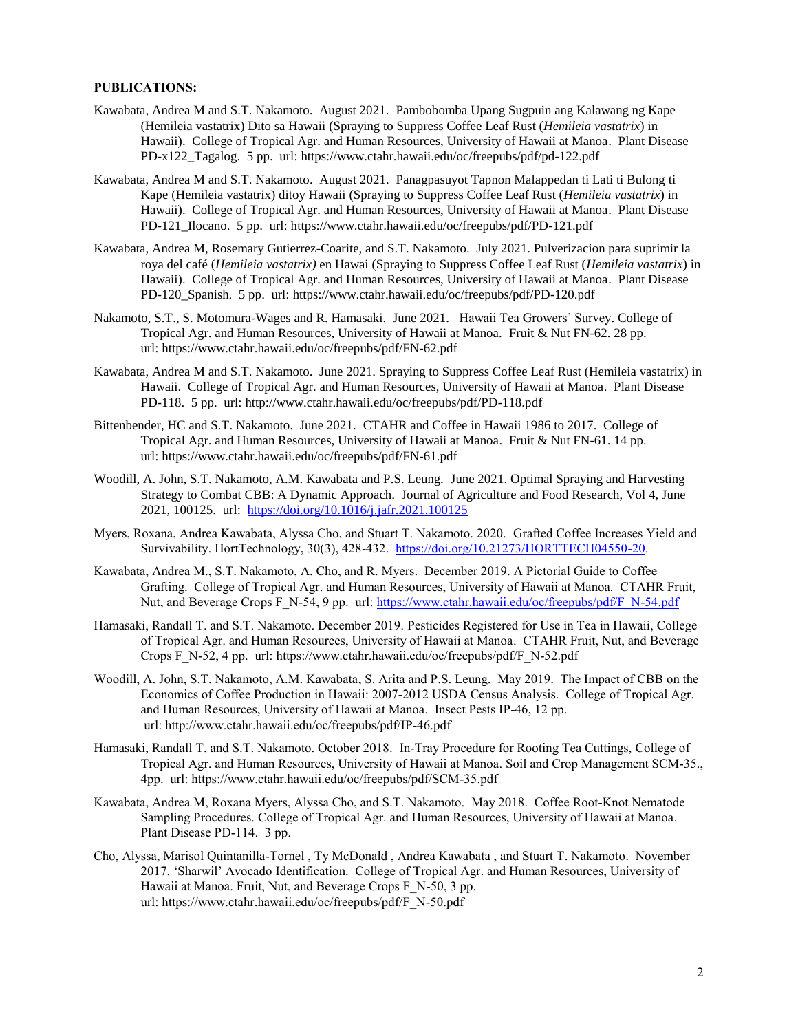**PUBLICATIONS:**

Kawabata, Andrea M and S.T. Nakamoto. August 2021. Pambobomba Upang Sugpuin ang Kalawang ng Kape (Hemileia vastatrix) Dito sa Hawaii (Spraying to Suppress Coffee Leaf Rust (*Hemileia vastatrix*) in Hawaii). College of Tropical Agr. and Human Resources, University of Hawaii at Manoa. Plant Disease PD-x122_Tagalog. 5 pp. url: https://www.ctahr.hawaii.edu/oc/freepubs/pdf/pd-122.pdf

Kawabata, Andrea M and S.T. Nakamoto. August 2021. Panagpasuyot Tapnon Malappedan ti Lati ti Bulong ti Kape (Hemileia vastatrix) ditoy Hawaii (Spraying to Suppress Coffee Leaf Rust (*Hemileia vastatrix*) in Hawaii). College of Tropical Agr. and Human Resources, University of Hawaii at Manoa. Plant Disease PD-121_Ilocano. 5 pp. url: https://www.ctahr.hawaii.edu/oc/freepubs/pdf/PD-121.pdf

Kawabata, Andrea M, Rosemary Gutierrez-Coarite, and S.T. Nakamoto. July 2021. Pulverizacion para suprimir la roya del café (*Hemileia vastatrix)* en Hawai (Spraying to Suppress Coffee Leaf Rust (*Hemileia vastatrix*) in Hawaii). College of Tropical Agr. and Human Resources, University of Hawaii at Manoa. Plant Disease PD-120_Spanish. 5 pp. url: https://www.ctahr.hawaii.edu/oc/freepubs/pdf/PD-120.pdf

Nakamoto, S.T., S. Motomura-Wages and R. Hamasaki. June 2021. Hawaii Tea Growers' Survey. College of Tropical Agr. and Human Resources, University of Hawaii at Manoa. Fruit & Nut FN-62. 28 pp. url: https://www.ctahr.hawaii.edu/oc/freepubs/pdf/FN-62.pdf

Kawabata, Andrea M and S.T. Nakamoto. June 2021. Spraying to Suppress Coffee Leaf Rust (Hemileia vastatrix) in Hawaii. College of Tropical Agr. and Human Resources, University of Hawaii at Manoa. Plant Disease PD-118. 5 pp. url: http://www.ctahr.hawaii.edu/oc/freepubs/pdf/PD-118.pdf

Bittenbender, HC and S.T. Nakamoto. June 2021. CTAHR and Coffee in Hawaii 1986 to 2017. College of Tropical Agr. and Human Resources, University of Hawaii at Manoa. Fruit & Nut FN-61. 14 pp. url: https://www.ctahr.hawaii.edu/oc/freepubs/pdf/FN-61.pdf

Woodill, A. John, S.T. Nakamoto, A.M. Kawabata and P.S. Leung. June 2021. Optimal Spraying and Harvesting Strategy to Combat CBB: A Dynamic Approach. Journal of Agriculture and Food Research, Vol 4, June 2021, 100125. url: https://doi.org/10.1016/j.jafr.2021.100125

Myers, Roxana, Andrea Kawabata, Alyssa Cho, and Stuart T. Nakamoto. 2020. Grafted Coffee Increases Yield and Survivability. HortTechnology, 30(3), 428-432. https://doi.org/10.21273/HORTTECH04550-20.

Kawabata, Andrea M., S.T. Nakamoto, A. Cho, and R. Myers. December 2019. A Pictorial Guide to Coffee Grafting. College of Tropical Agr. and Human Resources, University of Hawaii at Manoa. CTAHR Fruit, Nut, and Beverage Crops F_N-54, 9 pp. url: https://www.ctahr.hawaii.edu/oc/freepubs/pdf/F_N-54.pdf

Hamasaki, Randall T. and S.T. Nakamoto. December 2019. Pesticides Registered for Use in Tea in Hawaii, College of Tropical Agr. and Human Resources, University of Hawaii at Manoa. CTAHR Fruit, Nut, and Beverage Crops F_N-52, 4 pp. url: https://www.ctahr.hawaii.edu/oc/freepubs/pdf/F_N-52.pdf

Woodill, A. John, S.T. Nakamoto, A.M. Kawabata, S. Arita and P.S. Leung. May 2019. The Impact of CBB on the Economics of Coffee Production in Hawaii: 2007-2012 USDA Census Analysis. College of Tropical Agr. and Human Resources, University of Hawaii at Manoa. Insect Pests IP-46, 12 pp. url: http://www.ctahr.hawaii.edu/oc/freepubs/pdf/IP-46.pdf

Hamasaki, Randall T. and S.T. Nakamoto. October 2018. In-Tray Procedure for Rooting Tea Cuttings, College of Tropical Agr. and Human Resources, University of Hawaii at Manoa. Soil and Crop Management SCM-35., 4pp. url: https://www.ctahr.hawaii.edu/oc/freepubs/pdf/SCM-35.pdf

Kawabata, Andrea M, Roxana Myers, Alyssa Cho, and S.T. Nakamoto. May 2018. Coffee Root-Knot Nematode Sampling Procedures. College of Tropical Agr. and Human Resources, University of Hawaii at Manoa. Plant Disease PD-114. 3 pp.

Cho, Alyssa, Marisol Quintanilla-Tornel , Ty McDonald , Andrea Kawabata , and Stuart T. Nakamoto. November 2017. 'Sharwil' Avocado Identification. College of Tropical Agr. and Human Resources, University of Hawaii at Manoa. Fruit, Nut, and Beverage Crops F_N-50, 3 pp. url: https://www.ctahr.hawaii.edu/oc/freepubs/pdf/F_N-50.pdf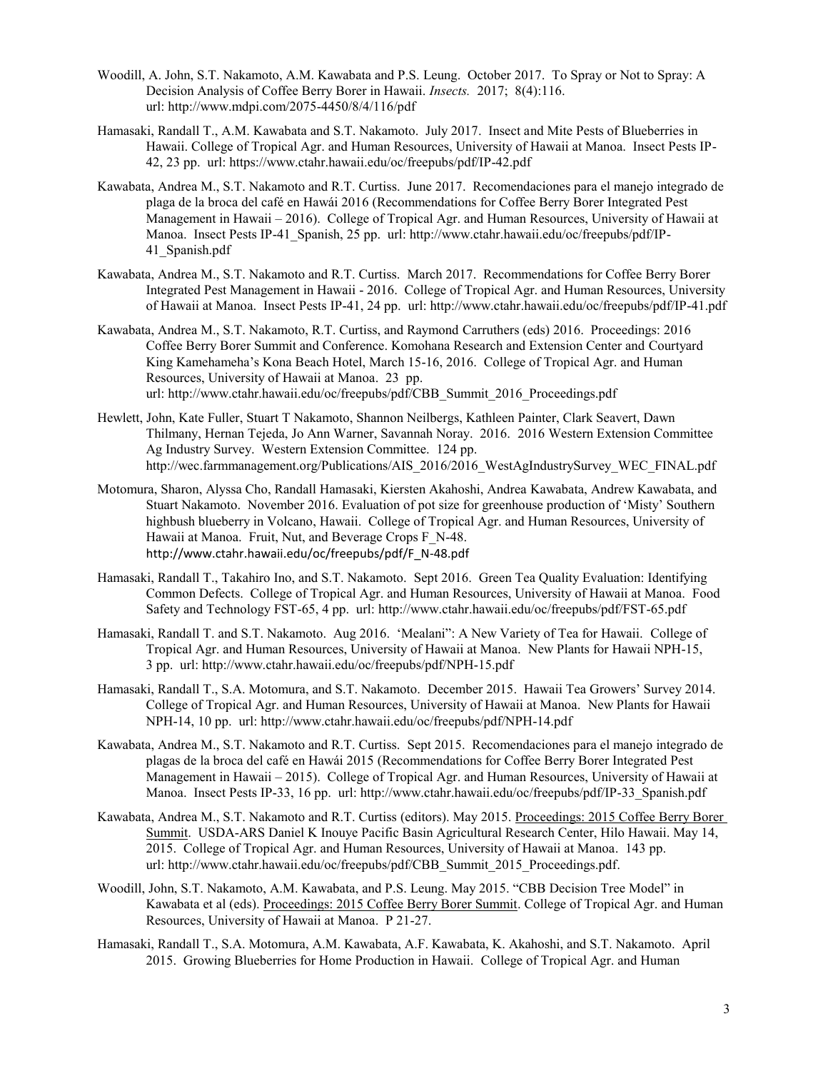Woodill, A. John, S.T. Nakamoto, A.M. Kawabata and P.S. Leung. October 2017. To Spray or Not to Spray: A Decision Analysis of Coffee Berry Borer in Hawaii. *Insects.* 2017; 8(4):116. url: http://www.mdpi.com/2075-4450/8/4/116/pdf

Hamasaki, Randall T., A.M. Kawabata and S.T. Nakamoto. July 2017. Insect and Mite Pests of Blueberries in Hawaii. College of Tropical Agr. and Human Resources, University of Hawaii at Manoa. Insect Pests IP-42, 23 pp. url: https://www.ctahr.hawaii.edu/oc/freepubs/pdf/IP-42.pdf

Kawabata, Andrea M., S.T. Nakamoto and R.T. Curtiss. June 2017. Recomendaciones para el manejo integrado de plaga de la broca del café en Hawái 2016 (Recommendations for Coffee Berry Borer Integrated Pest Management in Hawaii – 2016). College of Tropical Agr. and Human Resources, University of Hawaii at Manoa. Insect Pests IP-41_Spanish, 25 pp. url: http://www.ctahr.hawaii.edu/oc/freepubs/pdf/IP-41_Spanish.pdf

Kawabata, Andrea M., S.T. Nakamoto and R.T. Curtiss. March 2017. Recommendations for Coffee Berry Borer Integrated Pest Management in Hawaii - 2016. College of Tropical Agr. and Human Resources, University of Hawaii at Manoa. Insect Pests IP-41, 24 pp. url: http://www.ctahr.hawaii.edu/oc/freepubs/pdf/IP-41.pdf

Kawabata, Andrea M., S.T. Nakamoto, R.T. Curtiss, and Raymond Carruthers (eds) 2016. Proceedings: 2016 Coffee Berry Borer Summit and Conference. Komohana Research and Extension Center and Courtyard King Kamehameha's Kona Beach Hotel, March 15-16, 2016. College of Tropical Agr. and Human Resources, University of Hawaii at Manoa. 23 pp. url: http://www.ctahr.hawaii.edu/oc/freepubs/pdf/CBB_Summit_2016_Proceedings.pdf

Hewlett, John, Kate Fuller, Stuart T Nakamoto, Shannon Neilbergs, Kathleen Painter, Clark Seavert, Dawn Thilmany, Hernan Tejeda, Jo Ann Warner, Savannah Noray. 2016. 2016 Western Extension Committee Ag Industry Survey. Western Extension Committee. 124 pp. http://wec.farmmanagement.org/Publications/AIS_2016/2016_WestAgIndustrySurvey_WEC_FINAL.pdf

Motomura, Sharon, Alyssa Cho, Randall Hamasaki, Kiersten Akahoshi, Andrea Kawabata, Andrew Kawabata, and Stuart Nakamoto. November 2016. Evaluation of pot size for greenhouse production of 'Misty' Southern highbush blueberry in Volcano, Hawaii. College of Tropical Agr. and Human Resources, University of Hawaii at Manoa. Fruit, Nut, and Beverage Crops F_N-48. http://www.ctahr.hawaii.edu/oc/freepubs/pdf/F_N-48.pdf

Hamasaki, Randall T., Takahiro Ino, and S.T. Nakamoto. Sept 2016. Green Tea Quality Evaluation: Identifying Common Defects. College of Tropical Agr. and Human Resources, University of Hawaii at Manoa. Food Safety and Technology FST-65, 4 pp. url: http://www.ctahr.hawaii.edu/oc/freepubs/pdf/FST-65.pdf

Hamasaki, Randall T. and S.T. Nakamoto. Aug 2016. 'Mealani": A New Variety of Tea for Hawaii. College of Tropical Agr. and Human Resources, University of Hawaii at Manoa. New Plants for Hawaii NPH-15, 3 pp. url: http://www.ctahr.hawaii.edu/oc/freepubs/pdf/NPH-15.pdf

Hamasaki, Randall T., S.A. Motomura, and S.T. Nakamoto. December 2015. Hawaii Tea Growers' Survey 2014. College of Tropical Agr. and Human Resources, University of Hawaii at Manoa. New Plants for Hawaii NPH-14, 10 pp. url: http://www.ctahr.hawaii.edu/oc/freepubs/pdf/NPH-14.pdf

Kawabata, Andrea M., S.T. Nakamoto and R.T. Curtiss. Sept 2015. Recomendaciones para el manejo integrado de plagas de la broca del café en Hawái 2015 (Recommendations for Coffee Berry Borer Integrated Pest Management in Hawaii – 2015). College of Tropical Agr. and Human Resources, University of Hawaii at Manoa. Insect Pests IP-33, 16 pp. url: http://www.ctahr.hawaii.edu/oc/freepubs/pdf/IP-33_Spanish.pdf

Kawabata, Andrea M., S.T. Nakamoto and R.T. Curtiss (editors). May 2015. Proceedings: 2015 Coffee Berry Borer Summit. USDA-ARS Daniel K Inouye Pacific Basin Agricultural Research Center, Hilo Hawaii. May 14, 2015. College of Tropical Agr. and Human Resources, University of Hawaii at Manoa. 143 pp. url: http://www.ctahr.hawaii.edu/oc/freepubs/pdf/CBB_Summit_2015_Proceedings.pdf.

Woodill, John, S.T. Nakamoto, A.M. Kawabata, and P.S. Leung. May 2015. "CBB Decision Tree Model" in Kawabata et al (eds). Proceedings: 2015 Coffee Berry Borer Summit. College of Tropical Agr. and Human Resources, University of Hawaii at Manoa. P 21-27.

Hamasaki, Randall T., S.A. Motomura, A.M. Kawabata, A.F. Kawabata, K. Akahoshi, and S.T. Nakamoto. April 2015. Growing Blueberries for Home Production in Hawaii. College of Tropical Agr. and Human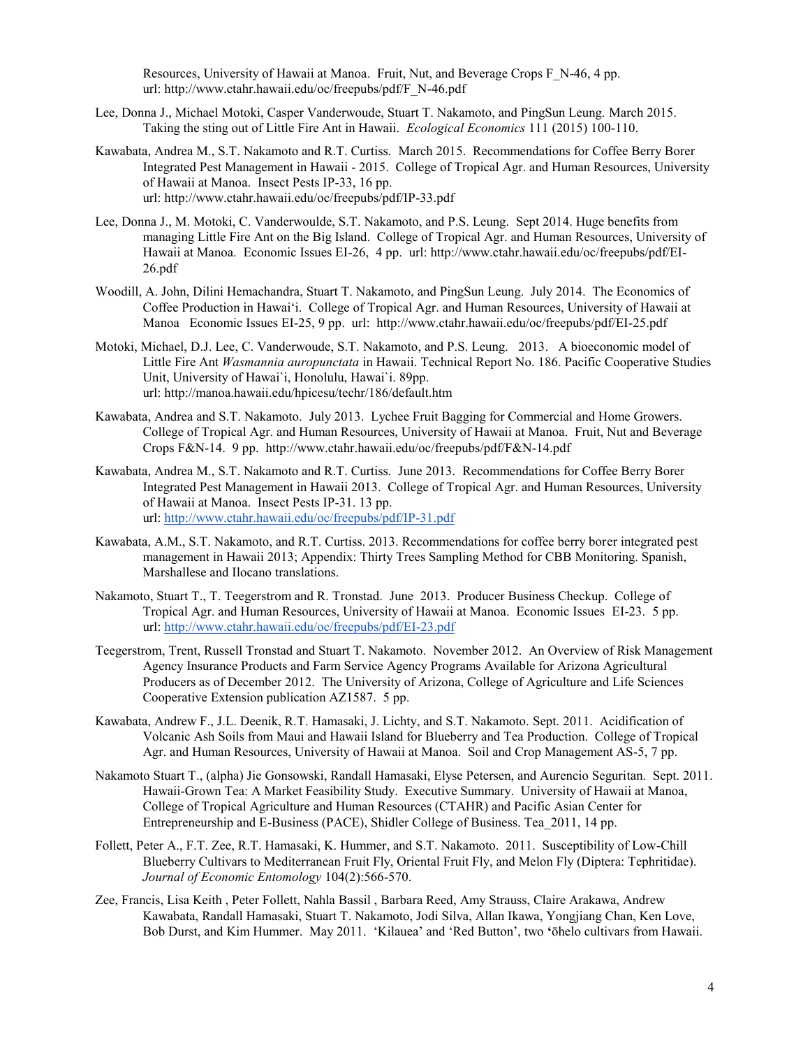Resources, University of Hawaii at Manoa. Fruit, Nut, and Beverage Crops F_N-46, 4 pp. url: http://www.ctahr.hawaii.edu/oc/freepubs/pdf/F_N-46.pdf

Lee, Donna J., Michael Motoki, Casper Vanderwoude, Stuart T. Nakamoto, and PingSun Leung. March 2015. Taking the sting out of Little Fire Ant in Hawaii. *Ecological Economics* 111 (2015) 100-110.

Kawabata, Andrea M., S.T. Nakamoto and R.T. Curtiss. March 2015. Recommendations for Coffee Berry Borer Integrated Pest Management in Hawaii - 2015. College of Tropical Agr. and Human Resources, University of Hawaii at Manoa. Insect Pests IP-33, 16 pp. url: http://www.ctahr.hawaii.edu/oc/freepubs/pdf/IP-33.pdf

Lee, Donna J., M. Motoki, C. Vanderwoulde, S.T. Nakamoto, and P.S. Leung. Sept 2014. Huge benefits from managing Little Fire Ant on the Big Island. College of Tropical Agr. and Human Resources, University of Hawaii at Manoa. Economic Issues EI-26, 4 pp. url: http://www.ctahr.hawaii.edu/oc/freepubs/pdf/EI-26.pdf

Woodill, A. John, Dilini Hemachandra, Stuart T. Nakamoto, and PingSun Leung. July 2014. The Economics of Coffee Production in Hawai'i. College of Tropical Agr. and Human Resources, University of Hawaii at Manoa Economic Issues EI-25, 9 pp. url: http://www.ctahr.hawaii.edu/oc/freepubs/pdf/EI-25.pdf

Motoki, Michael, D.J. Lee, C. Vanderwoude, S.T. Nakamoto, and P.S. Leung. 2013. A bioeconomic model of Little Fire Ant *Wasmannia auropunctata* in Hawaii. Technical Report No. 186. Pacific Cooperative Studies Unit, University of Hawai`i, Honolulu, Hawai`i. 89pp. url: http://manoa.hawaii.edu/hpicesu/techr/186/default.htm

Kawabata, Andrea and S.T. Nakamoto. July 2013. Lychee Fruit Bagging for Commercial and Home Growers. College of Tropical Agr. and Human Resources, University of Hawaii at Manoa. Fruit, Nut and Beverage Crops F&N-14. 9 pp. http://www.ctahr.hawaii.edu/oc/freepubs/pdf/F&N-14.pdf

Kawabata, Andrea M., S.T. Nakamoto and R.T. Curtiss. June 2013. Recommendations for Coffee Berry Borer Integrated Pest Management in Hawaii 2013. College of Tropical Agr. and Human Resources, University of Hawaii at Manoa. Insect Pests IP-31. 13 pp. url: http://www.ctahr.hawaii.edu/oc/freepubs/pdf/IP-31.pdf

Kawabata, A.M., S.T. Nakamoto, and R.T. Curtiss. 2013. Recommendations for coffee berry borer integrated pest management in Hawaii 2013; Appendix: Thirty Trees Sampling Method for CBB Monitoring. Spanish, Marshallese and Ilocano translations.

Nakamoto, Stuart T., T. Teegerstrom and R. Tronstad. June 2013. Producer Business Checkup. College of Tropical Agr. and Human Resources, University of Hawaii at Manoa. Economic Issues EI-23. 5 pp. url: http://www.ctahr.hawaii.edu/oc/freepubs/pdf/EI-23.pdf

Teegerstrom, Trent, Russell Tronstad and Stuart T. Nakamoto. November 2012. An Overview of Risk Management Agency Insurance Products and Farm Service Agency Programs Available for Arizona Agricultural Producers as of December 2012. The University of Arizona, College of Agriculture and Life Sciences Cooperative Extension publication AZ1587. 5 pp.

Kawabata, Andrew F., J.L. Deenik, R.T. Hamasaki, J. Lichty, and S.T. Nakamoto. Sept. 2011. Acidification of Volcanic Ash Soils from Maui and Hawaii Island for Blueberry and Tea Production. College of Tropical Agr. and Human Resources, University of Hawaii at Manoa. Soil and Crop Management AS-5, 7 pp.

Nakamoto Stuart T., (alpha) Jie Gonsowski, Randall Hamasaki, Elyse Petersen, and Aurencio Seguritan. Sept. 2011. Hawaii-Grown Tea: A Market Feasibility Study. Executive Summary. University of Hawaii at Manoa, College of Tropical Agriculture and Human Resources (CTAHR) and Pacific Asian Center for Entrepreneurship and E-Business (PACE), Shidler College of Business. Tea_2011, 14 pp.

Follett, Peter A., F.T. Zee, R.T. Hamasaki, K. Hummer, and S.T. Nakamoto. 2011. Susceptibility of Low-Chill Blueberry Cultivars to Mediterranean Fruit Fly, Oriental Fruit Fly, and Melon Fly (Diptera: Tephritidae). *Journal of Economic Entomology* 104(2):566-570.

Zee, Francis, Lisa Keith , Peter Follett, Nahla Bassil , Barbara Reed, Amy Strauss, Claire Arakawa, Andrew Kawabata, Randall Hamasaki, Stuart T. Nakamoto, Jodi Silva, Allan Ikawa, Yongjiang Chan, Ken Love, Bob Durst, and Kim Hummer. May 2011. 'Kilauea' and 'Red Button', two 'ōhelo cultivars from Hawaii.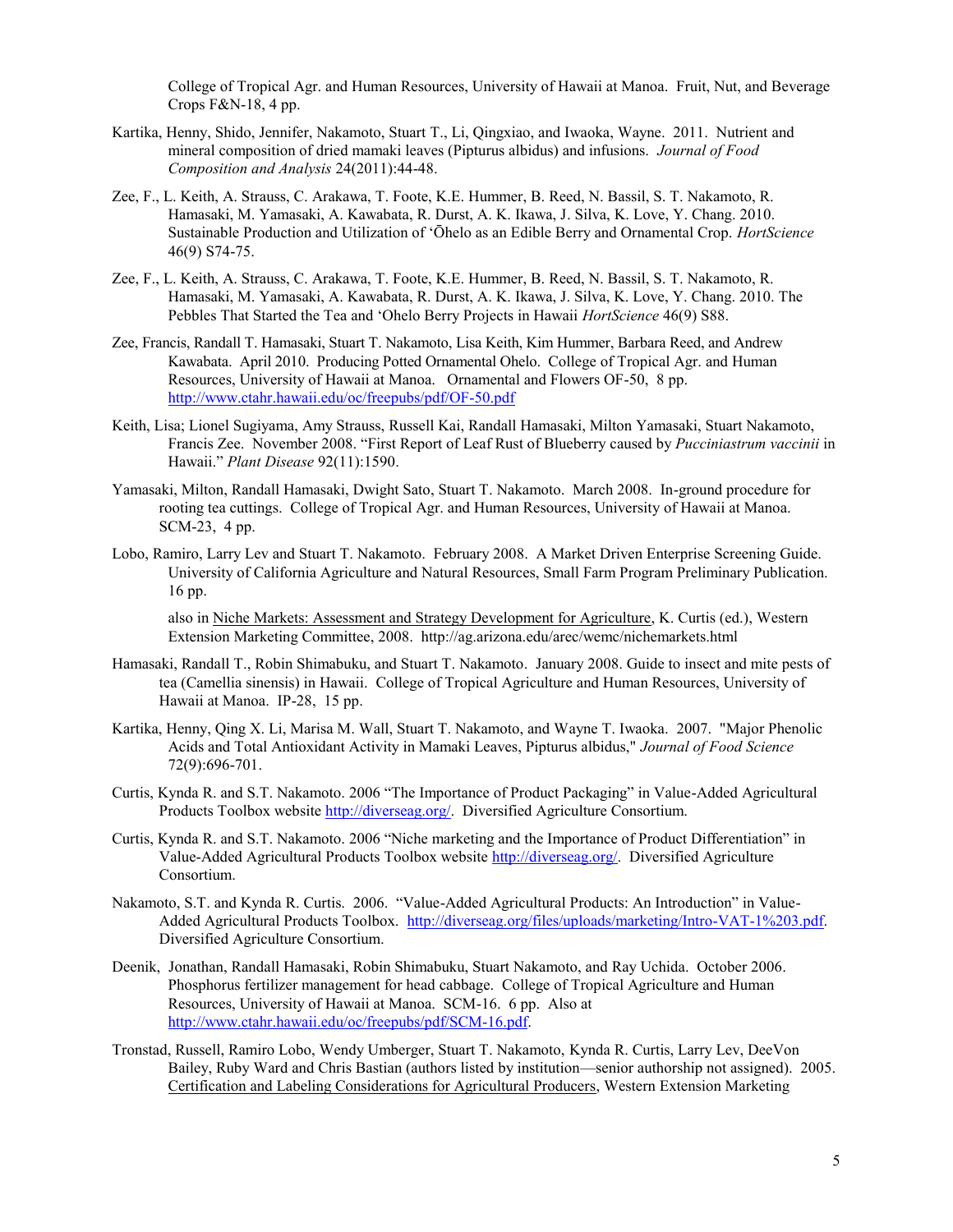College of Tropical Agr. and Human Resources, University of Hawaii at Manoa. Fruit, Nut, and Beverage Crops F&N-18, 4 pp.

Kartika, Henny, Shido, Jennifer, Nakamoto, Stuart T., Li, Qingxiao, and Iwaoka, Wayne. 2011. Nutrient and mineral composition of dried mamaki leaves (Pipturus albidus) and infusions. *Journal of Food Composition and Analysis* 24(2011):44-48.

Zee, F., L. Keith, A. Strauss, C. Arakawa, T. Foote, K.E. Hummer, B. Reed, N. Bassil, S. T. Nakamoto, R. Hamasaki, M. Yamasaki, A. Kawabata, R. Durst, A. K. Ikawa, J. Silva, K. Love, Y. Chang. 2010. Sustainable Production and Utilization of ‘Ōhelo as an Edible Berry and Ornamental Crop. *HortScience* 46(9) S74-75.

Zee, F., L. Keith, A. Strauss, C. Arakawa, T. Foote, K.E. Hummer, B. Reed, N. Bassil, S. T. Nakamoto, R. Hamasaki, M. Yamasaki, A. Kawabata, R. Durst, A. K. Ikawa, J. Silva, K. Love, Y. Chang. 2010. The Pebbles That Started the Tea and ‘Ohelo Berry Projects in Hawaii *HortScience* 46(9) S88.

Zee, Francis, Randall T. Hamasaki, Stuart T. Nakamoto, Lisa Keith, Kim Hummer, Barbara Reed, and Andrew Kawabata. April 2010. Producing Potted Ornamental Ohelo. College of Tropical Agr. and Human Resources, University of Hawaii at Manoa. Ornamental and Flowers OF-50, 8 pp. http://www.ctahr.hawaii.edu/oc/freepubs/pdf/OF-50.pdf

Keith, Lisa; Lionel Sugiyama, Amy Strauss, Russell Kai, Randall Hamasaki, Milton Yamasaki, Stuart Nakamoto, Francis Zee. November 2008. “First Report of Leaf Rust of Blueberry caused by *Pucciniastrum vaccinii* in Hawaii.” *Plant Disease* 92(11):1590.

Yamasaki, Milton, Randall Hamasaki, Dwight Sato, Stuart T. Nakamoto. March 2008. In-ground procedure for rooting tea cuttings. College of Tropical Agr. and Human Resources, University of Hawaii at Manoa. SCM-23, 4 pp.

Lobo, Ramiro, Larry Lev and Stuart T. Nakamoto. February 2008. A Market Driven Enterprise Screening Guide. University of California Agriculture and Natural Resources, Small Farm Program Preliminary Publication. 16 pp.

also in Niche Markets: Assessment and Strategy Development for Agriculture, K. Curtis (ed.), Western Extension Marketing Committee, 2008. http://ag.arizona.edu/arec/wemc/nichemarkets.html

Hamasaki, Randall T., Robin Shimabuku, and Stuart T. Nakamoto. January 2008. Guide to insect and mite pests of tea (Camellia sinensis) in Hawaii. College of Tropical Agriculture and Human Resources, University of Hawaii at Manoa. IP-28, 15 pp.

Kartika, Henny, Qing X. Li, Marisa M. Wall, Stuart T. Nakamoto, and Wayne T. Iwaoka. 2007. "Major Phenolic Acids and Total Antioxidant Activity in Mamaki Leaves, Pipturus albidus," *Journal of Food Science* 72(9):696-701.

Curtis, Kynda R. and S.T. Nakamoto. 2006 “The Importance of Product Packaging” in Value-Added Agricultural Products Toolbox website http://diverseag.org/. Diversified Agriculture Consortium.

Curtis, Kynda R. and S.T. Nakamoto. 2006 “Niche marketing and the Importance of Product Differentiation” in Value-Added Agricultural Products Toolbox website http://diverseag.org/. Diversified Agriculture Consortium.

Nakamoto, S.T. and Kynda R. Curtis. 2006. “Value-Added Agricultural Products: An Introduction” in Value-Added Agricultural Products Toolbox. http://diverseag.org/files/uploads/marketing/Intro-VAT-1%203.pdf. Diversified Agriculture Consortium.

Deenik, Jonathan, Randall Hamasaki, Robin Shimabuku, Stuart Nakamoto, and Ray Uchida. October 2006. Phosphorus fertilizer management for head cabbage. College of Tropical Agriculture and Human Resources, University of Hawaii at Manoa. SCM-16. 6 pp. Also at http://www.ctahr.hawaii.edu/oc/freepubs/pdf/SCM-16.pdf.

Tronstad, Russell, Ramiro Lobo, Wendy Umberger, Stuart T. Nakamoto, Kynda R. Curtis, Larry Lev, DeeVon Bailey, Ruby Ward and Chris Bastian (authors listed by institution—senior authorship not assigned). 2005. Certification and Labeling Considerations for Agricultural Producers, Western Extension Marketing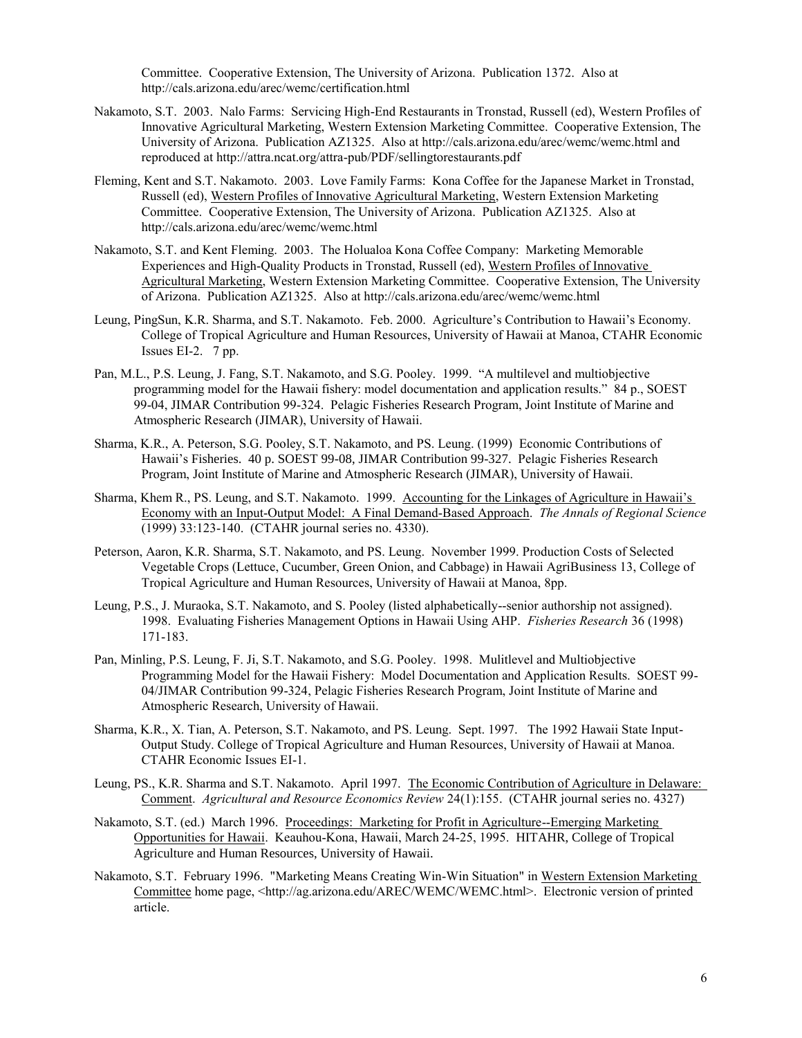Committee. Cooperative Extension, The University of Arizona. Publication 1372. Also at http://cals.arizona.edu/arec/wemc/certification.html

Nakamoto, S.T. 2003. Nalo Farms: Servicing High-End Restaurants in Tronstad, Russell (ed), Western Profiles of Innovative Agricultural Marketing, Western Extension Marketing Committee. Cooperative Extension, The University of Arizona. Publication AZ1325. Also at http://cals.arizona.edu/arec/wemc/wemc.html and reproduced at http://attra.ncat.org/attra-pub/PDF/sellingtorestaurants.pdf

Fleming, Kent and S.T. Nakamoto. 2003. Love Family Farms: Kona Coffee for the Japanese Market in Tronstad, Russell (ed), Western Profiles of Innovative Agricultural Marketing, Western Extension Marketing Committee. Cooperative Extension, The University of Arizona. Publication AZ1325. Also at http://cals.arizona.edu/arec/wemc/wemc.html

Nakamoto, S.T. and Kent Fleming. 2003. The Holualoa Kona Coffee Company: Marketing Memorable Experiences and High-Quality Products in Tronstad, Russell (ed), Western Profiles of Innovative Agricultural Marketing, Western Extension Marketing Committee. Cooperative Extension, The University of Arizona. Publication AZ1325. Also at http://cals.arizona.edu/arec/wemc/wemc.html

Leung, PingSun, K.R. Sharma, and S.T. Nakamoto. Feb. 2000. Agriculture's Contribution to Hawaii's Economy. College of Tropical Agriculture and Human Resources, University of Hawaii at Manoa, CTAHR Economic Issues EI-2. 7 pp.

Pan, M.L., P.S. Leung, J. Fang, S.T. Nakamoto, and S.G. Pooley. 1999. "A multilevel and multiobjective programming model for the Hawaii fishery: model documentation and application results." 84 p., SOEST 99-04, JIMAR Contribution 99-324. Pelagic Fisheries Research Program, Joint Institute of Marine and Atmospheric Research (JIMAR), University of Hawaii.

Sharma, K.R., A. Peterson, S.G. Pooley, S.T. Nakamoto, and PS. Leung. (1999) Economic Contributions of Hawaii's Fisheries. 40 p. SOEST 99-08, JIMAR Contribution 99-327. Pelagic Fisheries Research Program, Joint Institute of Marine and Atmospheric Research (JIMAR), University of Hawaii.

Sharma, Khem R., PS. Leung, and S.T. Nakamoto. 1999. Accounting for the Linkages of Agriculture in Hawaii's Economy with an Input-Output Model: A Final Demand-Based Approach. *The Annals of Regional Science* (1999) 33:123-140. (CTAHR journal series no. 4330).

Peterson, Aaron, K.R. Sharma, S.T. Nakamoto, and PS. Leung. November 1999. Production Costs of Selected Vegetable Crops (Lettuce, Cucumber, Green Onion, and Cabbage) in Hawaii AgriBusiness 13, College of Tropical Agriculture and Human Resources, University of Hawaii at Manoa, 8pp.

Leung, P.S., J. Muraoka, S.T. Nakamoto, and S. Pooley (listed alphabetically--senior authorship not assigned). 1998. Evaluating Fisheries Management Options in Hawaii Using AHP. *Fisheries Research* 36 (1998) 171-183.

Pan, Minling, P.S. Leung, F. Ji, S.T. Nakamoto, and S.G. Pooley. 1998. Mulitlevel and Multiobjective Programming Model for the Hawaii Fishery: Model Documentation and Application Results. SOEST 99-04/JIMAR Contribution 99-324, Pelagic Fisheries Research Program, Joint Institute of Marine and Atmospheric Research, University of Hawaii.

Sharma, K.R., X. Tian, A. Peterson, S.T. Nakamoto, and PS. Leung. Sept. 1997. The 1992 Hawaii State Input-Output Study. College of Tropical Agriculture and Human Resources, University of Hawaii at Manoa. CTAHR Economic Issues EI-1.

Leung, PS., K.R. Sharma and S.T. Nakamoto. April 1997. The Economic Contribution of Agriculture in Delaware: Comment. *Agricultural and Resource Economics Review* 24(1):155. (CTAHR journal series no. 4327)

Nakamoto, S.T. (ed.) March 1996. Proceedings: Marketing for Profit in Agriculture--Emerging Marketing Opportunities for Hawaii. Keauhou-Kona, Hawaii, March 24-25, 1995. HITAHR, College of Tropical Agriculture and Human Resources, University of Hawaii.

Nakamoto, S.T. February 1996. "Marketing Means Creating Win-Win Situation" in Western Extension Marketing Committee home page, <http://ag.arizona.edu/AREC/WEMC/WEMC.html>. Electronic version of printed article.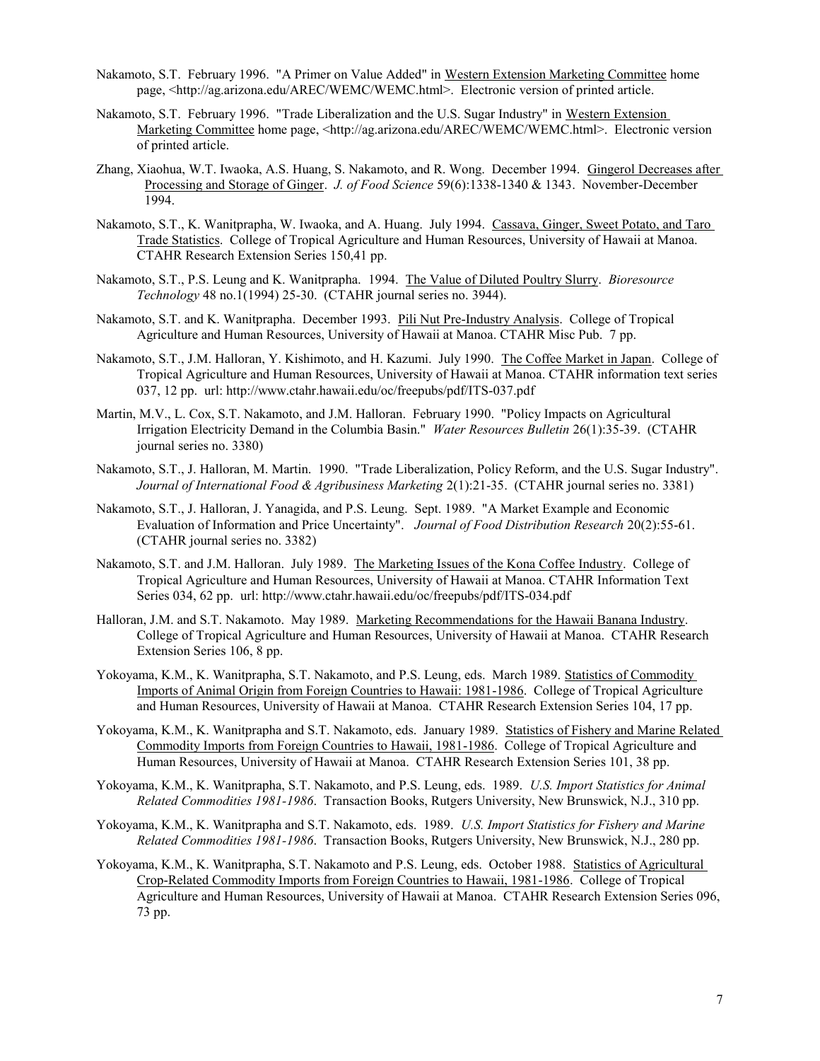Nakamoto, S.T. February 1996. "A Primer on Value Added" in Western Extension Marketing Committee home page, <http://ag.arizona.edu/AREC/WEMC/WEMC.html>. Electronic version of printed article.

Nakamoto, S.T. February 1996. "Trade Liberalization and the U.S. Sugar Industry" in Western Extension Marketing Committee home page, <http://ag.arizona.edu/AREC/WEMC/WEMC.html>. Electronic version of printed article.

Zhang, Xiaohua, W.T. Iwaoka, A.S. Huang, S. Nakamoto, and R. Wong. December 1994. Gingerol Decreases after Processing and Storage of Ginger. *J. of Food Science* 59(6):1338-1340 & 1343. November-December 1994.

Nakamoto, S.T., K. Wanitprapha, W. Iwaoka, and A. Huang. July 1994. Cassava, Ginger, Sweet Potato, and Taro Trade Statistics. College of Tropical Agriculture and Human Resources, University of Hawaii at Manoa. CTAHR Research Extension Series 150,41 pp.

Nakamoto, S.T., P.S. Leung and K. Wanitprapha. 1994. The Value of Diluted Poultry Slurry. *Bioresource Technology* 48 no.1(1994) 25-30. (CTAHR journal series no. 3944).

Nakamoto, S.T. and K. Wanitprapha. December 1993. Pili Nut Pre-Industry Analysis. College of Tropical Agriculture and Human Resources, University of Hawaii at Manoa. CTAHR Misc Pub. 7 pp.

Nakamoto, S.T., J.M. Halloran, Y. Kishimoto, and H. Kazumi. July 1990. The Coffee Market in Japan. College of Tropical Agriculture and Human Resources, University of Hawaii at Manoa. CTAHR information text series 037, 12 pp. url: http://www.ctahr.hawaii.edu/oc/freepubs/pdf/ITS-037.pdf

Martin, M.V., L. Cox, S.T. Nakamoto, and J.M. Halloran. February 1990. "Policy Impacts on Agricultural Irrigation Electricity Demand in the Columbia Basin." *Water Resources Bulletin* 26(1):35-39. (CTAHR journal series no. 3380)

Nakamoto, S.T., J. Halloran, M. Martin. 1990. "Trade Liberalization, Policy Reform, and the U.S. Sugar Industry". *Journal of International Food & Agribusiness Marketing* 2(1):21-35. (CTAHR journal series no. 3381)

Nakamoto, S.T., J. Halloran, J. Yanagida, and P.S. Leung. Sept. 1989. "A Market Example and Economic Evaluation of Information and Price Uncertainty". *Journal of Food Distribution Research* 20(2):55-61. (CTAHR journal series no. 3382)

Nakamoto, S.T. and J.M. Halloran. July 1989. The Marketing Issues of the Kona Coffee Industry. College of Tropical Agriculture and Human Resources, University of Hawaii at Manoa. CTAHR Information Text Series 034, 62 pp. url: http://www.ctahr.hawaii.edu/oc/freepubs/pdf/ITS-034.pdf

Halloran, J.M. and S.T. Nakamoto. May 1989. Marketing Recommendations for the Hawaii Banana Industry. College of Tropical Agriculture and Human Resources, University of Hawaii at Manoa. CTAHR Research Extension Series 106, 8 pp.

Yokoyama, K.M., K. Wanitprapha, S.T. Nakamoto, and P.S. Leung, eds. March 1989. Statistics of Commodity Imports of Animal Origin from Foreign Countries to Hawaii: 1981-1986. College of Tropical Agriculture and Human Resources, University of Hawaii at Manoa. CTAHR Research Extension Series 104, 17 pp.

Yokoyama, K.M., K. Wanitprapha and S.T. Nakamoto, eds. January 1989. Statistics of Fishery and Marine Related Commodity Imports from Foreign Countries to Hawaii, 1981-1986. College of Tropical Agriculture and Human Resources, University of Hawaii at Manoa. CTAHR Research Extension Series 101, 38 pp.

Yokoyama, K.M., K. Wanitprapha, S.T. Nakamoto, and P.S. Leung, eds. 1989. *U.S. Import Statistics for Animal Related Commodities 1981-1986*. Transaction Books, Rutgers University, New Brunswick, N.J., 310 pp.

Yokoyama, K.M., K. Wanitprapha and S.T. Nakamoto, eds. 1989. *U.S. Import Statistics for Fishery and Marine Related Commodities 1981-1986*. Transaction Books, Rutgers University, New Brunswick, N.J., 280 pp.

Yokoyama, K.M., K. Wanitprapha, S.T. Nakamoto and P.S. Leung, eds. October 1988. Statistics of Agricultural Crop-Related Commodity Imports from Foreign Countries to Hawaii, 1981-1986. College of Tropical Agriculture and Human Resources, University of Hawaii at Manoa. CTAHR Research Extension Series 096, 73 pp.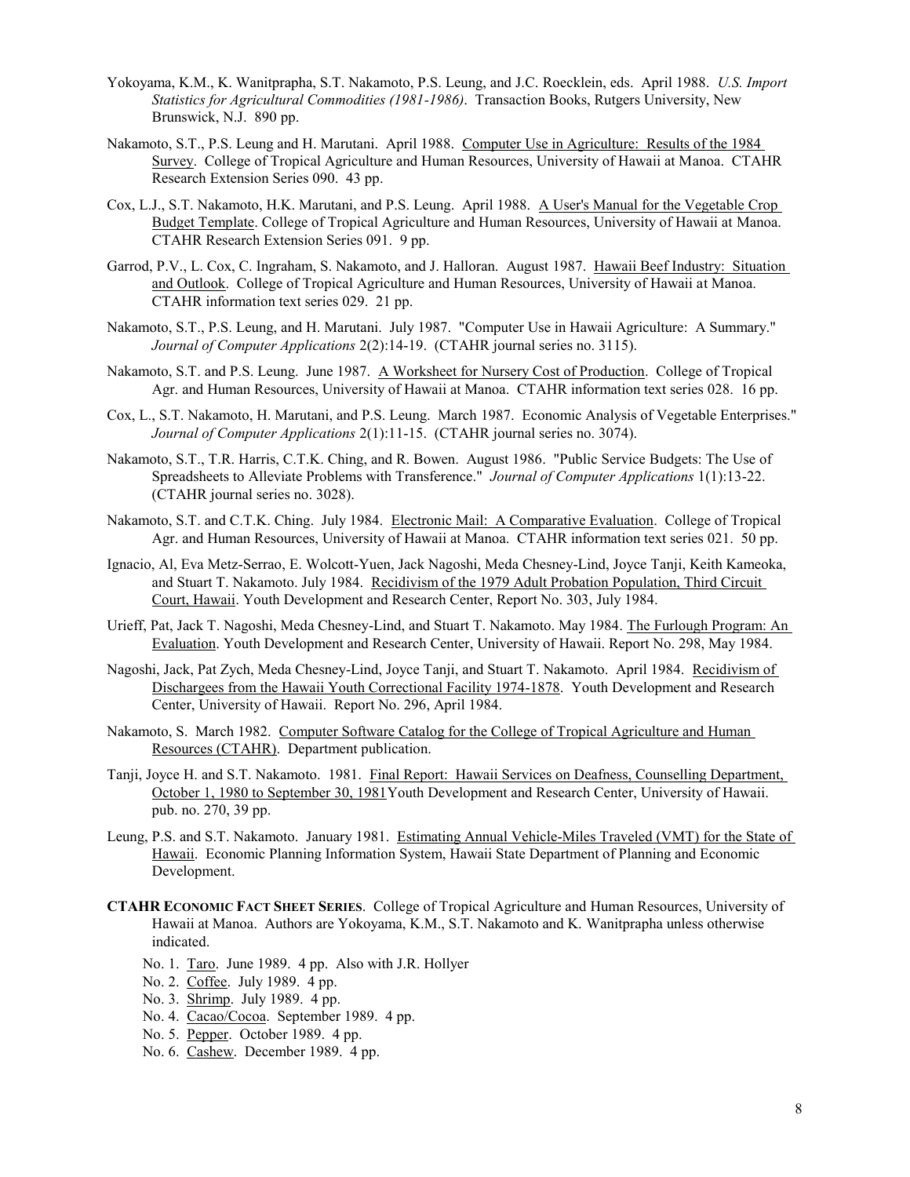Yokoyama, K.M., K. Wanitprapha, S.T. Nakamoto, P.S. Leung, and J.C. Roecklein, eds. April 1988. *U.S. Import Statistics for Agricultural Commodities (1981-1986)*. Transaction Books, Rutgers University, New Brunswick, N.J. 890 pp.

Nakamoto, S.T., P.S. Leung and H. Marutani. April 1988. Computer Use in Agriculture: Results of the 1984 Survey. College of Tropical Agriculture and Human Resources, University of Hawaii at Manoa. CTAHR Research Extension Series 090. 43 pp.

Cox, L.J., S.T. Nakamoto, H.K. Marutani, and P.S. Leung. April 1988. A User's Manual for the Vegetable Crop Budget Template. College of Tropical Agriculture and Human Resources, University of Hawaii at Manoa. CTAHR Research Extension Series 091. 9 pp.

Garrod, P.V., L. Cox, C. Ingraham, S. Nakamoto, and J. Halloran. August 1987. Hawaii Beef Industry: Situation and Outlook. College of Tropical Agriculture and Human Resources, University of Hawaii at Manoa. CTAHR information text series 029. 21 pp.

Nakamoto, S.T., P.S. Leung, and H. Marutani. July 1987. "Computer Use in Hawaii Agriculture: A Summary." *Journal of Computer Applications* 2(2):14-19. (CTAHR journal series no. 3115).

Nakamoto, S.T. and P.S. Leung. June 1987. A Worksheet for Nursery Cost of Production. College of Tropical Agr. and Human Resources, University of Hawaii at Manoa. CTAHR information text series 028. 16 pp.

Cox, L., S.T. Nakamoto, H. Marutani, and P.S. Leung. March 1987. Economic Analysis of Vegetable Enterprises." *Journal of Computer Applications* 2(1):11-15. (CTAHR journal series no. 3074).

Nakamoto, S.T., T.R. Harris, C.T.K. Ching, and R. Bowen. August 1986. "Public Service Budgets: The Use of Spreadsheets to Alleviate Problems with Transference." *Journal of Computer Applications* 1(1):13-22. (CTAHR journal series no. 3028).

Nakamoto, S.T. and C.T.K. Ching. July 1984. Electronic Mail: A Comparative Evaluation. College of Tropical Agr. and Human Resources, University of Hawaii at Manoa. CTAHR information text series 021. 50 pp.

Ignacio, Al, Eva Metz-Serrao, E. Wolcott-Yuen, Jack Nagoshi, Meda Chesney-Lind, Joyce Tanji, Keith Kameoka, and Stuart T. Nakamoto. July 1984. Recidivism of the 1979 Adult Probation Population, Third Circuit Court, Hawaii. Youth Development and Research Center, Report No. 303, July 1984.

Urieff, Pat, Jack T. Nagoshi, Meda Chesney-Lind, and Stuart T. Nakamoto. May 1984. The Furlough Program: An Evaluation. Youth Development and Research Center, University of Hawaii. Report No. 298, May 1984.

Nagoshi, Jack, Pat Zych, Meda Chesney-Lind, Joyce Tanji, and Stuart T. Nakamoto. April 1984. Recidivism of Dischargees from the Hawaii Youth Correctional Facility 1974-1878. Youth Development and Research Center, University of Hawaii. Report No. 296, April 1984.

Nakamoto, S. March 1982. Computer Software Catalog for the College of Tropical Agriculture and Human Resources (CTAHR). Department publication.

Tanji, Joyce H. and S.T. Nakamoto. 1981. Final Report: Hawaii Services on Deafness, Counselling Department, October 1, 1980 to September 30, 1981Youth Development and Research Center, University of Hawaii. pub. no. 270, 39 pp.

Leung, P.S. and S.T. Nakamoto. January 1981. Estimating Annual Vehicle-Miles Traveled (VMT) for the State of Hawaii. Economic Planning Information System, Hawaii State Department of Planning and Economic Development.

**CTAHR ECONOMIC FACT SHEET SERIES**. College of Tropical Agriculture and Human Resources, University of Hawaii at Manoa. Authors are Yokoyama, K.M., S.T. Nakamoto and K. Wanitprapha unless otherwise indicated.

- No. 1. Taro. June 1989. 4 pp. Also with J.R. Hollyer
- No. 2. Coffee. July 1989. 4 pp.
- No. 3. Shrimp. July 1989. 4 pp.
- No. 4. Cacao/Cocoa. September 1989. 4 pp.
- No. 5. Pepper. October 1989. 4 pp.
- No. 6. Cashew. December 1989. 4 pp.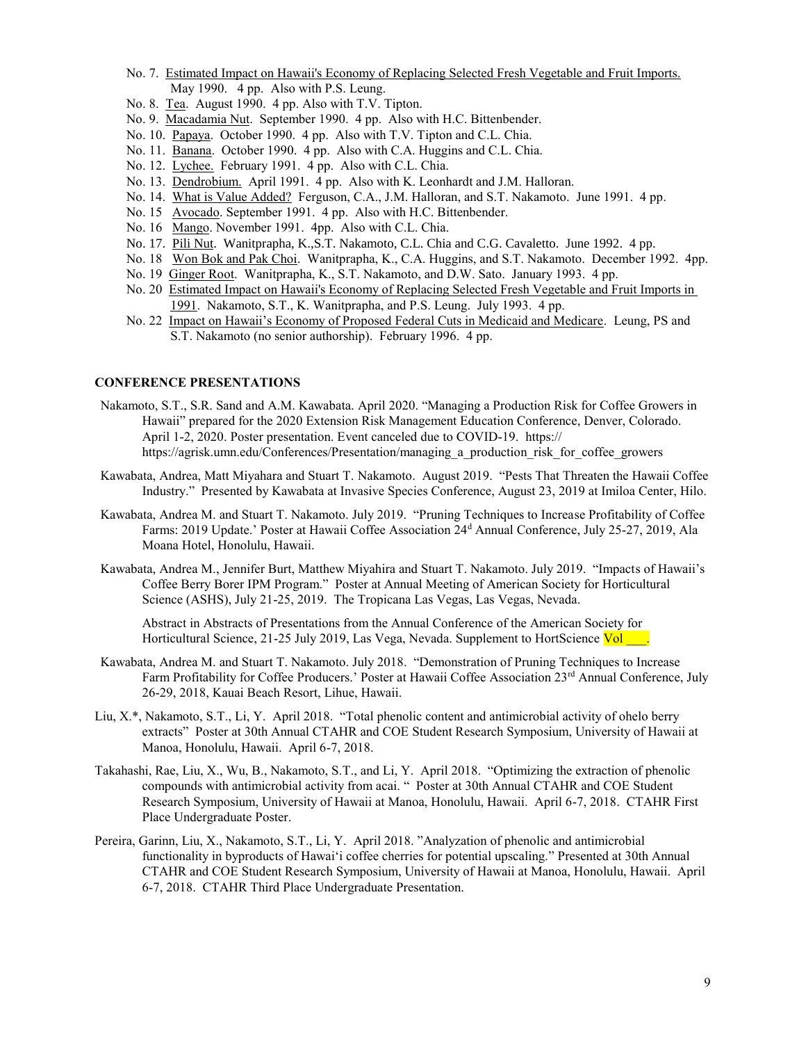No. 7. Estimated Impact on Hawaii's Economy of Replacing Selected Fresh Vegetable and Fruit Imports. May 1990. 4 pp. Also with P.S. Leung.

No. 8. Tea. August 1990. 4 pp. Also with T.V. Tipton.

No. 9. Macadamia Nut. September 1990. 4 pp. Also with H.C. Bittenbender.

No. 10. Papaya. October 1990. 4 pp. Also with T.V. Tipton and C.L. Chia.

No. 11. Banana. October 1990. 4 pp. Also with C.A. Huggins and C.L. Chia.

No. 12. Lychee. February 1991. 4 pp. Also with C.L. Chia.

No. 13. Dendrobium. April 1991. 4 pp. Also with K. Leonhardt and J.M. Halloran.

No. 14. What is Value Added? Ferguson, C.A., J.M. Halloran, and S.T. Nakamoto. June 1991. 4 pp.

No. 15 Avocado. September 1991. 4 pp. Also with H.C. Bittenbender.

No. 16 Mango. November 1991. 4pp. Also with C.L. Chia.

No. 17. Pili Nut. Wanitprapha, K.,S.T. Nakamoto, C.L. Chia and C.G. Cavaletto. June 1992. 4 pp.

No. 18 Won Bok and Pak Choi. Wanitprapha, K., C.A. Huggins, and S.T. Nakamoto. December 1992. 4pp.

No. 19 Ginger Root. Wanitprapha, K., S.T. Nakamoto, and D.W. Sato. January 1993. 4 pp.

No. 20 Estimated Impact on Hawaii's Economy of Replacing Selected Fresh Vegetable and Fruit Imports in 1991. Nakamoto, S.T., K. Wanitprapha, and P.S. Leung. July 1993. 4 pp.

No. 22 Impact on Hawaii's Economy of Proposed Federal Cuts in Medicaid and Medicare. Leung, PS and S.T. Nakamoto (no senior authorship). February 1996. 4 pp.

**CONFERENCE PRESENTATIONS**

Nakamoto, S.T., S.R. Sand and A.M. Kawabata. April 2020. "Managing a Production Risk for Coffee Growers in Hawaii" prepared for the 2020 Extension Risk Management Education Conference, Denver, Colorado. April 1-2, 2020. Poster presentation. Event canceled due to COVID-19. https:// https://agrisk.umn.edu/Conferences/Presentation/managing_a_production_risk_for_coffee_growers

Kawabata, Andrea, Matt Miyahara and Stuart T. Nakamoto. August 2019. "Pests That Threaten the Hawaii Coffee Industry." Presented by Kawabata at Invasive Species Conference, August 23, 2019 at Imiloa Center, Hilo.

Kawabata, Andrea M. and Stuart T. Nakamoto. July 2019. "Pruning Techniques to Increase Profitability of Coffee Farms: 2019 Update.' Poster at Hawaii Coffee Association 24d Annual Conference, July 25-27, 2019, Ala Moana Hotel, Honolulu, Hawaii.

Kawabata, Andrea M., Jennifer Burt, Matthew Miyahira and Stuart T. Nakamoto. July 2019. "Impacts of Hawaii's Coffee Berry Borer IPM Program." Poster at Annual Meeting of American Society for Horticultural Science (ASHS), July 21-25, 2019. The Tropicana Las Vegas, Las Vegas, Nevada.

Abstract in Abstracts of Presentations from the Annual Conference of the American Society for Horticultural Science, 21-25 July 2019, Las Vega, Nevada. Supplement to HortScience Vol ___.

Kawabata, Andrea M. and Stuart T. Nakamoto. July 2018. "Demonstration of Pruning Techniques to Increase Farm Profitability for Coffee Producers.' Poster at Hawaii Coffee Association 23rd Annual Conference, July 26-29, 2018, Kauai Beach Resort, Lihue, Hawaii.

Liu, X.*, Nakamoto, S.T., Li, Y. April 2018. "Total phenolic content and antimicrobial activity of ohelo berry extracts" Poster at 30th Annual CTAHR and COE Student Research Symposium, University of Hawaii at Manoa, Honolulu, Hawaii. April 6-7, 2018.

Takahashi, Rae, Liu, X., Wu, B., Nakamoto, S.T., and Li, Y. April 2018. "Optimizing the extraction of phenolic compounds with antimicrobial activity from acai. " Poster at 30th Annual CTAHR and COE Student Research Symposium, University of Hawaii at Manoa, Honolulu, Hawaii. April 6-7, 2018. CTAHR First Place Undergraduate Poster.

Pereira, Garinn, Liu, X., Nakamoto, S.T., Li, Y. April 2018. "Analyzation of phenolic and antimicrobial functionality in byproducts of Hawai'i coffee cherries for potential upscaling." Presented at 30th Annual CTAHR and COE Student Research Symposium, University of Hawaii at Manoa, Honolulu, Hawaii. April 6-7, 2018. CTAHR Third Place Undergraduate Presentation.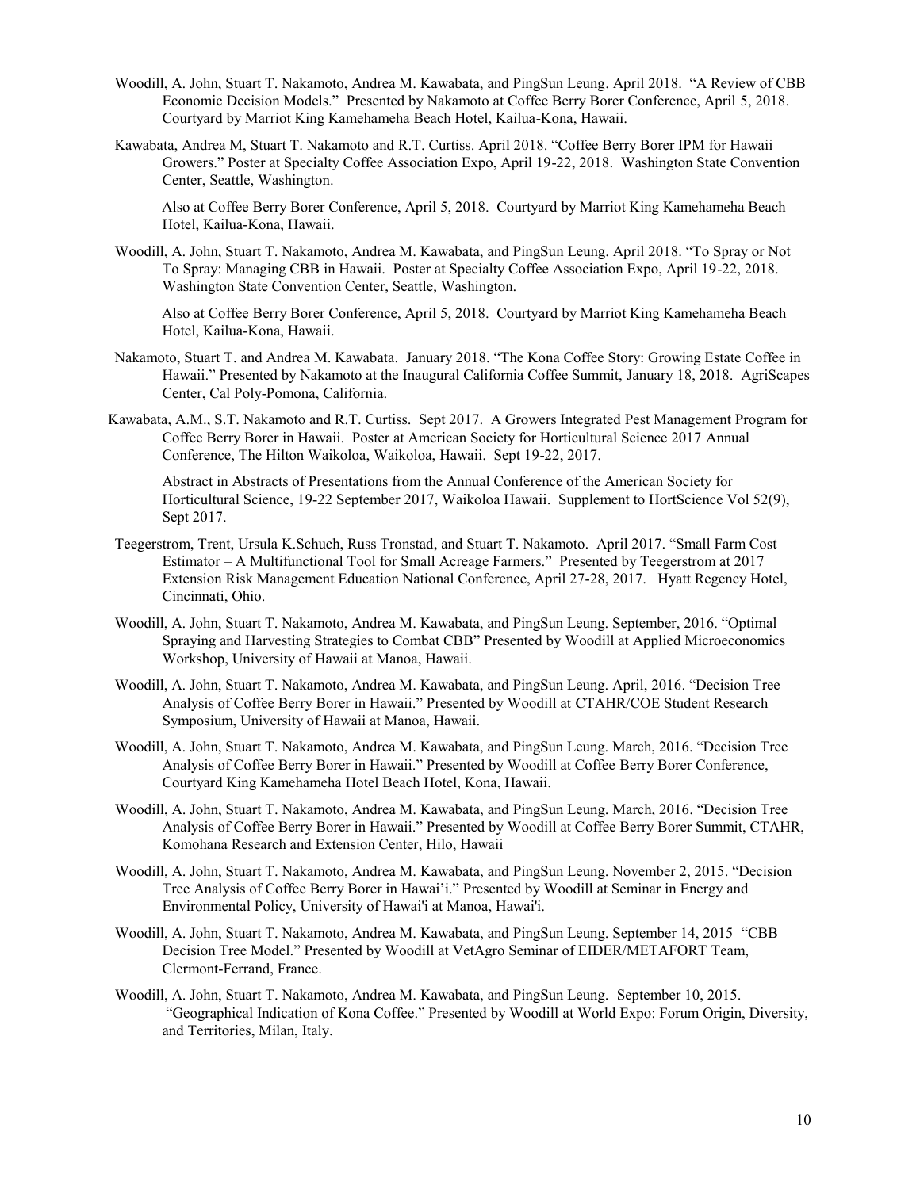Woodill, A. John, Stuart T. Nakamoto, Andrea M. Kawabata, and PingSun Leung. April 2018. "A Review of CBB Economic Decision Models." Presented by Nakamoto at Coffee Berry Borer Conference, April 5, 2018. Courtyard by Marriot King Kamehameha Beach Hotel, Kailua-Kona, Hawaii.

Kawabata, Andrea M, Stuart T. Nakamoto and R.T. Curtiss. April 2018. "Coffee Berry Borer IPM for Hawaii Growers." Poster at Specialty Coffee Association Expo, April 19-22, 2018. Washington State Convention Center, Seattle, Washington.

Also at Coffee Berry Borer Conference, April 5, 2018. Courtyard by Marriot King Kamehameha Beach Hotel, Kailua-Kona, Hawaii.

Woodill, A. John, Stuart T. Nakamoto, Andrea M. Kawabata, and PingSun Leung. April 2018. "To Spray or Not To Spray: Managing CBB in Hawaii. Poster at Specialty Coffee Association Expo, April 19-22, 2018. Washington State Convention Center, Seattle, Washington.

Also at Coffee Berry Borer Conference, April 5, 2018. Courtyard by Marriot King Kamehameha Beach Hotel, Kailua-Kona, Hawaii.

Nakamoto, Stuart T. and Andrea M. Kawabata. January 2018. "The Kona Coffee Story: Growing Estate Coffee in Hawaii." Presented by Nakamoto at the Inaugural California Coffee Summit, January 18, 2018. AgriScapes Center, Cal Poly-Pomona, California.

Kawabata, A.M., S.T. Nakamoto and R.T. Curtiss. Sept 2017. A Growers Integrated Pest Management Program for Coffee Berry Borer in Hawaii. Poster at American Society for Horticultural Science 2017 Annual Conference, The Hilton Waikoloa, Waikoloa, Hawaii. Sept 19-22, 2017.

Abstract in Abstracts of Presentations from the Annual Conference of the American Society for Horticultural Science, 19-22 September 2017, Waikoloa Hawaii. Supplement to HortScience Vol 52(9), Sept 2017.

Teegerstrom, Trent, Ursula K.Schuch, Russ Tronstad, and Stuart T. Nakamoto. April 2017. "Small Farm Cost Estimator – A Multifunctional Tool for Small Acreage Farmers." Presented by Teegerstrom at 2017 Extension Risk Management Education National Conference, April 27-28, 2017. Hyatt Regency Hotel, Cincinnati, Ohio.

Woodill, A. John, Stuart T. Nakamoto, Andrea M. Kawabata, and PingSun Leung. September, 2016. "Optimal Spraying and Harvesting Strategies to Combat CBB" Presented by Woodill at Applied Microeconomics Workshop, University of Hawaii at Manoa, Hawaii.

Woodill, A. John, Stuart T. Nakamoto, Andrea M. Kawabata, and PingSun Leung. April, 2016. "Decision Tree Analysis of Coffee Berry Borer in Hawaii." Presented by Woodill at CTAHR/COE Student Research Symposium, University of Hawaii at Manoa, Hawaii.

Woodill, A. John, Stuart T. Nakamoto, Andrea M. Kawabata, and PingSun Leung. March, 2016. "Decision Tree Analysis of Coffee Berry Borer in Hawaii." Presented by Woodill at Coffee Berry Borer Conference, Courtyard King Kamehameha Hotel Beach Hotel, Kona, Hawaii.

Woodill, A. John, Stuart T. Nakamoto, Andrea M. Kawabata, and PingSun Leung. March, 2016. "Decision Tree Analysis of Coffee Berry Borer in Hawaii." Presented by Woodill at Coffee Berry Borer Summit, CTAHR, Komohana Research and Extension Center, Hilo, Hawaii

Woodill, A. John, Stuart T. Nakamoto, Andrea M. Kawabata, and PingSun Leung. November 2, 2015. "Decision Tree Analysis of Coffee Berry Borer in Hawai'i." Presented by Woodill at Seminar in Energy and Environmental Policy, University of Hawai'i at Manoa, Hawai'i.

Woodill, A. John, Stuart T. Nakamoto, Andrea M. Kawabata, and PingSun Leung. September 14, 2015 "CBB Decision Tree Model." Presented by Woodill at VetAgro Seminar of EIDER/METAFORT Team, Clermont-Ferrand, France.

Woodill, A. John, Stuart T. Nakamoto, Andrea M. Kawabata, and PingSun Leung. September 10, 2015. "Geographical Indication of Kona Coffee." Presented by Woodill at World Expo: Forum Origin, Diversity, and Territories, Milan, Italy.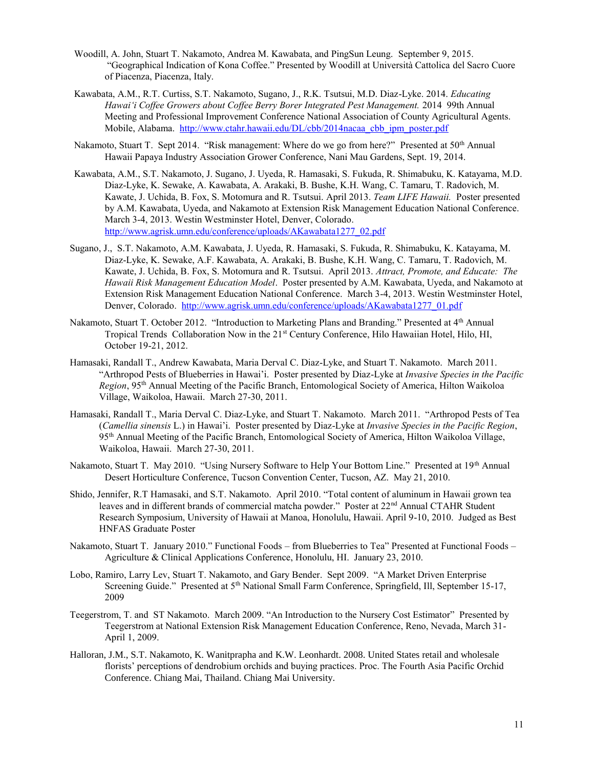Woodill, A. John, Stuart T. Nakamoto, Andrea M. Kawabata, and PingSun Leung. September 9, 2015. "Geographical Indication of Kona Coffee." Presented by Woodill at Università Cattolica del Sacro Cuore of Piacenza, Piacenza, Italy.

Kawabata, A.M., R.T. Curtiss, S.T. Nakamoto, Sugano, J., R.K. Tsutsui, M.D. Diaz-Lyke. 2014. *Educating Hawai'i Coffee Growers about Coffee Berry Borer Integrated Pest Management.* 2014 99th Annual Meeting and Professional Improvement Conference National Association of County Agricultural Agents. Mobile, Alabama. http://www.ctahr.hawaii.edu/DL/cbb/2014nacaa_cbb_ipm_poster.pdf

Nakamoto, Stuart T. Sept 2014. "Risk management: Where do we go from here?" Presented at 50th Annual Hawaii Papaya Industry Association Grower Conference, Nani Mau Gardens, Sept. 19, 2014.

Kawabata, A.M., S.T. Nakamoto, J. Sugano, J. Uyeda, R. Hamasaki, S. Fukuda, R. Shimabuku, K. Katayama, M.D. Diaz-Lyke, K. Sewake, A. Kawabata, A. Arakaki, B. Bushe, K.H. Wang, C. Tamaru, T. Radovich, M. Kawate, J. Uchida, B. Fox, S. Motomura and R. Tsutsui. April 2013. *Team LIFE Hawaii.* Poster presented by A.M. Kawabata, Uyeda, and Nakamoto at Extension Risk Management Education National Conference. March 3-4, 2013. Westin Westminster Hotel, Denver, Colorado. http://www.agrisk.umn.edu/conference/uploads/AKawabata1277_02.pdf

Sugano, J., S.T. Nakamoto, A.M. Kawabata, J. Uyeda, R. Hamasaki, S. Fukuda, R. Shimabuku, K. Katayama, M. Diaz-Lyke, K. Sewake, A.F. Kawabata, A. Arakaki, B. Bushe, K.H. Wang, C. Tamaru, T. Radovich, M. Kawate, J. Uchida, B. Fox, S. Motomura and R. Tsutsui. April 2013. *Attract, Promote, and Educate: The Hawaii Risk Management Education Model*. Poster presented by A.M. Kawabata, Uyeda, and Nakamoto at Extension Risk Management Education National Conference. March 3-4, 2013. Westin Westminster Hotel, Denver, Colorado. http://www.agrisk.umn.edu/conference/uploads/AKawabata1277_01.pdf

Nakamoto, Stuart T. October 2012. "Introduction to Marketing Plans and Branding." Presented at 4th Annual Tropical Trends Collaboration Now in the 21st Century Conference, Hilo Hawaiian Hotel, Hilo, HI, October 19-21, 2012.

Hamasaki, Randall T., Andrew Kawabata, Maria Derval C. Diaz-Lyke, and Stuart T. Nakamoto. March 2011. "Arthropod Pests of Blueberries in Hawai'i. Poster presented by Diaz-Lyke at *Invasive Species in the Pacific Region*, 95th Annual Meeting of the Pacific Branch, Entomological Society of America, Hilton Waikoloa Village, Waikoloa, Hawaii. March 27-30, 2011.

Hamasaki, Randall T., Maria Derval C. Diaz-Lyke, and Stuart T. Nakamoto. March 2011. "Arthropod Pests of Tea (*Camellia sinensis* L.) in Hawai'i. Poster presented by Diaz-Lyke at *Invasive Species in the Pacific Region*, 95th Annual Meeting of the Pacific Branch, Entomological Society of America, Hilton Waikoloa Village, Waikoloa, Hawaii. March 27-30, 2011.

Nakamoto, Stuart T. May 2010. "Using Nursery Software to Help Your Bottom Line." Presented at 19th Annual Desert Horticulture Conference, Tucson Convention Center, Tucson, AZ. May 21, 2010.

Shido, Jennifer, R.T Hamasaki, and S.T. Nakamoto. April 2010. "Total content of aluminum in Hawaii grown tea leaves and in different brands of commercial matcha powder." Poster at 22nd Annual CTAHR Student Research Symposium, University of Hawaii at Manoa, Honolulu, Hawaii. April 9-10, 2010. Judged as Best HNFAS Graduate Poster

Nakamoto, Stuart T. January 2010." Functional Foods – from Blueberries to Tea" Presented at Functional Foods – Agriculture & Clinical Applications Conference, Honolulu, HI. January 23, 2010.

Lobo, Ramiro, Larry Lev, Stuart T. Nakamoto, and Gary Bender. Sept 2009. "A Market Driven Enterprise Screening Guide." Presented at 5th National Small Farm Conference, Springfield, Ill, September 15-17, 2009

Teegerstrom, T. and ST Nakamoto. March 2009. "An Introduction to the Nursery Cost Estimator" Presented by Teegerstrom at National Extension Risk Management Education Conference, Reno, Nevada, March 31-April 1, 2009.

Halloran, J.M., S.T. Nakamoto, K. Wanitprapha and K.W. Leonhardt. 2008. United States retail and wholesale florists' perceptions of dendrobium orchids and buying practices. Proc. The Fourth Asia Pacific Orchid Conference. Chiang Mai, Thailand. Chiang Mai University.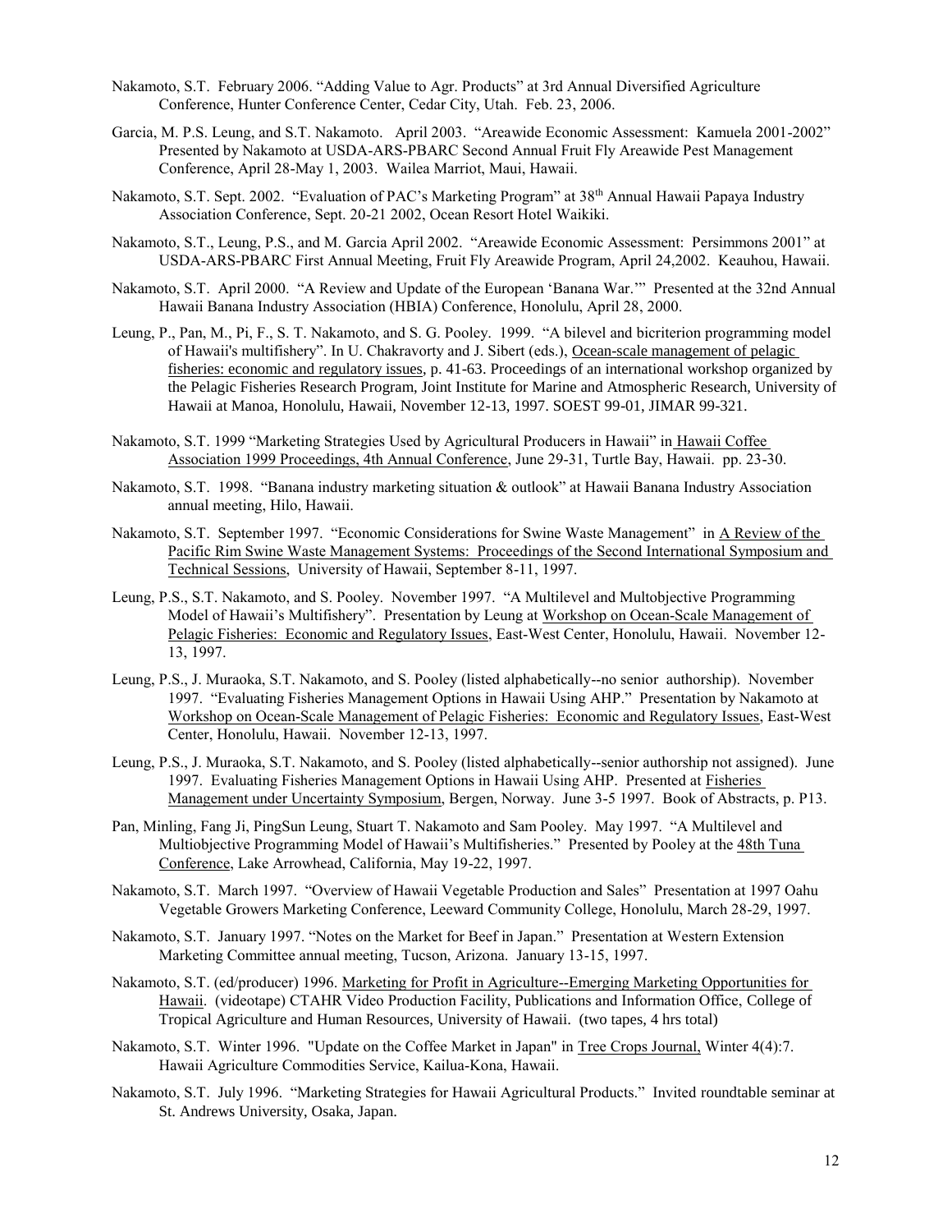Nakamoto, S.T. February 2006. "Adding Value to Agr. Products" at 3rd Annual Diversified Agriculture Conference, Hunter Conference Center, Cedar City, Utah. Feb. 23, 2006.

Garcia, M. P.S. Leung, and S.T. Nakamoto. April 2003. "Areawide Economic Assessment: Kamuela 2001-2002" Presented by Nakamoto at USDA-ARS-PBARC Second Annual Fruit Fly Areawide Pest Management Conference, April 28-May 1, 2003. Wailea Marriot, Maui, Hawaii.

Nakamoto, S.T. Sept. 2002. "Evaluation of PAC's Marketing Program" at 38th Annual Hawaii Papaya Industry Association Conference, Sept. 20-21 2002, Ocean Resort Hotel Waikiki.

Nakamoto, S.T., Leung, P.S., and M. Garcia April 2002. "Areawide Economic Assessment: Persimmons 2001" at USDA-ARS-PBARC First Annual Meeting, Fruit Fly Areawide Program, April 24,2002. Keauhou, Hawaii.

Nakamoto, S.T. April 2000. "A Review and Update of the European 'Banana War.'" Presented at the 32nd Annual Hawaii Banana Industry Association (HBIA) Conference, Honolulu, April 28, 2000.

Leung, P., Pan, M., Pi, F., S. T. Nakamoto, and S. G. Pooley. 1999. "A bilevel and bicriterion programming model of Hawaii's multifishery". In U. Chakravorty and J. Sibert (eds.), Ocean-scale management of pelagic fisheries: economic and regulatory issues, p. 41-63. Proceedings of an international workshop organized by the Pelagic Fisheries Research Program, Joint Institute for Marine and Atmospheric Research, University of Hawaii at Manoa, Honolulu, Hawaii, November 12-13, 1997. SOEST 99-01, JIMAR 99-321.

Nakamoto, S.T. 1999 "Marketing Strategies Used by Agricultural Producers in Hawaii" in Hawaii Coffee Association 1999 Proceedings, 4th Annual Conference, June 29-31, Turtle Bay, Hawaii. pp. 23-30.

Nakamoto, S.T. 1998. "Banana industry marketing situation & outlook" at Hawaii Banana Industry Association annual meeting, Hilo, Hawaii.

Nakamoto, S.T. September 1997. "Economic Considerations for Swine Waste Management" in A Review of the Pacific Rim Swine Waste Management Systems: Proceedings of the Second International Symposium and Technical Sessions, University of Hawaii, September 8-11, 1997.

Leung, P.S., S.T. Nakamoto, and S. Pooley. November 1997. "A Multilevel and Multobjective Programming Model of Hawaii's Multifishery". Presentation by Leung at Workshop on Ocean-Scale Management of Pelagic Fisheries: Economic and Regulatory Issues, East-West Center, Honolulu, Hawaii. November 12-13, 1997.

Leung, P.S., J. Muraoka, S.T. Nakamoto, and S. Pooley (listed alphabetically--no senior authorship). November 1997. "Evaluating Fisheries Management Options in Hawaii Using AHP." Presentation by Nakamoto at Workshop on Ocean-Scale Management of Pelagic Fisheries: Economic and Regulatory Issues, East-West Center, Honolulu, Hawaii. November 12-13, 1997.

Leung, P.S., J. Muraoka, S.T. Nakamoto, and S. Pooley (listed alphabetically--senior authorship not assigned). June 1997. Evaluating Fisheries Management Options in Hawaii Using AHP. Presented at Fisheries Management under Uncertainty Symposium, Bergen, Norway. June 3-5 1997. Book of Abstracts, p. P13.

Pan, Minling, Fang Ji, PingSun Leung, Stuart T. Nakamoto and Sam Pooley. May 1997. "A Multilevel and Multiobjective Programming Model of Hawaii's Multifisheries." Presented by Pooley at the 48th Tuna Conference, Lake Arrowhead, California, May 19-22, 1997.

Nakamoto, S.T. March 1997. "Overview of Hawaii Vegetable Production and Sales" Presentation at 1997 Oahu Vegetable Growers Marketing Conference, Leeward Community College, Honolulu, March 28-29, 1997.

Nakamoto, S.T. January 1997. "Notes on the Market for Beef in Japan." Presentation at Western Extension Marketing Committee annual meeting, Tucson, Arizona. January 13-15, 1997.

Nakamoto, S.T. (ed/producer) 1996. Marketing for Profit in Agriculture--Emerging Marketing Opportunities for Hawaii. (videotape) CTAHR Video Production Facility, Publications and Information Office, College of Tropical Agriculture and Human Resources, University of Hawaii. (two tapes, 4 hrs total)

Nakamoto, S.T. Winter 1996. "Update on the Coffee Market in Japan" in Tree Crops Journal, Winter 4(4):7. Hawaii Agriculture Commodities Service, Kailua-Kona, Hawaii.

Nakamoto, S.T. July 1996. "Marketing Strategies for Hawaii Agricultural Products." Invited roundtable seminar at St. Andrews University, Osaka, Japan.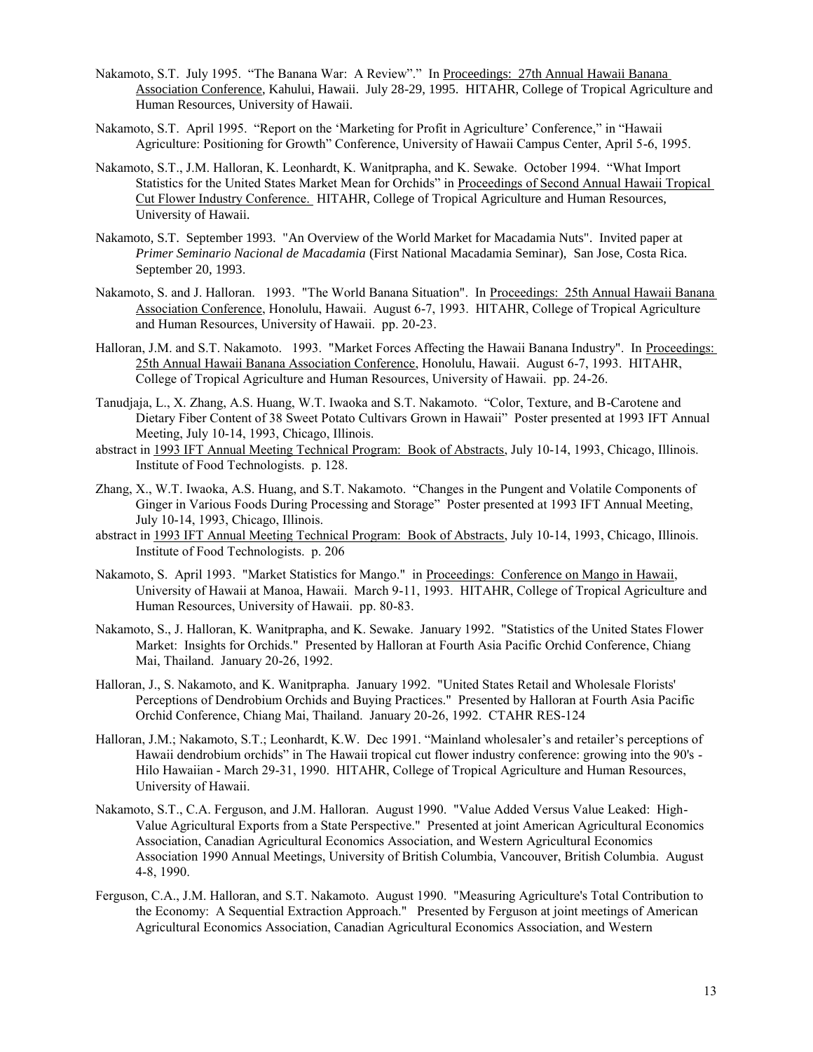Nakamoto, S.T. July 1995. "The Banana War: A Review"." In Proceedings: 27th Annual Hawaii Banana Association Conference, Kahului, Hawaii. July 28-29, 1995. HITAHR, College of Tropical Agriculture and Human Resources, University of Hawaii.

Nakamoto, S.T. April 1995. "Report on the 'Marketing for Profit in Agriculture' Conference," in "Hawaii Agriculture: Positioning for Growth" Conference, University of Hawaii Campus Center, April 5-6, 1995.

Nakamoto, S.T., J.M. Halloran, K. Leonhardt, K. Wanitprapha, and K. Sewake. October 1994. "What Import Statistics for the United States Market Mean for Orchids" in Proceedings of Second Annual Hawaii Tropical Cut Flower Industry Conference. HITAHR, College of Tropical Agriculture and Human Resources, University of Hawaii.

Nakamoto, S.T. September 1993. "An Overview of the World Market for Macadamia Nuts". Invited paper at *Primer Seminario Nacional de Macadamia* (First National Macadamia Seminar), San Jose, Costa Rica. September 20, 1993.

Nakamoto, S. and J. Halloran. 1993. "The World Banana Situation". In Proceedings: 25th Annual Hawaii Banana Association Conference, Honolulu, Hawaii. August 6-7, 1993. HITAHR, College of Tropical Agriculture and Human Resources, University of Hawaii. pp. 20-23.

Halloran, J.M. and S.T. Nakamoto. 1993. "Market Forces Affecting the Hawaii Banana Industry". In Proceedings: 25th Annual Hawaii Banana Association Conference, Honolulu, Hawaii. August 6-7, 1993. HITAHR, College of Tropical Agriculture and Human Resources, University of Hawaii. pp. 24-26.

Tanudjaja, L., X. Zhang, A.S. Huang, W.T. Iwaoka and S.T. Nakamoto. "Color, Texture, and B-Carotene and Dietary Fiber Content of 38 Sweet Potato Cultivars Grown in Hawaii" Poster presented at 1993 IFT Annual Meeting, July 10-14, 1993, Chicago, Illinois.
abstract in 1993 IFT Annual Meeting Technical Program: Book of Abstracts, July 10-14, 1993, Chicago, Illinois. Institute of Food Technologists. p. 128.

Zhang, X., W.T. Iwaoka, A.S. Huang, and S.T. Nakamoto. "Changes in the Pungent and Volatile Components of Ginger in Various Foods During Processing and Storage" Poster presented at 1993 IFT Annual Meeting, July 10-14, 1993, Chicago, Illinois.
abstract in 1993 IFT Annual Meeting Technical Program: Book of Abstracts, July 10-14, 1993, Chicago, Illinois. Institute of Food Technologists. p. 206

Nakamoto, S. April 1993. "Market Statistics for Mango." in Proceedings: Conference on Mango in Hawaii, University of Hawaii at Manoa, Hawaii. March 9-11, 1993. HITAHR, College of Tropical Agriculture and Human Resources, University of Hawaii. pp. 80-83.

Nakamoto, S., J. Halloran, K. Wanitprapha, and K. Sewake. January 1992. "Statistics of the United States Flower Market: Insights for Orchids." Presented by Halloran at Fourth Asia Pacific Orchid Conference, Chiang Mai, Thailand. January 20-26, 1992.

Halloran, J., S. Nakamoto, and K. Wanitprapha. January 1992. "United States Retail and Wholesale Florists' Perceptions of Dendrobium Orchids and Buying Practices." Presented by Halloran at Fourth Asia Pacific Orchid Conference, Chiang Mai, Thailand. January 20-26, 1992. CTAHR RES-124

Halloran, J.M.; Nakamoto, S.T.; Leonhardt, K.W. Dec 1991. "Mainland wholesaler's and retailer's perceptions of Hawaii dendrobium orchids" in The Hawaii tropical cut flower industry conference: growing into the 90's - Hilo Hawaiian - March 29-31, 1990. HITAHR, College of Tropical Agriculture and Human Resources, University of Hawaii.

Nakamoto, S.T., C.A. Ferguson, and J.M. Halloran. August 1990. "Value Added Versus Value Leaked: High-Value Agricultural Exports from a State Perspective." Presented at joint American Agricultural Economics Association, Canadian Agricultural Economics Association, and Western Agricultural Economics Association 1990 Annual Meetings, University of British Columbia, Vancouver, British Columbia. August 4-8, 1990.

Ferguson, C.A., J.M. Halloran, and S.T. Nakamoto. August 1990. "Measuring Agriculture's Total Contribution to the Economy: A Sequential Extraction Approach." Presented by Ferguson at joint meetings of American Agricultural Economics Association, Canadian Agricultural Economics Association, and Western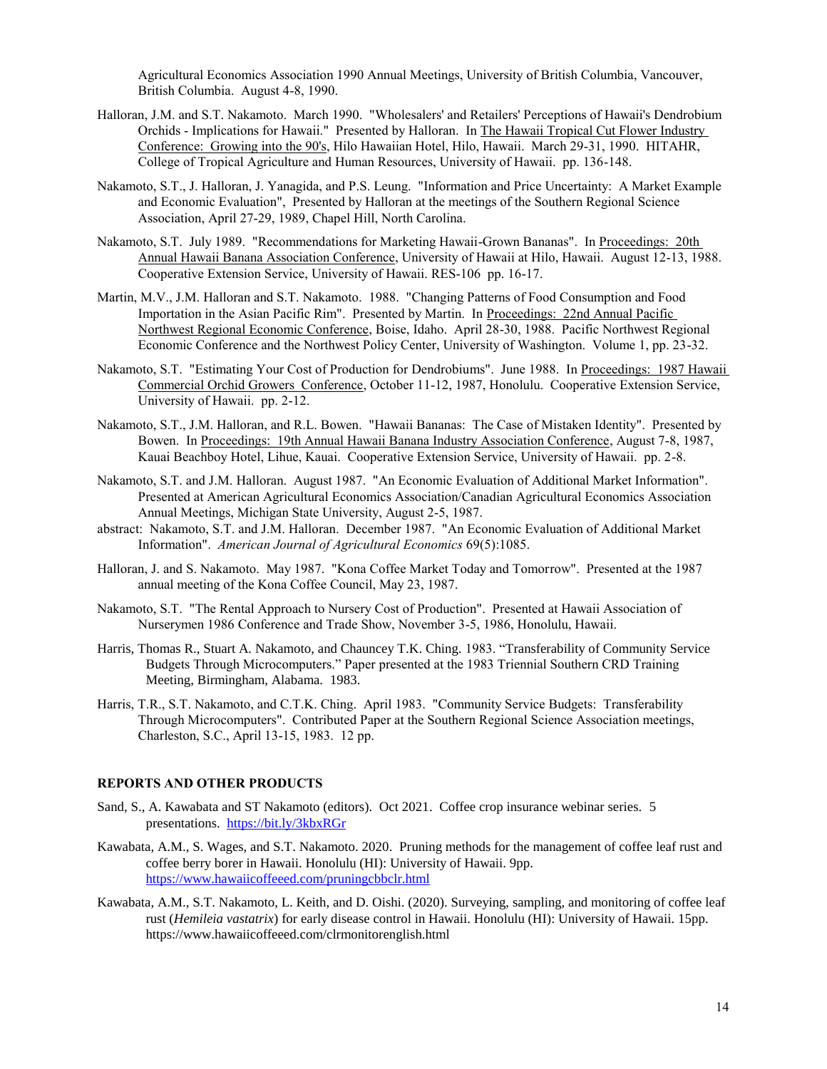Agricultural Economics Association 1990 Annual Meetings, University of British Columbia, Vancouver, British Columbia. August 4-8, 1990.

Halloran, J.M. and S.T. Nakamoto. March 1990. "Wholesalers' and Retailers' Perceptions of Hawaii's Dendrobium Orchids - Implications for Hawaii." Presented by Halloran. In The Hawaii Tropical Cut Flower Industry Conference: Growing into the 90's, Hilo Hawaiian Hotel, Hilo, Hawaii. March 29-31, 1990. HITAHR, College of Tropical Agriculture and Human Resources, University of Hawaii. pp. 136-148.

Nakamoto, S.T., J. Halloran, J. Yanagida, and P.S. Leung. "Information and Price Uncertainty: A Market Example and Economic Evaluation", Presented by Halloran at the meetings of the Southern Regional Science Association, April 27-29, 1989, Chapel Hill, North Carolina.

Nakamoto, S.T. July 1989. "Recommendations for Marketing Hawaii-Grown Bananas". In Proceedings: 20th Annual Hawaii Banana Association Conference, University of Hawaii at Hilo, Hawaii. August 12-13, 1988. Cooperative Extension Service, University of Hawaii. RES-106 pp. 16-17.

Martin, M.V., J.M. Halloran and S.T. Nakamoto. 1988. "Changing Patterns of Food Consumption and Food Importation in the Asian Pacific Rim". Presented by Martin. In Proceedings: 22nd Annual Pacific Northwest Regional Economic Conference, Boise, Idaho. April 28-30, 1988. Pacific Northwest Regional Economic Conference and the Northwest Policy Center, University of Washington. Volume 1, pp. 23-32.

Nakamoto, S.T. "Estimating Your Cost of Production for Dendrobiums". June 1988. In Proceedings: 1987 Hawaii Commercial Orchid Growers Conference, October 11-12, 1987, Honolulu. Cooperative Extension Service, University of Hawaii. pp. 2-12.

Nakamoto, S.T., J.M. Halloran, and R.L. Bowen. "Hawaii Bananas: The Case of Mistaken Identity". Presented by Bowen. In Proceedings: 19th Annual Hawaii Banana Industry Association Conference, August 7-8, 1987, Kauai Beachboy Hotel, Lihue, Kauai. Cooperative Extension Service, University of Hawaii. pp. 2-8.

Nakamoto, S.T. and J.M. Halloran. August 1987. "An Economic Evaluation of Additional Market Information". Presented at American Agricultural Economics Association/Canadian Agricultural Economics Association Annual Meetings, Michigan State University, August 2-5, 1987.

abstract: Nakamoto, S.T. and J.M. Halloran. December 1987. "An Economic Evaluation of Additional Market Information". *American Journal of Agricultural Economics* 69(5):1085.

Halloran, J. and S. Nakamoto. May 1987. "Kona Coffee Market Today and Tomorrow". Presented at the 1987 annual meeting of the Kona Coffee Council, May 23, 1987.

Nakamoto, S.T. "The Rental Approach to Nursery Cost of Production". Presented at Hawaii Association of Nurserymen 1986 Conference and Trade Show, November 3-5, 1986, Honolulu, Hawaii.

Harris, Thomas R., Stuart A. Nakamoto, and Chauncey T.K. Ching. 1983. "Transferability of Community Service Budgets Through Microcomputers." Paper presented at the 1983 Triennial Southern CRD Training Meeting, Birmingham, Alabama. 1983.

Harris, T.R., S.T. Nakamoto, and C.T.K. Ching. April 1983. "Community Service Budgets: Transferability Through Microcomputers". Contributed Paper at the Southern Regional Science Association meetings, Charleston, S.C., April 13-15, 1983. 12 pp.

## REPORTS AND OTHER PRODUCTS

Sand, S., A. Kawabata and ST Nakamoto (editors). Oct 2021. Coffee crop insurance webinar series. 5 presentations. https://bit.ly/3kbxRGr

Kawabata, A.M., S. Wages, and S.T. Nakamoto. 2020. Pruning methods for the management of coffee leaf rust and coffee berry borer in Hawaii. Honolulu (HI): University of Hawaii. 9pp. https://www.hawaiicoffeeed.com/pruningcbbclr.html

Kawabata, A.M., S.T. Nakamoto, L. Keith, and D. Oishi. (2020). Surveying, sampling, and monitoring of coffee leaf rust (*Hemileia vastatrix*) for early disease control in Hawaii. Honolulu (HI): University of Hawaii. 15pp. https://www.hawaiicoffeeed.com/clrmonitorenglish.html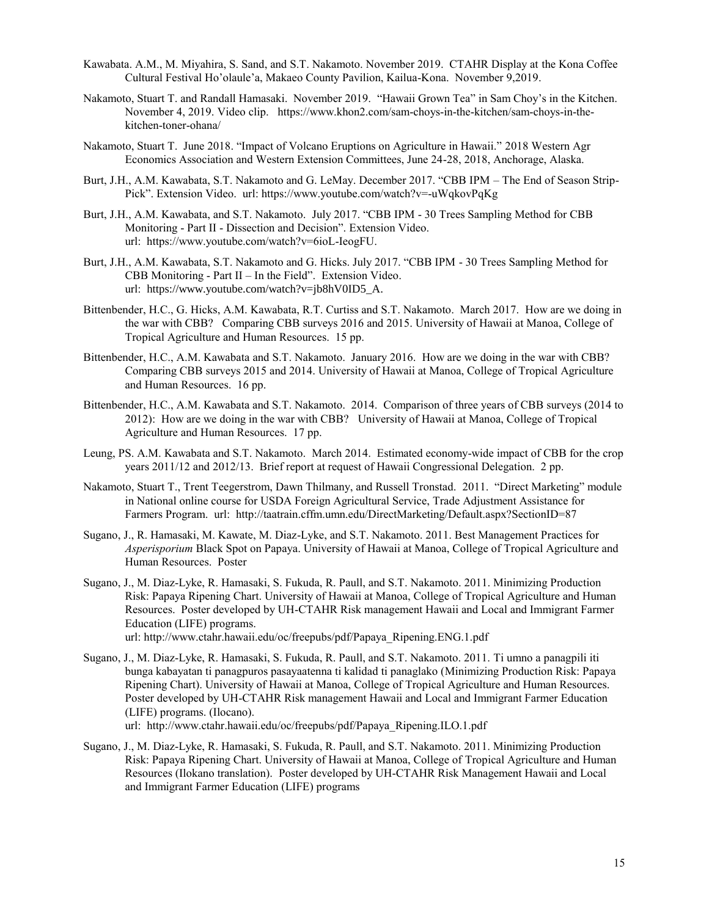Kawabata. A.M., M. Miyahira, S. Sand, and S.T. Nakamoto. November 2019. CTAHR Display at the Kona Coffee Cultural Festival Ho'olaule'a, Makaeo County Pavilion, Kailua-Kona. November 9,2019.

Nakamoto, Stuart T. and Randall Hamasaki. November 2019. "Hawaii Grown Tea" in Sam Choy's in the Kitchen. November 4, 2019. Video clip. https://www.khon2.com/sam-choys-in-the-kitchen/sam-choys-in-the-kitchen-toner-ohana/

Nakamoto, Stuart T. June 2018. "Impact of Volcano Eruptions on Agriculture in Hawaii." 2018 Western Agr Economics Association and Western Extension Committees, June 24-28, 2018, Anchorage, Alaska.

Burt, J.H., A.M. Kawabata, S.T. Nakamoto and G. LeMay. December 2017. "CBB IPM – The End of Season Strip-Pick". Extension Video. url: https://www.youtube.com/watch?v=-uWqkovPqKg

Burt, J.H., A.M. Kawabata, and S.T. Nakamoto. July 2017. "CBB IPM - 30 Trees Sampling Method for CBB Monitoring - Part II - Dissection and Decision". Extension Video. url: https://www.youtube.com/watch?v=6ioL-IeogFU.

Burt, J.H., A.M. Kawabata, S.T. Nakamoto and G. Hicks. July 2017. "CBB IPM - 30 Trees Sampling Method for CBB Monitoring - Part II – In the Field". Extension Video. url: https://www.youtube.com/watch?v=jb8hV0ID5_A.

Bittenbender, H.C., G. Hicks, A.M. Kawabata, R.T. Curtiss and S.T. Nakamoto. March 2017. How are we doing in the war with CBB? Comparing CBB surveys 2016 and 2015. University of Hawaii at Manoa, College of Tropical Agriculture and Human Resources. 15 pp.

Bittenbender, H.C., A.M. Kawabata and S.T. Nakamoto. January 2016. How are we doing in the war with CBB? Comparing CBB surveys 2015 and 2014. University of Hawaii at Manoa, College of Tropical Agriculture and Human Resources. 16 pp.

Bittenbender, H.C., A.M. Kawabata and S.T. Nakamoto. 2014. Comparison of three years of CBB surveys (2014 to 2012): How are we doing in the war with CBB? University of Hawaii at Manoa, College of Tropical Agriculture and Human Resources. 17 pp.

Leung, PS. A.M. Kawabata and S.T. Nakamoto. March 2014. Estimated economy-wide impact of CBB for the crop years 2011/12 and 2012/13. Brief report at request of Hawaii Congressional Delegation. 2 pp.

Nakamoto, Stuart T., Trent Teegerstrom, Dawn Thilmany, and Russell Tronstad. 2011. "Direct Marketing" module in National online course for USDA Foreign Agricultural Service, Trade Adjustment Assistance for Farmers Program. url: http://taatrain.cffm.umn.edu/DirectMarketing/Default.aspx?SectionID=87

Sugano, J., R. Hamasaki, M. Kawate, M. Diaz-Lyke, and S.T. Nakamoto. 2011. Best Management Practices for *Asperisporium* Black Spot on Papaya. University of Hawaii at Manoa, College of Tropical Agriculture and Human Resources. Poster

Sugano, J., M. Diaz-Lyke, R. Hamasaki, S. Fukuda, R. Paull, and S.T. Nakamoto. 2011. Minimizing Production Risk: Papaya Ripening Chart. University of Hawaii at Manoa, College of Tropical Agriculture and Human Resources. Poster developed by UH-CTAHR Risk management Hawaii and Local and Immigrant Farmer Education (LIFE) programs.
url: http://www.ctahr.hawaii.edu/oc/freepubs/pdf/Papaya_Ripening.ENG.1.pdf

Sugano, J., M. Diaz-Lyke, R. Hamasaki, S. Fukuda, R. Paull, and S.T. Nakamoto. 2011. Ti umno a panagpili iti bunga kabayatan ti panagpuros pasayaatenna ti kalidad ti panaglako (Minimizing Production Risk: Papaya Ripening Chart). University of Hawaii at Manoa, College of Tropical Agriculture and Human Resources. Poster developed by UH-CTAHR Risk management Hawaii and Local and Immigrant Farmer Education (LIFE) programs. (Ilocano).
url: http://www.ctahr.hawaii.edu/oc/freepubs/pdf/Papaya_Ripening.ILO.1.pdf

Sugano, J., M. Diaz-Lyke, R. Hamasaki, S. Fukuda, R. Paull, and S.T. Nakamoto. 2011. Minimizing Production Risk: Papaya Ripening Chart. University of Hawaii at Manoa, College of Tropical Agriculture and Human Resources (Ilokano translation). Poster developed by UH-CTAHR Risk Management Hawaii and Local and Immigrant Farmer Education (LIFE) programs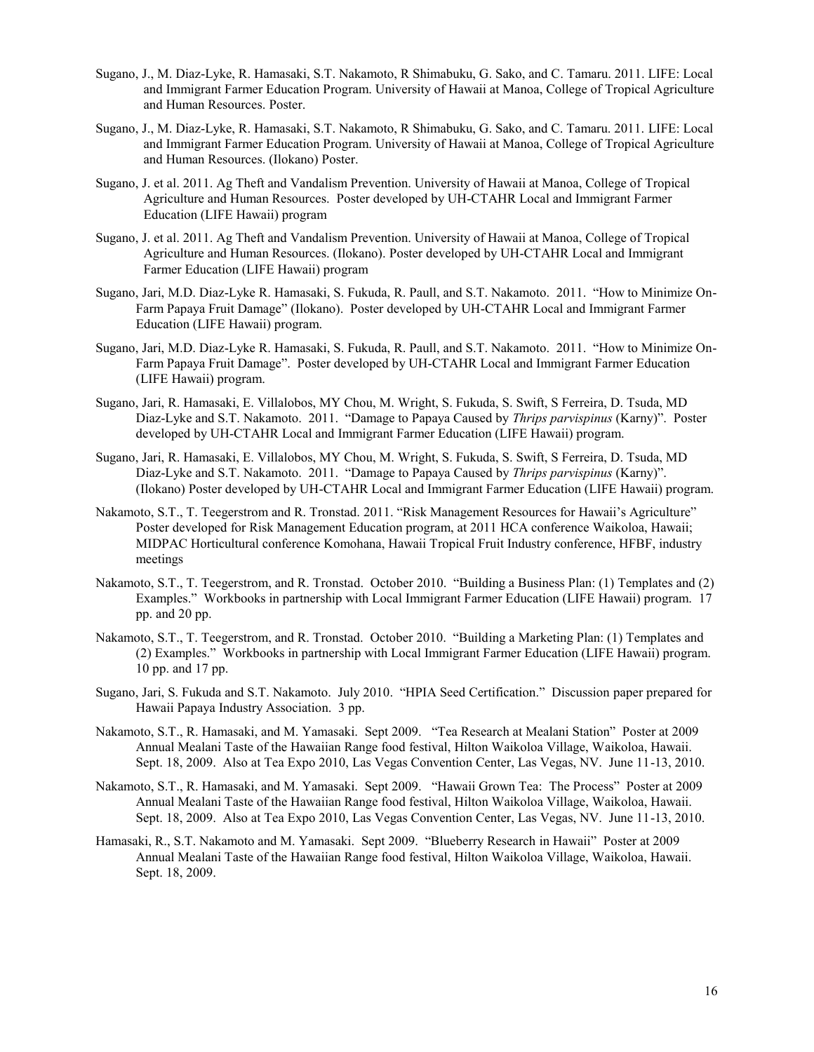Sugano, J., M. Diaz-Lyke, R. Hamasaki, S.T. Nakamoto, R Shimabuku, G. Sako, and C. Tamaru. 2011. LIFE: Local and Immigrant Farmer Education Program. University of Hawaii at Manoa, College of Tropical Agriculture and Human Resources. Poster.

Sugano, J., M. Diaz-Lyke, R. Hamasaki, S.T. Nakamoto, R Shimabuku, G. Sako, and C. Tamaru. 2011. LIFE: Local and Immigrant Farmer Education Program. University of Hawaii at Manoa, College of Tropical Agriculture and Human Resources. (Ilokano) Poster.

Sugano, J. et al. 2011. Ag Theft and Vandalism Prevention. University of Hawaii at Manoa, College of Tropical Agriculture and Human Resources. Poster developed by UH-CTAHR Local and Immigrant Farmer Education (LIFE Hawaii) program

Sugano, J. et al. 2011. Ag Theft and Vandalism Prevention. University of Hawaii at Manoa, College of Tropical Agriculture and Human Resources. (Ilokano). Poster developed by UH-CTAHR Local and Immigrant Farmer Education (LIFE Hawaii) program

Sugano, Jari, M.D. Diaz-Lyke R. Hamasaki, S. Fukuda, R. Paull, and S.T. Nakamoto. 2011. "How to Minimize On-Farm Papaya Fruit Damage" (Ilokano). Poster developed by UH-CTAHR Local and Immigrant Farmer Education (LIFE Hawaii) program.

Sugano, Jari, M.D. Diaz-Lyke R. Hamasaki, S. Fukuda, R. Paull, and S.T. Nakamoto. 2011. "How to Minimize On-Farm Papaya Fruit Damage". Poster developed by UH-CTAHR Local and Immigrant Farmer Education (LIFE Hawaii) program.

Sugano, Jari, R. Hamasaki, E. Villalobos, MY Chou, M. Wright, S. Fukuda, S. Swift, S Ferreira, D. Tsuda, MD Diaz-Lyke and S.T. Nakamoto. 2011. "Damage to Papaya Caused by *Thrips parvispinus* (Karny)". Poster developed by UH-CTAHR Local and Immigrant Farmer Education (LIFE Hawaii) program.

Sugano, Jari, R. Hamasaki, E. Villalobos, MY Chou, M. Wright, S. Fukuda, S. Swift, S Ferreira, D. Tsuda, MD Diaz-Lyke and S.T. Nakamoto. 2011. "Damage to Papaya Caused by *Thrips parvispinus* (Karny)". (Ilokano) Poster developed by UH-CTAHR Local and Immigrant Farmer Education (LIFE Hawaii) program.

Nakamoto, S.T., T. Teegerstrom and R. Tronstad. 2011. "Risk Management Resources for Hawaii's Agriculture" Poster developed for Risk Management Education program, at 2011 HCA conference Waikoloa, Hawaii; MIDPAC Horticultural conference Komohana, Hawaii Tropical Fruit Industry conference, HFBF, industry meetings

Nakamoto, S.T., T. Teegerstrom, and R. Tronstad. October 2010. "Building a Business Plan: (1) Templates and (2) Examples." Workbooks in partnership with Local Immigrant Farmer Education (LIFE Hawaii) program. 17 pp. and 20 pp.

Nakamoto, S.T., T. Teegerstrom, and R. Tronstad. October 2010. "Building a Marketing Plan: (1) Templates and (2) Examples." Workbooks in partnership with Local Immigrant Farmer Education (LIFE Hawaii) program. 10 pp. and 17 pp.

Sugano, Jari, S. Fukuda and S.T. Nakamoto. July 2010. "HPIA Seed Certification." Discussion paper prepared for Hawaii Papaya Industry Association. 3 pp.

Nakamoto, S.T., R. Hamasaki, and M. Yamasaki. Sept 2009. "Tea Research at Mealani Station" Poster at 2009 Annual Mealani Taste of the Hawaiian Range food festival, Hilton Waikoloa Village, Waikoloa, Hawaii. Sept. 18, 2009. Also at Tea Expo 2010, Las Vegas Convention Center, Las Vegas, NV. June 11-13, 2010.

Nakamoto, S.T., R. Hamasaki, and M. Yamasaki. Sept 2009. "Hawaii Grown Tea: The Process" Poster at 2009 Annual Mealani Taste of the Hawaiian Range food festival, Hilton Waikoloa Village, Waikoloa, Hawaii. Sept. 18, 2009. Also at Tea Expo 2010, Las Vegas Convention Center, Las Vegas, NV. June 11-13, 2010.

Hamasaki, R., S.T. Nakamoto and M. Yamasaki. Sept 2009. "Blueberry Research in Hawaii" Poster at 2009 Annual Mealani Taste of the Hawaiian Range food festival, Hilton Waikoloa Village, Waikoloa, Hawaii. Sept. 18, 2009.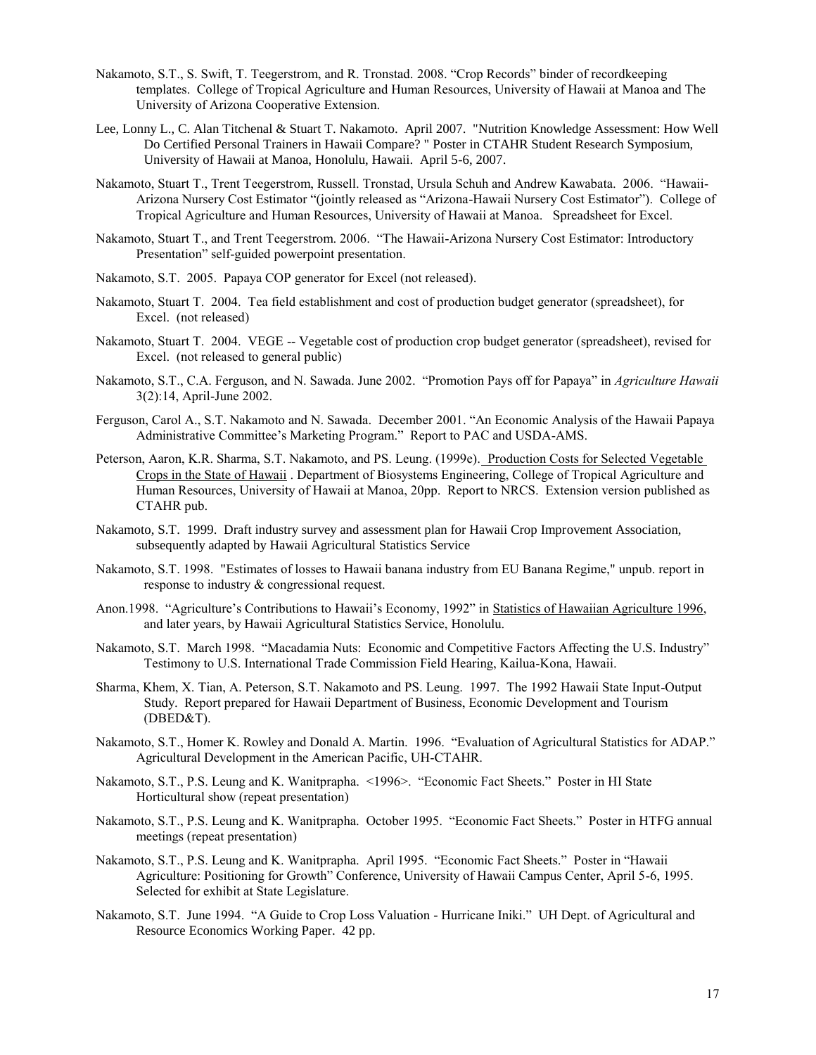Nakamoto, S.T., S. Swift, T. Teegerstrom, and R. Tronstad. 2008. "Crop Records" binder of recordkeeping templates. College of Tropical Agriculture and Human Resources, University of Hawaii at Manoa and The University of Arizona Cooperative Extension.

Lee, Lonny L., C. Alan Titchenal & Stuart T. Nakamoto. April 2007. "Nutrition Knowledge Assessment: How Well Do Certified Personal Trainers in Hawaii Compare? " Poster in CTAHR Student Research Symposium, University of Hawaii at Manoa, Honolulu, Hawaii. April 5-6, 2007.

Nakamoto, Stuart T., Trent Teegerstrom, Russell. Tronstad, Ursula Schuh and Andrew Kawabata. 2006. "Hawaii-Arizona Nursery Cost Estimator "(jointly released as "Arizona-Hawaii Nursery Cost Estimator"). College of Tropical Agriculture and Human Resources, University of Hawaii at Manoa. Spreadsheet for Excel.

Nakamoto, Stuart T., and Trent Teegerstrom. 2006. "The Hawaii-Arizona Nursery Cost Estimator: Introductory Presentation" self-guided powerpoint presentation.

Nakamoto, S.T. 2005. Papaya COP generator for Excel (not released).

Nakamoto, Stuart T. 2004. Tea field establishment and cost of production budget generator (spreadsheet), for Excel. (not released)

Nakamoto, Stuart T. 2004. VEGE -- Vegetable cost of production crop budget generator (spreadsheet), revised for Excel. (not released to general public)

Nakamoto, S.T., C.A. Ferguson, and N. Sawada. June 2002. "Promotion Pays off for Papaya" in *Agriculture Hawaii* 3(2):14, April-June 2002.

Ferguson, Carol A., S.T. Nakamoto and N. Sawada. December 2001. "An Economic Analysis of the Hawaii Papaya Administrative Committee's Marketing Program." Report to PAC and USDA-AMS.

Peterson, Aaron, K.R. Sharma, S.T. Nakamoto, and PS. Leung. (1999e). Production Costs for Selected Vegetable Crops in the State of Hawaii . Department of Biosystems Engineering, College of Tropical Agriculture and Human Resources, University of Hawaii at Manoa, 20pp. Report to NRCS. Extension version published as CTAHR pub.

Nakamoto, S.T. 1999. Draft industry survey and assessment plan for Hawaii Crop Improvement Association, subsequently adapted by Hawaii Agricultural Statistics Service

Nakamoto, S.T. 1998. "Estimates of losses to Hawaii banana industry from EU Banana Regime," unpub. report in response to industry & congressional request.

Anon.1998. "Agriculture's Contributions to Hawaii's Economy, 1992" in Statistics of Hawaiian Agriculture 1996, and later years, by Hawaii Agricultural Statistics Service, Honolulu.

Nakamoto, S.T. March 1998. "Macadamia Nuts: Economic and Competitive Factors Affecting the U.S. Industry" Testimony to U.S. International Trade Commission Field Hearing, Kailua-Kona, Hawaii.

Sharma, Khem, X. Tian, A. Peterson, S.T. Nakamoto and PS. Leung. 1997. The 1992 Hawaii State Input-Output Study. Report prepared for Hawaii Department of Business, Economic Development and Tourism (DBED&T).

Nakamoto, S.T., Homer K. Rowley and Donald A. Martin. 1996. "Evaluation of Agricultural Statistics for ADAP." Agricultural Development in the American Pacific, UH-CTAHR.

Nakamoto, S.T., P.S. Leung and K. Wanitprapha. <1996>. "Economic Fact Sheets." Poster in HI State Horticultural show (repeat presentation)

Nakamoto, S.T., P.S. Leung and K. Wanitprapha. October 1995. "Economic Fact Sheets." Poster in HTFG annual meetings (repeat presentation)

Nakamoto, S.T., P.S. Leung and K. Wanitprapha. April 1995. "Economic Fact Sheets." Poster in "Hawaii Agriculture: Positioning for Growth" Conference, University of Hawaii Campus Center, April 5-6, 1995. Selected for exhibit at State Legislature.

Nakamoto, S.T. June 1994. "A Guide to Crop Loss Valuation - Hurricane Iniki." UH Dept. of Agricultural and Resource Economics Working Paper. 42 pp.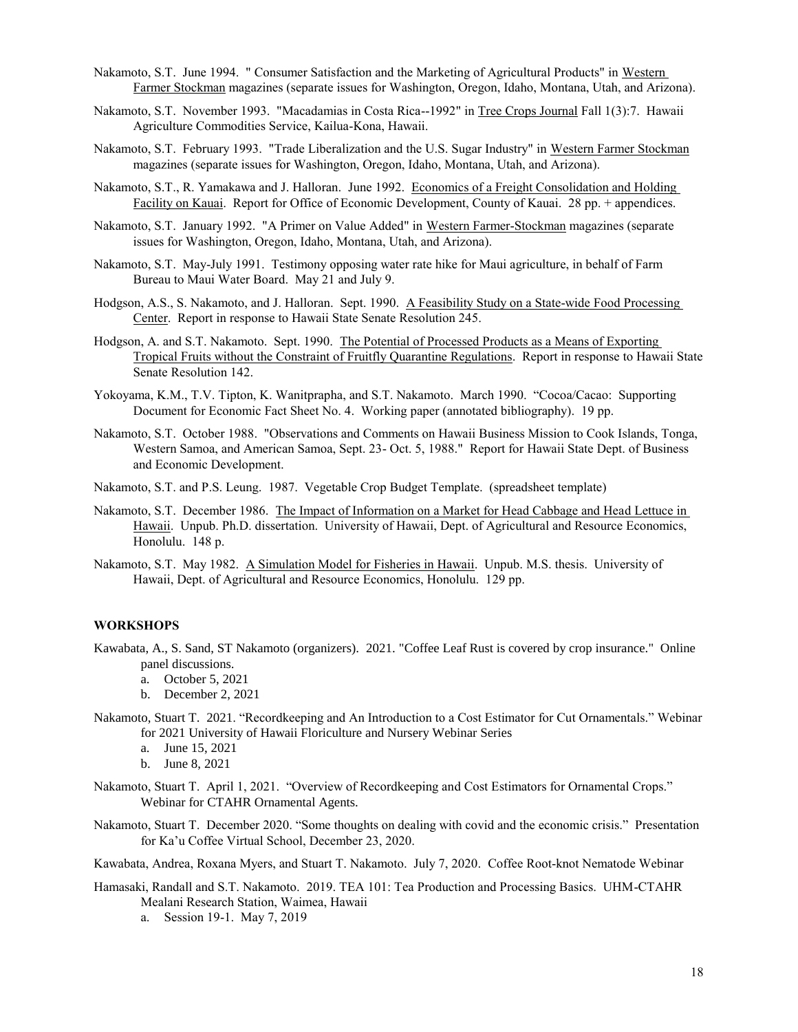Nakamoto, S.T. June 1994. " Consumer Satisfaction and the Marketing of Agricultural Products" in Western Farmer Stockman magazines (separate issues for Washington, Oregon, Idaho, Montana, Utah, and Arizona).

Nakamoto, S.T. November 1993. "Macadamias in Costa Rica--1992" in Tree Crops Journal Fall 1(3):7. Hawaii Agriculture Commodities Service, Kailua-Kona, Hawaii.

Nakamoto, S.T. February 1993. "Trade Liberalization and the U.S. Sugar Industry" in Western Farmer Stockman magazines (separate issues for Washington, Oregon, Idaho, Montana, Utah, and Arizona).

Nakamoto, S.T., R. Yamakawa and J. Halloran. June 1992. Economics of a Freight Consolidation and Holding Facility on Kauai. Report for Office of Economic Development, County of Kauai. 28 pp. + appendices.

Nakamoto, S.T. January 1992. "A Primer on Value Added" in Western Farmer-Stockman magazines (separate issues for Washington, Oregon, Idaho, Montana, Utah, and Arizona).

Nakamoto, S.T. May-July 1991. Testimony opposing water rate hike for Maui agriculture, in behalf of Farm Bureau to Maui Water Board. May 21 and July 9.

Hodgson, A.S., S. Nakamoto, and J. Halloran. Sept. 1990. A Feasibility Study on a State-wide Food Processing Center. Report in response to Hawaii State Senate Resolution 245.

Hodgson, A. and S.T. Nakamoto. Sept. 1990. The Potential of Processed Products as a Means of Exporting Tropical Fruits without the Constraint of Fruitfly Quarantine Regulations. Report in response to Hawaii State Senate Resolution 142.

Yokoyama, K.M., T.V. Tipton, K. Wanitprapha, and S.T. Nakamoto. March 1990. "Cocoa/Cacao: Supporting Document for Economic Fact Sheet No. 4. Working paper (annotated bibliography). 19 pp.

Nakamoto, S.T. October 1988. "Observations and Comments on Hawaii Business Mission to Cook Islands, Tonga, Western Samoa, and American Samoa, Sept. 23- Oct. 5, 1988." Report for Hawaii State Dept. of Business and Economic Development.

Nakamoto, S.T. and P.S. Leung. 1987. Vegetable Crop Budget Template. (spreadsheet template)

Nakamoto, S.T. December 1986. The Impact of Information on a Market for Head Cabbage and Head Lettuce in Hawaii. Unpub. Ph.D. dissertation. University of Hawaii, Dept. of Agricultural and Resource Economics, Honolulu. 148 p.

Nakamoto, S.T. May 1982. A Simulation Model for Fisheries in Hawaii. Unpub. M.S. thesis. University of Hawaii, Dept. of Agricultural and Resource Economics, Honolulu. 129 pp.

## WORKSHOPS

Kawabata, A., S. Sand, ST Nakamoto (organizers). 2021. "Coffee Leaf Rust is covered by crop insurance." Online panel discussions.

a. October 5, 2021
b. December 2, 2021

Nakamoto, Stuart T. 2021. "Recordkeeping and An Introduction to a Cost Estimator for Cut Ornamentals." Webinar for 2021 University of Hawaii Floriculture and Nursery Webinar Series

a. June 15, 2021
b. June 8, 2021

Nakamoto, Stuart T. April 1, 2021. "Overview of Recordkeeping and Cost Estimators for Ornamental Crops." Webinar for CTAHR Ornamental Agents.

Nakamoto, Stuart T. December 2020. "Some thoughts on dealing with covid and the economic crisis." Presentation for Ka'u Coffee Virtual School, December 23, 2020.

Kawabata, Andrea, Roxana Myers, and Stuart T. Nakamoto. July 7, 2020. Coffee Root-knot Nematode Webinar

Hamasaki, Randall and S.T. Nakamoto. 2019. TEA 101: Tea Production and Processing Basics. UHM-CTAHR Mealani Research Station, Waimea, Hawaii

a. Session 19-1. May 7, 2019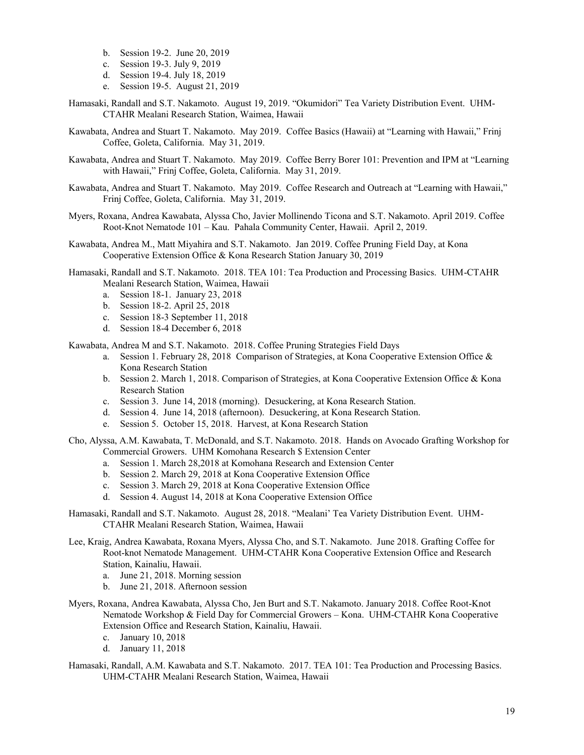b. Session 19-2. June 20, 2019
   c. Session 19-3. July 9, 2019
   d. Session 19-4. July 18, 2019
   e. Session 19-5. August 21, 2019

Hamasaki, Randall and S.T. Nakamoto. August 19, 2019. "Okumidori" Tea Variety Distribution Event. UHM-CTAHR Mealani Research Station, Waimea, Hawaii

Kawabata, Andrea and Stuart T. Nakamoto. May 2019. Coffee Basics (Hawaii) at "Learning with Hawaii," Frinj Coffee, Goleta, California. May 31, 2019.

Kawabata, Andrea and Stuart T. Nakamoto. May 2019. Coffee Berry Borer 101: Prevention and IPM at "Learning with Hawaii," Frinj Coffee, Goleta, California. May 31, 2019.

Kawabata, Andrea and Stuart T. Nakamoto. May 2019. Coffee Research and Outreach at "Learning with Hawaii," Frinj Coffee, Goleta, California. May 31, 2019.

Myers, Roxana, Andrea Kawabata, Alyssa Cho, Javier Mollinendo Ticona and S.T. Nakamoto. April 2019. Coffee Root-Knot Nematode 101 – Kau. Pahala Community Center, Hawaii. April 2, 2019.

Kawabata, Andrea M., Matt Miyahira and S.T. Nakamoto. Jan 2019. Coffee Pruning Field Day, at Kona Cooperative Extension Office & Kona Research Station January 30, 2019

Hamasaki, Randall and S.T. Nakamoto. 2018. TEA 101: Tea Production and Processing Basics. UHM-CTAHR Mealani Research Station, Waimea, Hawaii
   a. Session 18-1. January 23, 2018
   b. Session 18-2. April 25, 2018
   c. Session 18-3 September 11, 2018
   d. Session 18-4 December 6, 2018

Kawabata, Andrea M and S.T. Nakamoto. 2018. Coffee Pruning Strategies Field Days
   a. Session 1. February 28, 2018 Comparison of Strategies, at Kona Cooperative Extension Office & Kona Research Station
   b. Session 2. March 1, 2018. Comparison of Strategies, at Kona Cooperative Extension Office & Kona Research Station
   c. Session 3. June 14, 2018 (morning). Desuckering, at Kona Research Station.
   d. Session 4. June 14, 2018 (afternoon). Desuckering, at Kona Research Station.
   e. Session 5. October 15, 2018. Harvest, at Kona Research Station

Cho, Alyssa, A.M. Kawabata, T. McDonald, and S.T. Nakamoto. 2018. Hands on Avocado Grafting Workshop for Commercial Growers. UHM Komohana Research $ Extension Center
   a. Session 1. March 28,2018 at Komohana Research and Extension Center
   b. Session 2. March 29, 2018 at Kona Cooperative Extension Office
   c. Session 3. March 29, 2018 at Kona Cooperative Extension Office
   d. Session 4. August 14, 2018 at Kona Cooperative Extension Office

Hamasaki, Randall and S.T. Nakamoto. August 28, 2018. "Mealani' Tea Variety Distribution Event. UHM-CTAHR Mealani Research Station, Waimea, Hawaii

Lee, Kraig, Andrea Kawabata, Roxana Myers, Alyssa Cho, and S.T. Nakamoto. June 2018. Grafting Coffee for Root-knot Nematode Management. UHM-CTAHR Kona Cooperative Extension Office and Research Station, Kainaliu, Hawaii.
   a. June 21, 2018. Morning session
   b. June 21, 2018. Afternoon session

Myers, Roxana, Andrea Kawabata, Alyssa Cho, Jen Burt and S.T. Nakamoto. January 2018. Coffee Root-Knot Nematode Workshop & Field Day for Commercial Growers – Kona. UHM-CTAHR Kona Cooperative Extension Office and Research Station, Kainaliu, Hawaii.
   c. January 10, 2018
   d. January 11, 2018

Hamasaki, Randall, A.M. Kawabata and S.T. Nakamoto. 2017. TEA 101: Tea Production and Processing Basics. UHM-CTAHR Mealani Research Station, Waimea, Hawaii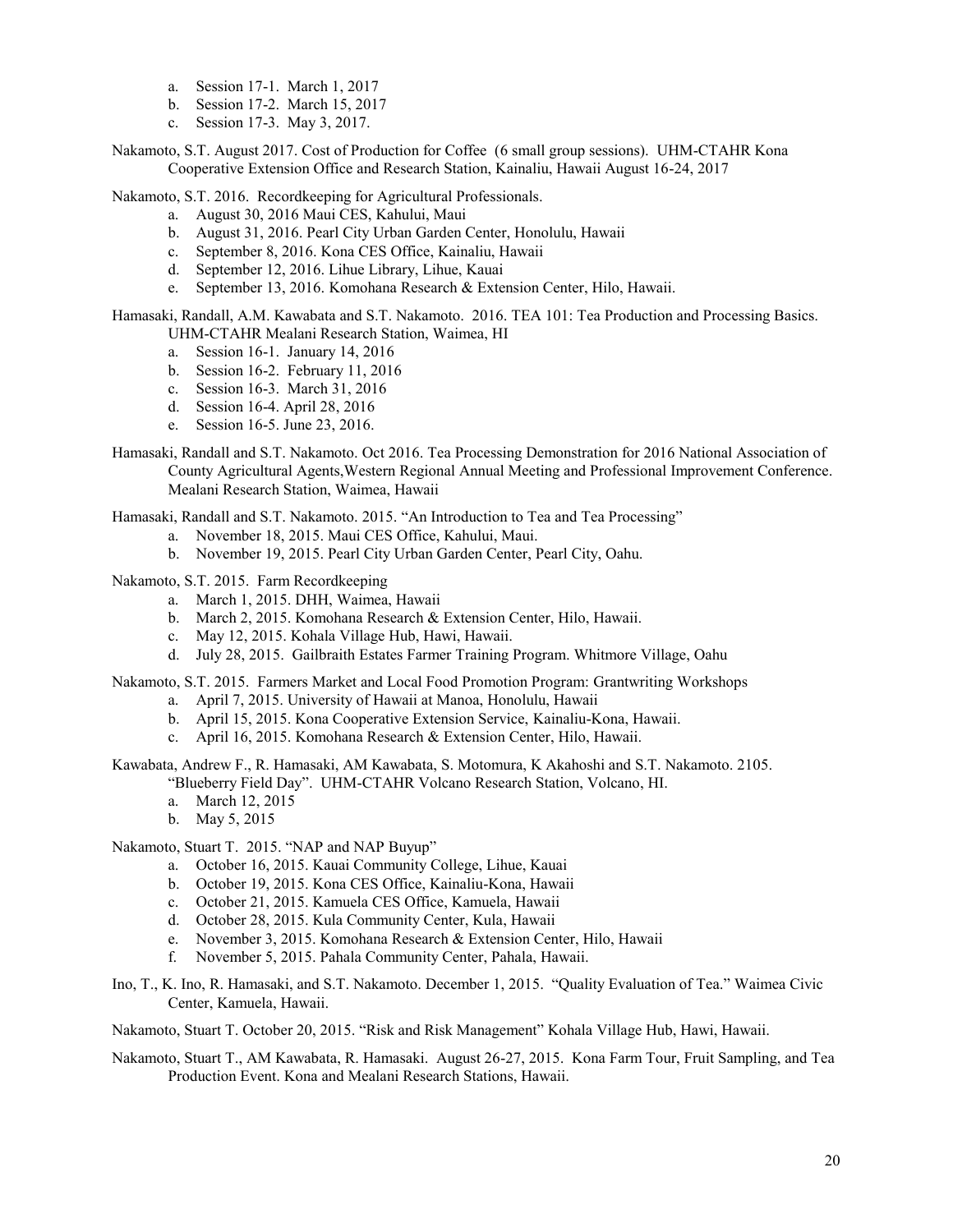a. Session 17-1. March 1, 2017
b. Session 17-2. March 15, 2017
c. Session 17-3. May 3, 2017.

Nakamoto, S.T. August 2017. Cost of Production for Coffee (6 small group sessions). UHM-CTAHR Kona Cooperative Extension Office and Research Station, Kainaliu, Hawaii August 16-24, 2017

Nakamoto, S.T. 2016. Recordkeeping for Agricultural Professionals.

a. August 30, 2016 Maui CES, Kahului, Maui
b. August 31, 2016. Pearl City Urban Garden Center, Honolulu, Hawaii
c. September 8, 2016. Kona CES Office, Kainaliu, Hawaii
d. September 12, 2016. Lihue Library, Lihue, Kauai
e. September 13, 2016. Komohana Research & Extension Center, Hilo, Hawaii.

Hamasaki, Randall, A.M. Kawabata and S.T. Nakamoto. 2016. TEA 101: Tea Production and Processing Basics. UHM-CTAHR Mealani Research Station, Waimea, HI

a. Session 16-1. January 14, 2016
b. Session 16-2. February 11, 2016
c. Session 16-3. March 31, 2016
d. Session 16-4. April 28, 2016
e. Session 16-5. June 23, 2016.

Hamasaki, Randall and S.T. Nakamoto. Oct 2016. Tea Processing Demonstration for 2016 National Association of County Agricultural Agents,Western Regional Annual Meeting and Professional Improvement Conference. Mealani Research Station, Waimea, Hawaii

Hamasaki, Randall and S.T. Nakamoto. 2015. "An Introduction to Tea and Tea Processing"

a. November 18, 2015. Maui CES Office, Kahului, Maui.
b. November 19, 2015. Pearl City Urban Garden Center, Pearl City, Oahu.

Nakamoto, S.T. 2015. Farm Recordkeeping

a. March 1, 2015. DHH, Waimea, Hawaii
b. March 2, 2015. Komohana Research & Extension Center, Hilo, Hawaii.
c. May 12, 2015. Kohala Village Hub, Hawi, Hawaii.
d. July 28, 2015. Gailbraith Estates Farmer Training Program. Whitmore Village, Oahu

Nakamoto, S.T. 2015. Farmers Market and Local Food Promotion Program: Grantwriting Workshops

a. April 7, 2015. University of Hawaii at Manoa, Honolulu, Hawaii
b. April 15, 2015. Kona Cooperative Extension Service, Kainaliu-Kona, Hawaii.
c. April 16, 2015. Komohana Research & Extension Center, Hilo, Hawaii.

Kawabata, Andrew F., R. Hamasaki, AM Kawabata, S. Motomura, K Akahoshi and S.T. Nakamoto. 2105. "Blueberry Field Day". UHM-CTAHR Volcano Research Station, Volcano, HI.

a. March 12, 2015
b. May 5, 2015

Nakamoto, Stuart T. 2015. "NAP and NAP Buyup"

a. October 16, 2015. Kauai Community College, Lihue, Kauai
b. October 19, 2015. Kona CES Office, Kainaliu-Kona, Hawaii
c. October 21, 2015. Kamuela CES Office, Kamuela, Hawaii
d. October 28, 2015. Kula Community Center, Kula, Hawaii
e. November 3, 2015. Komohana Research & Extension Center, Hilo, Hawaii
f. November 5, 2015. Pahala Community Center, Pahala, Hawaii.

Ino, T., K. Ino, R. Hamasaki, and S.T. Nakamoto. December 1, 2015. "Quality Evaluation of Tea." Waimea Civic Center, Kamuela, Hawaii.

Nakamoto, Stuart T. October 20, 2015. "Risk and Risk Management" Kohala Village Hub, Hawi, Hawaii.

Nakamoto, Stuart T., AM Kawabata, R. Hamasaki. August 26-27, 2015. Kona Farm Tour, Fruit Sampling, and Tea Production Event. Kona and Mealani Research Stations, Hawaii.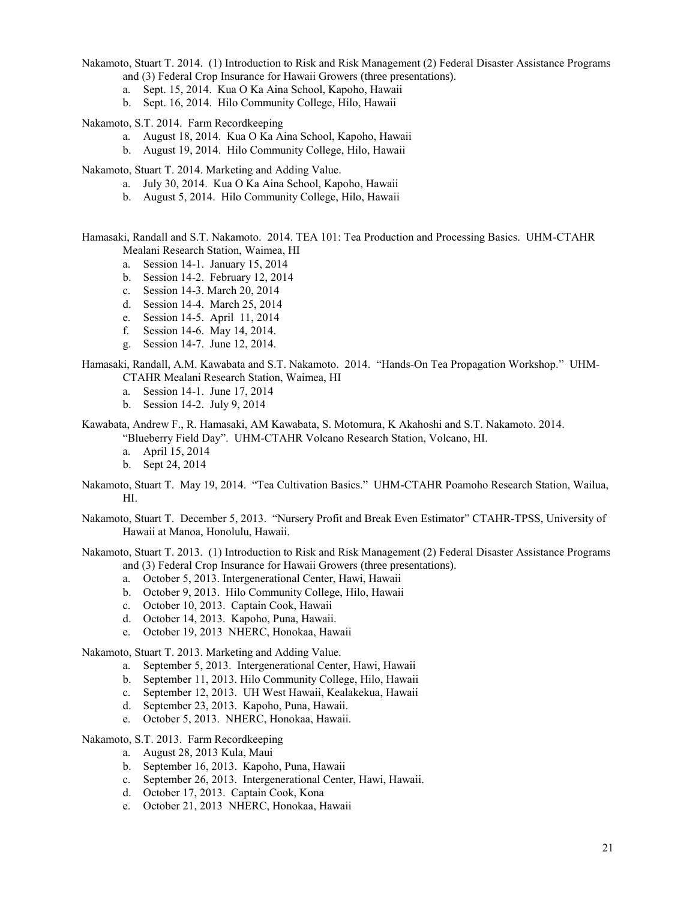Nakamoto, Stuart T. 2014. (1) Introduction to Risk and Risk Management (2) Federal Disaster Assistance Programs and (3) Federal Crop Insurance for Hawaii Growers (three presentations).

a. Sept. 15, 2014. Kua O Ka Aina School, Kapoho, Hawaii
b. Sept. 16, 2014. Hilo Community College, Hilo, Hawaii

Nakamoto, S.T. 2014. Farm Recordkeeping

a. August 18, 2014. Kua O Ka Aina School, Kapoho, Hawaii
b. August 19, 2014. Hilo Community College, Hilo, Hawaii

Nakamoto, Stuart T. 2014. Marketing and Adding Value.

a. July 30, 2014. Kua O Ka Aina School, Kapoho, Hawaii
b. August 5, 2014. Hilo Community College, Hilo, Hawaii

Hamasaki, Randall and S.T. Nakamoto. 2014. TEA 101: Tea Production and Processing Basics. UHM-CTAHR Mealani Research Station, Waimea, HI

a. Session 14-1. January 15, 2014
b. Session 14-2. February 12, 2014
c. Session 14-3. March 20, 2014
d. Session 14-4. March 25, 2014
e. Session 14-5. April 11, 2014
f. Session 14-6. May 14, 2014.
g. Session 14-7. June 12, 2014.

Hamasaki, Randall, A.M. Kawabata and S.T. Nakamoto. 2014. "Hands-On Tea Propagation Workshop." UHM-CTAHR Mealani Research Station, Waimea, HI

a. Session 14-1. June 17, 2014
b. Session 14-2. July 9, 2014

Kawabata, Andrew F., R. Hamasaki, AM Kawabata, S. Motomura, K Akahoshi and S.T. Nakamoto. 2014. "Blueberry Field Day". UHM-CTAHR Volcano Research Station, Volcano, HI.

a. April 15, 2014
b. Sept 24, 2014

Nakamoto, Stuart T. May 19, 2014. "Tea Cultivation Basics." UHM-CTAHR Poamoho Research Station, Wailua, HI.

Nakamoto, Stuart T. December 5, 2013. "Nursery Profit and Break Even Estimator" CTAHR-TPSS, University of Hawaii at Manoa, Honolulu, Hawaii.

Nakamoto, Stuart T. 2013. (1) Introduction to Risk and Risk Management (2) Federal Disaster Assistance Programs and (3) Federal Crop Insurance for Hawaii Growers (three presentations).

a. October 5, 2013. Intergenerational Center, Hawi, Hawaii
b. October 9, 2013. Hilo Community College, Hilo, Hawaii
c. October 10, 2013. Captain Cook, Hawaii
d. October 14, 2013. Kapoho, Puna, Hawaii.
e. October 19, 2013 NHERC, Honokaa, Hawaii

Nakamoto, Stuart T. 2013. Marketing and Adding Value.

a. September 5, 2013. Intergenerational Center, Hawi, Hawaii
b. September 11, 2013. Hilo Community College, Hilo, Hawaii
c. September 12, 2013. UH West Hawaii, Kealakekua, Hawaii
d. September 23, 2013. Kapoho, Puna, Hawaii.
e. October 5, 2013. NHERC, Honokaa, Hawaii.

Nakamoto, S.T. 2013. Farm Recordkeeping

a. August 28, 2013 Kula, Maui
b. September 16, 2013. Kapoho, Puna, Hawaii
c. September 26, 2013. Intergenerational Center, Hawi, Hawaii.
d. October 17, 2013. Captain Cook, Kona
e. October 21, 2013 NHERC, Honokaa, Hawaii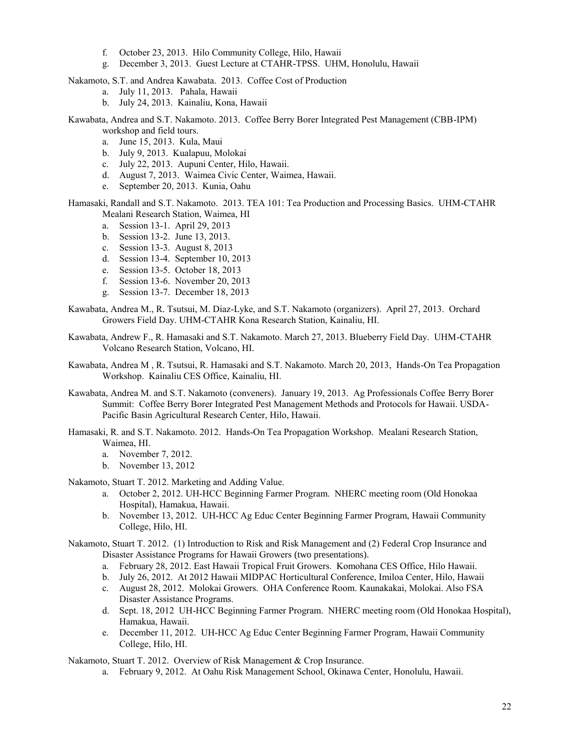f. October 23, 2013. Hilo Community College, Hilo, Hawaii
g. December 3, 2013. Guest Lecture at CTAHR-TPSS. UHM, Honolulu, Hawaii

Nakamoto, S.T. and Andrea Kawabata. 2013. Coffee Cost of Production

a. July 11, 2013. Pahala, Hawaii
b. July 24, 2013. Kainaliu, Kona, Hawaii

Kawabata, Andrea and S.T. Nakamoto. 2013. Coffee Berry Borer Integrated Pest Management (CBB-IPM) workshop and field tours.

a. June 15, 2013. Kula, Maui
b. July 9, 2013. Kualapuu, Molokai
c. July 22, 2013. Aupuni Center, Hilo, Hawaii.
d. August 7, 2013. Waimea Civic Center, Waimea, Hawaii.
e. September 20, 2013. Kunia, Oahu

Hamasaki, Randall and S.T. Nakamoto. 2013. TEA 101: Tea Production and Processing Basics. UHM-CTAHR Mealani Research Station, Waimea, HI

a. Session 13-1. April 29, 2013
b. Session 13-2. June 13, 2013.
c. Session 13-3. August 8, 2013
d. Session 13-4. September 10, 2013
e. Session 13-5. October 18, 2013
f. Session 13-6. November 20, 2013
g. Session 13-7. December 18, 2013

Kawabata, Andrea M., R. Tsutsui, M. Diaz-Lyke, and S.T. Nakamoto (organizers). April 27, 2013. Orchard Growers Field Day. UHM-CTAHR Kona Research Station, Kainaliu, HI.

Kawabata, Andrew F., R. Hamasaki and S.T. Nakamoto. March 27, 2013. Blueberry Field Day. UHM-CTAHR Volcano Research Station, Volcano, HI.

Kawabata, Andrea M , R. Tsutsui, R. Hamasaki and S.T. Nakamoto. March 20, 2013, Hands-On Tea Propagation Workshop. Kainaliu CES Office, Kainaliu, HI.

Kawabata, Andrea M. and S.T. Nakamoto (conveners). January 19, 2013. Ag Professionals Coffee Berry Borer Summit: Coffee Berry Borer Integrated Pest Management Methods and Protocols for Hawaii. USDA-Pacific Basin Agricultural Research Center, Hilo, Hawaii.

Hamasaki, R. and S.T. Nakamoto. 2012. Hands-On Tea Propagation Workshop. Mealani Research Station, Waimea, HI.

a. November 7, 2012.
b. November 13, 2012

Nakamoto, Stuart T. 2012. Marketing and Adding Value.

a. October 2, 2012. UH-HCC Beginning Farmer Program. NHERC meeting room (Old Honokaa Hospital), Hamakua, Hawaii.
b. November 13, 2012. UH-HCC Ag Educ Center Beginning Farmer Program, Hawaii Community College, Hilo, HI.

Nakamoto, Stuart T. 2012. (1) Introduction to Risk and Risk Management and (2) Federal Crop Insurance and Disaster Assistance Programs for Hawaii Growers (two presentations).

a. February 28, 2012. East Hawaii Tropical Fruit Growers. Komohana CES Office, Hilo Hawaii.
b. July 26, 2012. At 2012 Hawaii MIDPAC Horticultural Conference, Imiloa Center, Hilo, Hawaii
c. August 28, 2012. Molokai Growers. OHA Conference Room. Kaunakakai, Molokai. Also FSA Disaster Assistance Programs.
d. Sept. 18, 2012 UH-HCC Beginning Farmer Program. NHERC meeting room (Old Honokaa Hospital), Hamakua, Hawaii.
e. December 11, 2012. UH-HCC Ag Educ Center Beginning Farmer Program, Hawaii Community College, Hilo, HI.

Nakamoto, Stuart T. 2012. Overview of Risk Management & Crop Insurance.

a. February 9, 2012. At Oahu Risk Management School, Okinawa Center, Honolulu, Hawaii.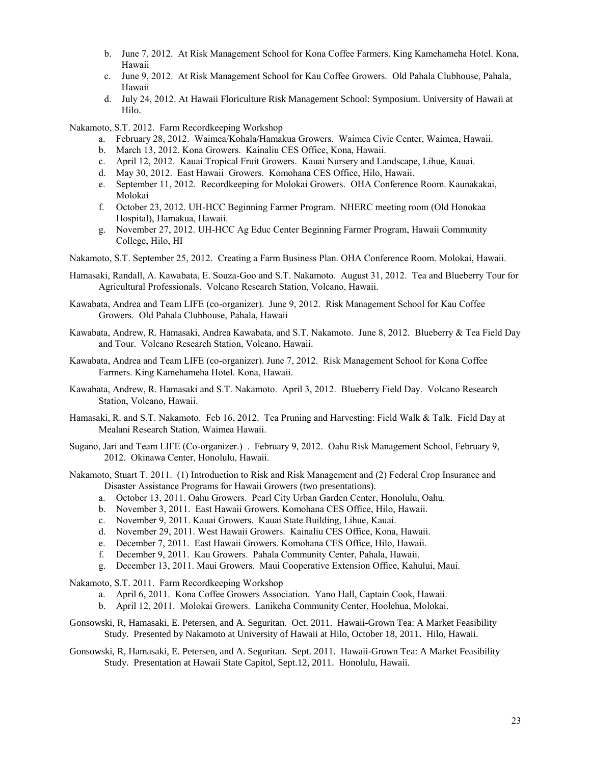- b. June 7, 2012. At Risk Management School for Kona Coffee Farmers. King Kamehameha Hotel. Kona, Hawaii
- c. June 9, 2012. At Risk Management School for Kau Coffee Growers. Old Pahala Clubhouse, Pahala, Hawaii
- d. July 24, 2012. At Hawaii Floriculture Risk Management School: Symposium. University of Hawaii at Hilo.

Nakamoto, S.T. 2012. Farm Recordkeeping Workshop

- a. February 28, 2012. Waimea/Kohala/Hamakua Growers. Waimea Civic Center, Waimea, Hawaii.
- b. March 13, 2012. Kona Growers. Kainaliu CES Office, Kona, Hawaii.
- c. April 12, 2012. Kauai Tropical Fruit Growers. Kauai Nursery and Landscape, Lihue, Kauai.
- d. May 30, 2012. East Hawaii Growers. Komohana CES Office, Hilo, Hawaii.
- e. September 11, 2012. Recordkeeping for Molokai Growers. OHA Conference Room. Kaunakakai, Molokai
- f. October 23, 2012. UH-HCC Beginning Farmer Program. NHERC meeting room (Old Honokaa Hospital), Hamakua, Hawaii.
- g. November 27, 2012. UH-HCC Ag Educ Center Beginning Farmer Program, Hawaii Community College, Hilo, HI

Nakamoto, S.T. September 25, 2012. Creating a Farm Business Plan. OHA Conference Room. Molokai, Hawaii.

Hamasaki, Randall, A. Kawabata, E. Souza-Goo and S.T. Nakamoto. August 31, 2012. Tea and Blueberry Tour for Agricultural Professionals. Volcano Research Station, Volcano, Hawaii.

Kawabata, Andrea and Team LIFE (co-organizer). June 9, 2012. Risk Management School for Kau Coffee Growers. Old Pahala Clubhouse, Pahala, Hawaii

Kawabata, Andrew, R. Hamasaki, Andrea Kawabata, and S.T. Nakamoto. June 8, 2012. Blueberry & Tea Field Day and Tour. Volcano Research Station, Volcano, Hawaii.

Kawabata, Andrea and Team LIFE (co-organizer). June 7, 2012. Risk Management School for Kona Coffee Farmers. King Kamehameha Hotel. Kona, Hawaii.

Kawabata, Andrew, R. Hamasaki and S.T. Nakamoto. April 3, 2012. Blueberry Field Day. Volcano Research Station, Volcano, Hawaii.

Hamasaki, R. and S.T. Nakamoto. Feb 16, 2012. Tea Pruning and Harvesting: Field Walk & Talk. Field Day at Mealani Research Station, Waimea Hawaii.

Sugano, Jari and Team LIFE (Co-organizer.) . February 9, 2012. Oahu Risk Management School, February 9, 2012. Okinawa Center, Honolulu, Hawaii.

Nakamoto, Stuart T. 2011. (1) Introduction to Risk and Risk Management and (2) Federal Crop Insurance and Disaster Assistance Programs for Hawaii Growers (two presentations).

- a. October 13, 2011. Oahu Growers. Pearl City Urban Garden Center, Honolulu, Oahu.
- b. November 3, 2011. East Hawaii Growers. Komohana CES Office, Hilo, Hawaii.
- c. November 9, 2011. Kauai Growers. Kauai State Building, Lihue, Kauai.
- d. November 29, 2011. West Hawaii Growers. Kainaliu CES Office, Kona, Hawaii.
- e. December 7, 2011. East Hawaii Growers. Komohana CES Office, Hilo, Hawaii.
- f. December 9, 2011. Kau Growers. Pahala Community Center, Pahala, Hawaii.
- g. December 13, 2011. Maui Growers. Maui Cooperative Extension Office, Kahului, Maui.

Nakamoto, S.T. 2011. Farm Recordkeeping Workshop

- a. April 6, 2011. Kona Coffee Growers Association. Yano Hall, Captain Cook, Hawaii.
- b. April 12, 2011. Molokai Growers. Lanikeha Community Center, Hoolehua, Molokai.

Gonsowski, R, Hamasaki, E. Petersen, and A. Seguritan. Oct. 2011. Hawaii-Grown Tea: A Market Feasibility Study. Presented by Nakamoto at University of Hawaii at Hilo, October 18, 2011. Hilo, Hawaii.

Gonsowski, R, Hamasaki, E. Petersen, and A. Seguritan. Sept. 2011. Hawaii-Grown Tea: A Market Feasibility Study. Presentation at Hawaii State Capitol, Sept.12, 2011. Honolulu, Hawaii.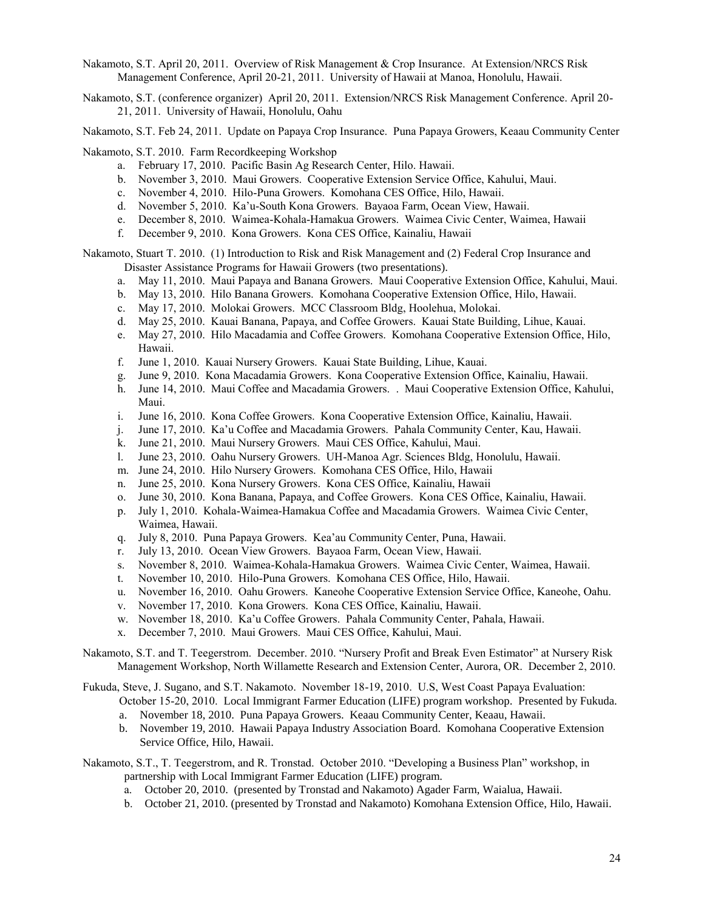Nakamoto, S.T. April 20, 2011. Overview of Risk Management & Crop Insurance. At Extension/NRCS Risk Management Conference, April 20-21, 2011. University of Hawaii at Manoa, Honolulu, Hawaii.

Nakamoto, S.T. (conference organizer) April 20, 2011. Extension/NRCS Risk Management Conference. April 20-21, 2011. University of Hawaii, Honolulu, Oahu

Nakamoto, S.T. Feb 24, 2011. Update on Papaya Crop Insurance. Puna Papaya Growers, Keaau Community Center

Nakamoto, S.T. 2010. Farm Recordkeeping Workshop

a. February 17, 2010. Pacific Basin Ag Research Center, Hilo. Hawaii.
b. November 3, 2010. Maui Growers. Cooperative Extension Service Office, Kahului, Maui.
c. November 4, 2010. Hilo-Puna Growers. Komohana CES Office, Hilo, Hawaii.
d. November 5, 2010. Ka'u-South Kona Growers. Bayaoa Farm, Ocean View, Hawaii.
e. December 8, 2010. Waimea-Kohala-Hamakua Growers. Waimea Civic Center, Waimea, Hawaii
f. December 9, 2010. Kona Growers. Kona CES Office, Kainaliu, Hawaii

Nakamoto, Stuart T. 2010. (1) Introduction to Risk and Risk Management and (2) Federal Crop Insurance and Disaster Assistance Programs for Hawaii Growers (two presentations).

a. May 11, 2010. Maui Papaya and Banana Growers. Maui Cooperative Extension Office, Kahului, Maui.
b. May 13, 2010. Hilo Banana Growers. Komohana Cooperative Extension Office, Hilo, Hawaii.
c. May 17, 2010. Molokai Growers. MCC Classroom Bldg, Hoolehua, Molokai.
d. May 25, 2010. Kauai Banana, Papaya, and Coffee Growers. Kauai State Building, Lihue, Kauai.
e. May 27, 2010. Hilo Macadamia and Coffee Growers. Komohana Cooperative Extension Office, Hilo, Hawaii.
f. June 1, 2010. Kauai Nursery Growers. Kauai State Building, Lihue, Kauai.
g. June 9, 2010. Kona Macadamia Growers. Kona Cooperative Extension Office, Kainaliu, Hawaii.
h. June 14, 2010. Maui Coffee and Macadamia Growers. . Maui Cooperative Extension Office, Kahului, Maui.
i. June 16, 2010. Kona Coffee Growers. Kona Cooperative Extension Office, Kainaliu, Hawaii.
j. June 17, 2010. Ka'u Coffee and Macadamia Growers. Pahala Community Center, Kau, Hawaii.
k. June 21, 2010. Maui Nursery Growers. Maui CES Office, Kahului, Maui.
l. June 23, 2010. Oahu Nursery Growers. UH-Manoa Agr. Sciences Bldg, Honolulu, Hawaii.
m. June 24, 2010. Hilo Nursery Growers. Komohana CES Office, Hilo, Hawaii
n. June 25, 2010. Kona Nursery Growers. Kona CES Office, Kainaliu, Hawaii
o. June 30, 2010. Kona Banana, Papaya, and Coffee Growers. Kona CES Office, Kainaliu, Hawaii.
p. July 1, 2010. Kohala-Waimea-Hamakua Coffee and Macadamia Growers. Waimea Civic Center, Waimea, Hawaii.
q. July 8, 2010. Puna Papaya Growers. Kea'au Community Center, Puna, Hawaii.
r. July 13, 2010. Ocean View Growers. Bayaoa Farm, Ocean View, Hawaii.
s. November 8, 2010. Waimea-Kohala-Hamakua Growers. Waimea Civic Center, Waimea, Hawaii.
t. November 10, 2010. Hilo-Puna Growers. Komohana CES Office, Hilo, Hawaii.
u. November 16, 2010. Oahu Growers. Kaneohe Cooperative Extension Service Office, Kaneohe, Oahu.
v. November 17, 2010. Kona Growers. Kona CES Office, Kainaliu, Hawaii.
w. November 18, 2010. Ka'u Coffee Growers. Pahala Community Center, Pahala, Hawaii.
x. December 7, 2010. Maui Growers. Maui CES Office, Kahului, Maui.

Nakamoto, S.T. and T. Teegerstrom. December. 2010. "Nursery Profit and Break Even Estimator" at Nursery Risk Management Workshop, North Willamette Research and Extension Center, Aurora, OR. December 2, 2010.

Fukuda, Steve, J. Sugano, and S.T. Nakamoto. November 18-19, 2010. U.S, West Coast Papaya Evaluation: October 15-20, 2010. Local Immigrant Farmer Education (LIFE) program workshop. Presented by Fukuda.

a. November 18, 2010. Puna Papaya Growers. Keaau Community Center, Keaau, Hawaii.
b. November 19, 2010. Hawaii Papaya Industry Association Board. Komohana Cooperative Extension Service Office, Hilo, Hawaii.

Nakamoto, S.T., T. Teegerstrom, and R. Tronstad. October 2010. "Developing a Business Plan" workshop, in partnership with Local Immigrant Farmer Education (LIFE) program.

a. October 20, 2010. (presented by Tronstad and Nakamoto) Agader Farm, Waialua, Hawaii.
b. October 21, 2010. (presented by Tronstad and Nakamoto) Komohana Extension Office, Hilo, Hawaii.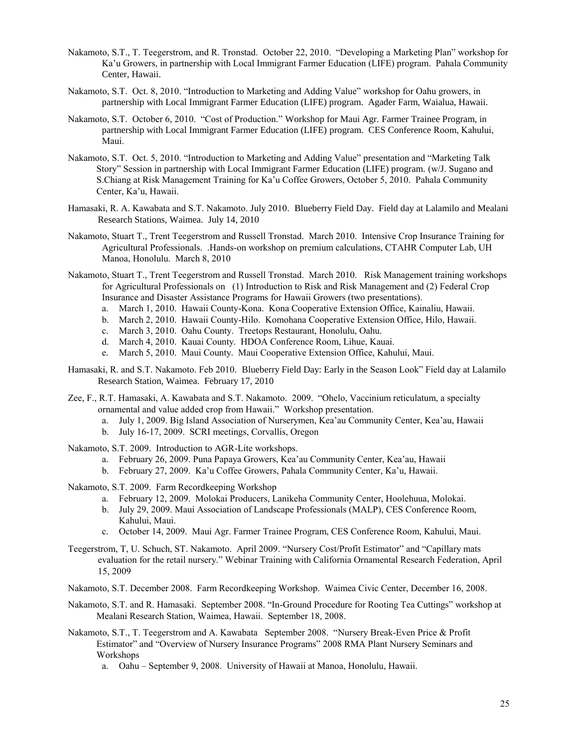Nakamoto, S.T., T. Teegerstrom, and R. Tronstad. October 22, 2010. "Developing a Marketing Plan" workshop for Ka'u Growers, in partnership with Local Immigrant Farmer Education (LIFE) program. Pahala Community Center, Hawaii.

Nakamoto, S.T. Oct. 8, 2010. "Introduction to Marketing and Adding Value" workshop for Oahu growers, in partnership with Local Immigrant Farmer Education (LIFE) program. Agader Farm, Waialua, Hawaii.

Nakamoto, S.T. October 6, 2010. "Cost of Production." Workshop for Maui Agr. Farmer Trainee Program, in partnership with Local Immigrant Farmer Education (LIFE) program. CES Conference Room, Kahului, Maui.

Nakamoto, S.T. Oct. 5, 2010. "Introduction to Marketing and Adding Value" presentation and "Marketing Talk Story" Session in partnership with Local Immigrant Farmer Education (LIFE) program. (w/J. Sugano and S.Chiang at Risk Management Training for Ka'u Coffee Growers, October 5, 2010. Pahala Community Center, Ka'u, Hawaii.

Hamasaki, R. A. Kawabata and S.T. Nakamoto. July 2010. Blueberry Field Day. Field day at Lalamilo and Mealani Research Stations, Waimea. July 14, 2010

Nakamoto, Stuart T., Trent Teegerstrom and Russell Tronstad. March 2010. Intensive Crop Insurance Training for Agricultural Professionals. .Hands-on workshop on premium calculations, CTAHR Computer Lab, UH Manoa, Honolulu. March 8, 2010

Nakamoto, Stuart T., Trent Teegerstrom and Russell Tronstad. March 2010. Risk Management training workshops for Agricultural Professionals on (1) Introduction to Risk and Risk Management and (2) Federal Crop Insurance and Disaster Assistance Programs for Hawaii Growers (two presentations).

a. March 1, 2010. Hawaii County-Kona. Kona Cooperative Extension Office, Kainaliu, Hawaii.
b. March 2, 2010. Hawaii County-Hilo. Komohana Cooperative Extension Office, Hilo, Hawaii.
c. March 3, 2010. Oahu County. Treetops Restaurant, Honolulu, Oahu.
d. March 4, 2010. Kauai County. HDOA Conference Room, Lihue, Kauai.
e. March 5, 2010. Maui County. Maui Cooperative Extension Office, Kahului, Maui.

Hamasaki, R. and S.T. Nakamoto. Feb 2010. Blueberry Field Day: Early in the Season Look" Field day at Lalamilo Research Station, Waimea. February 17, 2010

Zee, F., R.T. Hamasaki, A. Kawabata and S.T. Nakamoto. 2009. "Ohelo, Vaccinium reticulatum, a specialty ornamental and value added crop from Hawaii." Workshop presentation.

a. July 1, 2009. Big Island Association of Nurserymen, Kea'au Community Center, Kea'au, Hawaii
b. July 16-17, 2009. SCRI meetings, Corvallis, Oregon

Nakamoto, S.T. 2009. Introduction to AGR-Lite workshops.

a. February 26, 2009. Puna Papaya Growers, Kea'au Community Center, Kea'au, Hawaii
b. February 27, 2009. Ka'u Coffee Growers, Pahala Community Center, Ka'u, Hawaii.

Nakamoto, S.T. 2009. Farm Recordkeeping Workshop

a. February 12, 2009. Molokai Producers, Lanikeha Community Center, Hoolehuua, Molokai.
b. July 29, 2009. Maui Association of Landscape Professionals (MALP), CES Conference Room, Kahului, Maui.
c. October 14, 2009. Maui Agr. Farmer Trainee Program, CES Conference Room, Kahului, Maui.

Teegerstrom, T, U. Schuch, ST. Nakamoto. April 2009. "Nursery Cost/Profit Estimator" and "Capillary mats evaluation for the retail nursery." Webinar Training with California Ornamental Research Federation, April 15, 2009

Nakamoto, S.T. December 2008. Farm Recordkeeping Workshop. Waimea Civic Center, December 16, 2008.

Nakamoto, S.T. and R. Hamasaki. September 2008. "In-Ground Procedure for Rooting Tea Cuttings" workshop at Mealani Research Station, Waimea, Hawaii. September 18, 2008.

Nakamoto, S.T., T. Teegerstrom and A. Kawabata September 2008. "Nursery Break-Even Price & Profit Estimator" and "Overview of Nursery Insurance Programs" 2008 RMA Plant Nursery Seminars and Workshops

a. Oahu – September 9, 2008. University of Hawaii at Manoa, Honolulu, Hawaii.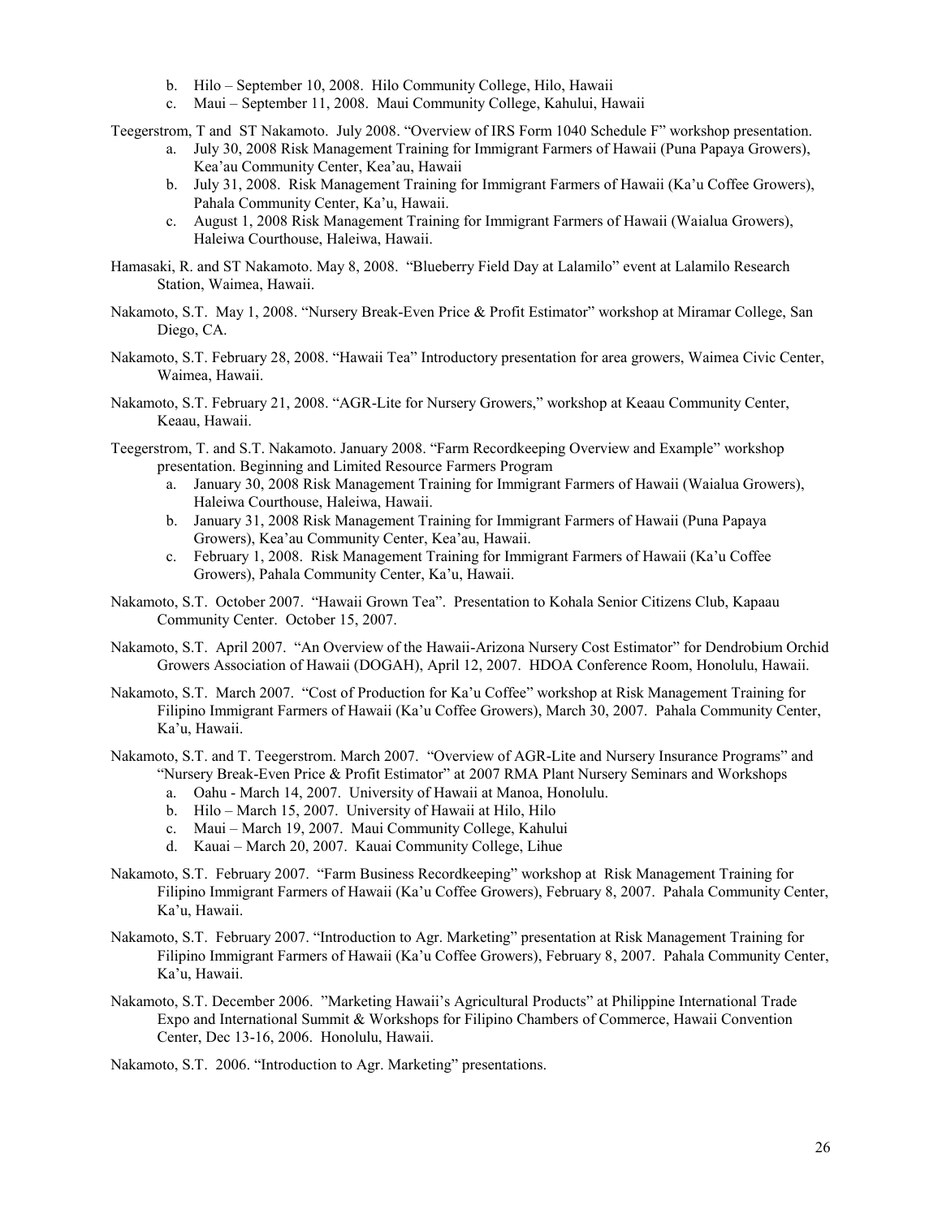b. Hilo – September 10, 2008. Hilo Community College, Hilo, Hawaii
c. Maui – September 11, 2008. Maui Community College, Kahului, Hawaii

Teegerstrom, T and ST Nakamoto. July 2008. "Overview of IRS Form 1040 Schedule F" workshop presentation.

a. July 30, 2008 Risk Management Training for Immigrant Farmers of Hawaii (Puna Papaya Growers), Kea'au Community Center, Kea'au, Hawaii
b. July 31, 2008. Risk Management Training for Immigrant Farmers of Hawaii (Ka'u Coffee Growers), Pahala Community Center, Ka'u, Hawaii.
c. August 1, 2008 Risk Management Training for Immigrant Farmers of Hawaii (Waialua Growers), Haleiwa Courthouse, Haleiwa, Hawaii.

Hamasaki, R. and ST Nakamoto. May 8, 2008. "Blueberry Field Day at Lalamilo" event at Lalamilo Research Station, Waimea, Hawaii.

Nakamoto, S.T. May 1, 2008. "Nursery Break-Even Price & Profit Estimator" workshop at Miramar College, San Diego, CA.

Nakamoto, S.T. February 28, 2008. "Hawaii Tea" Introductory presentation for area growers, Waimea Civic Center, Waimea, Hawaii.

Nakamoto, S.T. February 21, 2008. "AGR-Lite for Nursery Growers," workshop at Keaau Community Center, Keaau, Hawaii.

Teegerstrom, T. and S.T. Nakamoto. January 2008. "Farm Recordkeeping Overview and Example" workshop presentation. Beginning and Limited Resource Farmers Program

a. January 30, 2008 Risk Management Training for Immigrant Farmers of Hawaii (Waialua Growers), Haleiwa Courthouse, Haleiwa, Hawaii.
b. January 31, 2008 Risk Management Training for Immigrant Farmers of Hawaii (Puna Papaya Growers), Kea'au Community Center, Kea'au, Hawaii.
c. February 1, 2008. Risk Management Training for Immigrant Farmers of Hawaii (Ka'u Coffee Growers), Pahala Community Center, Ka'u, Hawaii.

Nakamoto, S.T. October 2007. "Hawaii Grown Tea". Presentation to Kohala Senior Citizens Club, Kapaau Community Center. October 15, 2007.

Nakamoto, S.T. April 2007. "An Overview of the Hawaii-Arizona Nursery Cost Estimator" for Dendrobium Orchid Growers Association of Hawaii (DOGAH), April 12, 2007. HDOA Conference Room, Honolulu, Hawaii.

Nakamoto, S.T. March 2007. "Cost of Production for Ka'u Coffee" workshop at Risk Management Training for Filipino Immigrant Farmers of Hawaii (Ka'u Coffee Growers), March 30, 2007. Pahala Community Center, Ka'u, Hawaii.

Nakamoto, S.T. and T. Teegerstrom. March 2007. "Overview of AGR-Lite and Nursery Insurance Programs" and "Nursery Break-Even Price & Profit Estimator" at 2007 RMA Plant Nursery Seminars and Workshops

a. Oahu - March 14, 2007. University of Hawaii at Manoa, Honolulu.
b. Hilo – March 15, 2007. University of Hawaii at Hilo, Hilo
c. Maui – March 19, 2007. Maui Community College, Kahului
d. Kauai – March 20, 2007. Kauai Community College, Lihue

Nakamoto, S.T. February 2007. "Farm Business Recordkeeping" workshop at Risk Management Training for Filipino Immigrant Farmers of Hawaii (Ka'u Coffee Growers), February 8, 2007. Pahala Community Center, Ka'u, Hawaii.

Nakamoto, S.T. February 2007. "Introduction to Agr. Marketing" presentation at Risk Management Training for Filipino Immigrant Farmers of Hawaii (Ka'u Coffee Growers), February 8, 2007. Pahala Community Center, Ka'u, Hawaii.

Nakamoto, S.T. December 2006. "Marketing Hawaii's Agricultural Products" at Philippine International Trade Expo and International Summit & Workshops for Filipino Chambers of Commerce, Hawaii Convention Center, Dec 13-16, 2006. Honolulu, Hawaii.

Nakamoto, S.T. 2006. "Introduction to Agr. Marketing" presentations.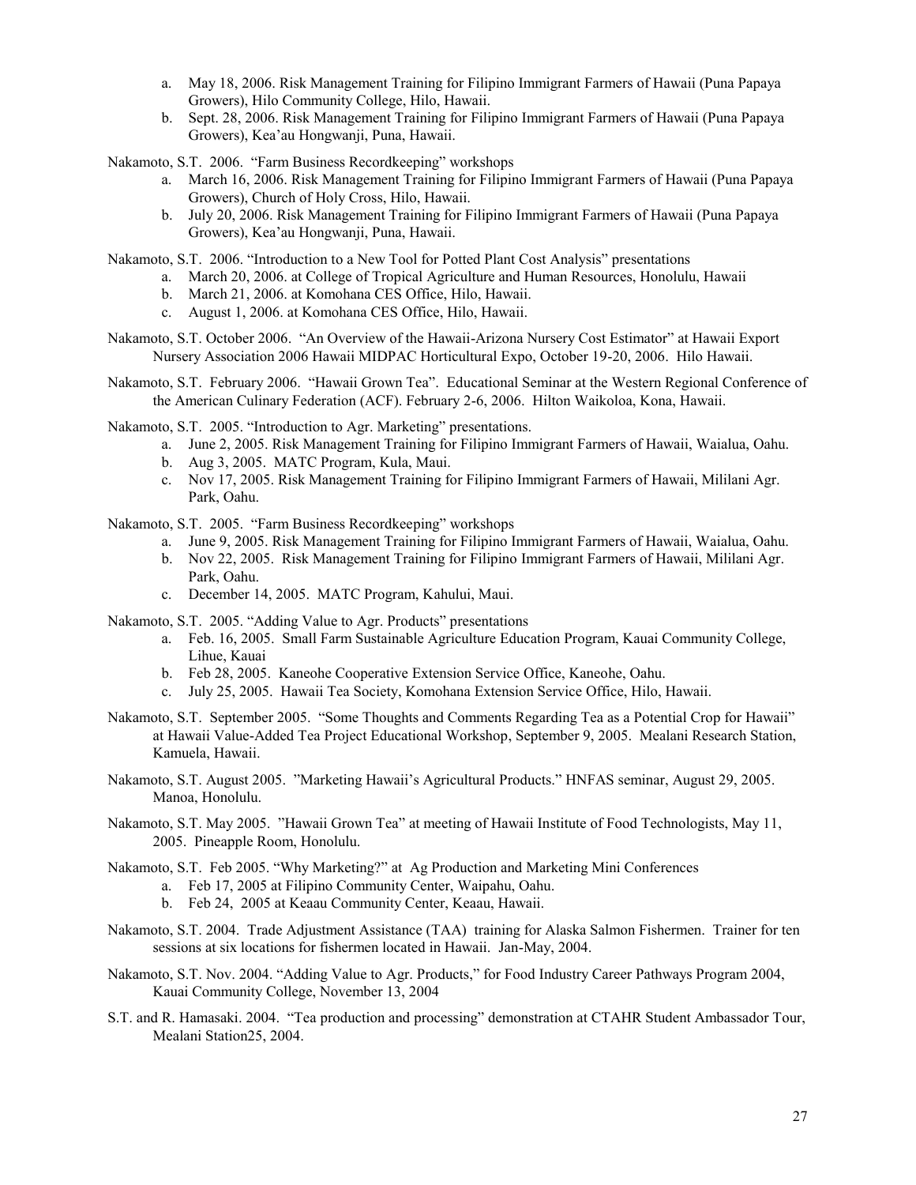a. May 18, 2006. Risk Management Training for Filipino Immigrant Farmers of Hawaii (Puna Papaya Growers), Hilo Community College, Hilo, Hawaii.
b. Sept. 28, 2006. Risk Management Training for Filipino Immigrant Farmers of Hawaii (Puna Papaya Growers), Kea'au Hongwanji, Puna, Hawaii.

Nakamoto, S.T. 2006. "Farm Business Recordkeeping" workshops

a. March 16, 2006. Risk Management Training for Filipino Immigrant Farmers of Hawaii (Puna Papaya Growers), Church of Holy Cross, Hilo, Hawaii.
b. July 20, 2006. Risk Management Training for Filipino Immigrant Farmers of Hawaii (Puna Papaya Growers), Kea'au Hongwanji, Puna, Hawaii.

Nakamoto, S.T. 2006. "Introduction to a New Tool for Potted Plant Cost Analysis" presentations

a. March 20, 2006. at College of Tropical Agriculture and Human Resources, Honolulu, Hawaii
b. March 21, 2006. at Komohana CES Office, Hilo, Hawaii.
c. August 1, 2006. at Komohana CES Office, Hilo, Hawaii.

Nakamoto, S.T. October 2006. "An Overview of the Hawaii-Arizona Nursery Cost Estimator" at Hawaii Export Nursery Association 2006 Hawaii MIDPAC Horticultural Expo, October 19-20, 2006. Hilo Hawaii.

Nakamoto, S.T. February 2006. "Hawaii Grown Tea". Educational Seminar at the Western Regional Conference of the American Culinary Federation (ACF). February 2-6, 2006. Hilton Waikoloa, Kona, Hawaii.

Nakamoto, S.T. 2005. "Introduction to Agr. Marketing" presentations.

a. June 2, 2005. Risk Management Training for Filipino Immigrant Farmers of Hawaii, Waialua, Oahu.
b. Aug 3, 2005. MATC Program, Kula, Maui.
c. Nov 17, 2005. Risk Management Training for Filipino Immigrant Farmers of Hawaii, Mililani Agr. Park, Oahu.

Nakamoto, S.T. 2005. "Farm Business Recordkeeping" workshops

a. June 9, 2005. Risk Management Training for Filipino Immigrant Farmers of Hawaii, Waialua, Oahu.
b. Nov 22, 2005. Risk Management Training for Filipino Immigrant Farmers of Hawaii, Mililani Agr. Park, Oahu.
c. December 14, 2005. MATC Program, Kahului, Maui.

Nakamoto, S.T. 2005. "Adding Value to Agr. Products" presentations

a. Feb. 16, 2005. Small Farm Sustainable Agriculture Education Program, Kauai Community College, Lihue, Kauai
b. Feb 28, 2005. Kaneohe Cooperative Extension Service Office, Kaneohe, Oahu.
c. July 25, 2005. Hawaii Tea Society, Komohana Extension Service Office, Hilo, Hawaii.

Nakamoto, S.T. September 2005. "Some Thoughts and Comments Regarding Tea as a Potential Crop for Hawaii" at Hawaii Value-Added Tea Project Educational Workshop, September 9, 2005. Mealani Research Station, Kamuela, Hawaii.

Nakamoto, S.T. August 2005. "Marketing Hawaii's Agricultural Products." HNFAS seminar, August 29, 2005. Manoa, Honolulu.

Nakamoto, S.T. May 2005. "Hawaii Grown Tea" at meeting of Hawaii Institute of Food Technologists, May 11, 2005. Pineapple Room, Honolulu.

Nakamoto, S.T. Feb 2005. "Why Marketing?" at Ag Production and Marketing Mini Conferences

a. Feb 17, 2005 at Filipino Community Center, Waipahu, Oahu.
b. Feb 24, 2005 at Keaau Community Center, Keaau, Hawaii.

Nakamoto, S.T. 2004. Trade Adjustment Assistance (TAA) training for Alaska Salmon Fishermen. Trainer for ten sessions at six locations for fishermen located in Hawaii. Jan-May, 2004.

Nakamoto, S.T. Nov. 2004. "Adding Value to Agr. Products," for Food Industry Career Pathways Program 2004, Kauai Community College, November 13, 2004

S.T. and R. Hamasaki. 2004. "Tea production and processing" demonstration at CTAHR Student Ambassador Tour, Mealani Station25, 2004.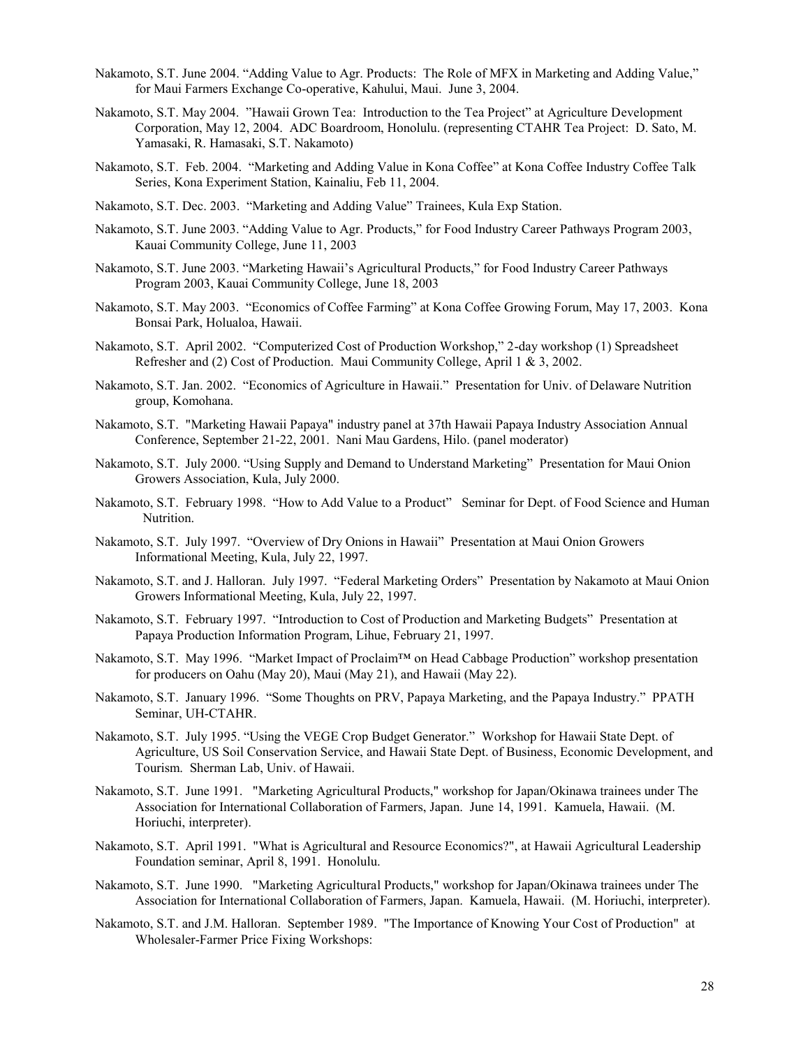Nakamoto, S.T. June 2004. "Adding Value to Agr. Products: The Role of MFX in Marketing and Adding Value," for Maui Farmers Exchange Co-operative, Kahului, Maui. June 3, 2004.

Nakamoto, S.T. May 2004. "Hawaii Grown Tea: Introduction to the Tea Project" at Agriculture Development Corporation, May 12, 2004. ADC Boardroom, Honolulu. (representing CTAHR Tea Project: D. Sato, M. Yamasaki, R. Hamasaki, S.T. Nakamoto)

Nakamoto, S.T. Feb. 2004. "Marketing and Adding Value in Kona Coffee" at Kona Coffee Industry Coffee Talk Series, Kona Experiment Station, Kainaliu, Feb 11, 2004.

Nakamoto, S.T. Dec. 2003. "Marketing and Adding Value" Trainees, Kula Exp Station.

Nakamoto, S.T. June 2003. "Adding Value to Agr. Products," for Food Industry Career Pathways Program 2003, Kauai Community College, June 11, 2003

Nakamoto, S.T. June 2003. "Marketing Hawaii's Agricultural Products," for Food Industry Career Pathways Program 2003, Kauai Community College, June 18, 2003

Nakamoto, S.T. May 2003. "Economics of Coffee Farming" at Kona Coffee Growing Forum, May 17, 2003. Kona Bonsai Park, Holualoa, Hawaii.

Nakamoto, S.T. April 2002. "Computerized Cost of Production Workshop," 2-day workshop (1) Spreadsheet Refresher and (2) Cost of Production. Maui Community College, April 1 & 3, 2002.

Nakamoto, S.T. Jan. 2002. "Economics of Agriculture in Hawaii." Presentation for Univ. of Delaware Nutrition group, Komohana.

Nakamoto, S.T. "Marketing Hawaii Papaya" industry panel at 37th Hawaii Papaya Industry Association Annual Conference, September 21-22, 2001. Nani Mau Gardens, Hilo. (panel moderator)

Nakamoto, S.T. July 2000. "Using Supply and Demand to Understand Marketing" Presentation for Maui Onion Growers Association, Kula, July 2000.

Nakamoto, S.T. February 1998. "How to Add Value to a Product" Seminar for Dept. of Food Science and Human Nutrition.

Nakamoto, S.T. July 1997. "Overview of Dry Onions in Hawaii" Presentation at Maui Onion Growers Informational Meeting, Kula, July 22, 1997.

Nakamoto, S.T. and J. Halloran. July 1997. "Federal Marketing Orders" Presentation by Nakamoto at Maui Onion Growers Informational Meeting, Kula, July 22, 1997.

Nakamoto, S.T. February 1997. "Introduction to Cost of Production and Marketing Budgets" Presentation at Papaya Production Information Program, Lihue, February 21, 1997.

Nakamoto, S.T. May 1996. "Market Impact of Proclaim™ on Head Cabbage Production" workshop presentation for producers on Oahu (May 20), Maui (May 21), and Hawaii (May 22).

Nakamoto, S.T. January 1996. "Some Thoughts on PRV, Papaya Marketing, and the Papaya Industry." PPATH Seminar, UH-CTAHR.

Nakamoto, S.T. July 1995. "Using the VEGE Crop Budget Generator." Workshop for Hawaii State Dept. of Agriculture, US Soil Conservation Service, and Hawaii State Dept. of Business, Economic Development, and Tourism. Sherman Lab, Univ. of Hawaii.

Nakamoto, S.T. June 1991. "Marketing Agricultural Products," workshop for Japan/Okinawa trainees under The Association for International Collaboration of Farmers, Japan. June 14, 1991. Kamuela, Hawaii. (M. Horiuchi, interpreter).

Nakamoto, S.T. April 1991. "What is Agricultural and Resource Economics?", at Hawaii Agricultural Leadership Foundation seminar, April 8, 1991. Honolulu.

Nakamoto, S.T. June 1990. "Marketing Agricultural Products," workshop for Japan/Okinawa trainees under The Association for International Collaboration of Farmers, Japan. Kamuela, Hawaii. (M. Horiuchi, interpreter).

Nakamoto, S.T. and J.M. Halloran. September 1989. "The Importance of Knowing Your Cost of Production" at Wholesaler-Farmer Price Fixing Workshops: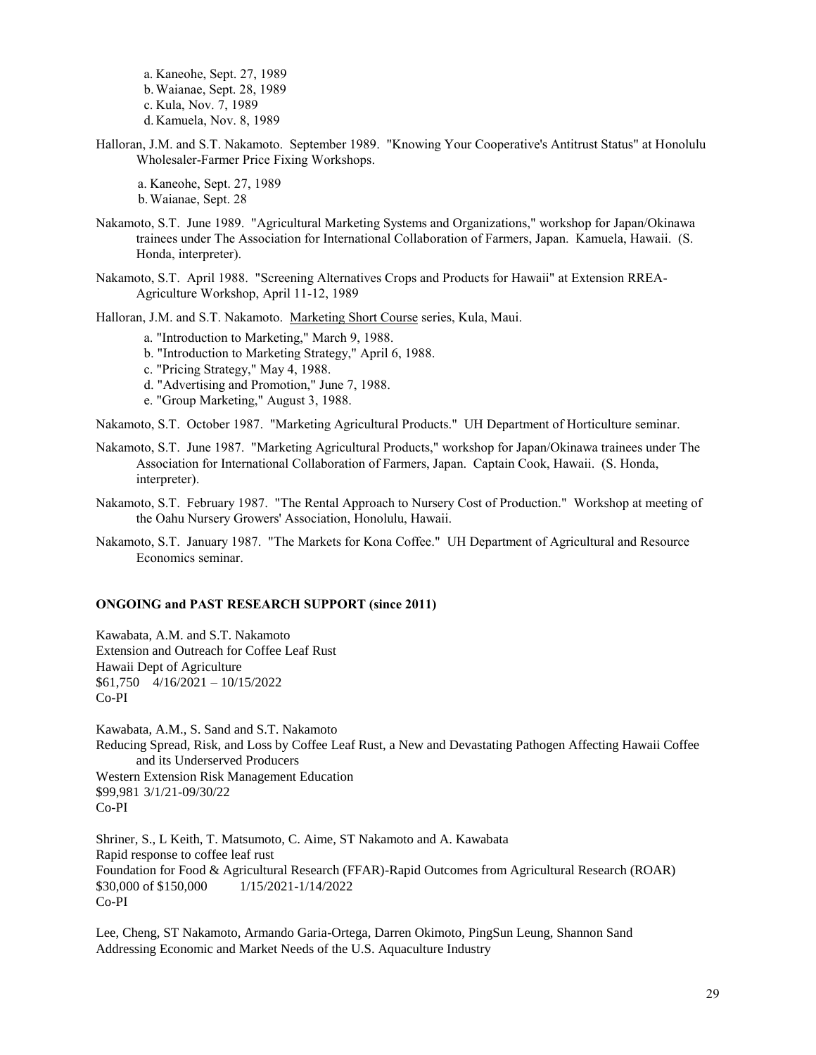a. Kaneohe, Sept. 27, 1989
b. Waianae, Sept. 28, 1989
c. Kula, Nov. 7, 1989
d. Kamuela, Nov. 8, 1989

Halloran, J.M. and S.T. Nakamoto. September 1989. "Knowing Your Cooperative's Antitrust Status" at Honolulu Wholesaler-Farmer Price Fixing Workshops.

a. Kaneohe, Sept. 27, 1989
b. Waianae, Sept. 28

Nakamoto, S.T. June 1989. "Agricultural Marketing Systems and Organizations," workshop for Japan/Okinawa trainees under The Association for International Collaboration of Farmers, Japan. Kamuela, Hawaii. (S. Honda, interpreter).

Nakamoto, S.T. April 1988. "Screening Alternatives Crops and Products for Hawaii" at Extension RREA-Agriculture Workshop, April 11-12, 1989

Halloran, J.M. and S.T. Nakamoto. Marketing Short Course series, Kula, Maui.

a. "Introduction to Marketing," March 9, 1988.
b. "Introduction to Marketing Strategy," April 6, 1988.
c. "Pricing Strategy," May 4, 1988.
d. "Advertising and Promotion," June 7, 1988.
e. "Group Marketing," August 3, 1988.

Nakamoto, S.T. October 1987. "Marketing Agricultural Products." UH Department of Horticulture seminar.

Nakamoto, S.T. June 1987. "Marketing Agricultural Products," workshop for Japan/Okinawa trainees under The Association for International Collaboration of Farmers, Japan. Captain Cook, Hawaii. (S. Honda, interpreter).

Nakamoto, S.T. February 1987. "The Rental Approach to Nursery Cost of Production." Workshop at meeting of the Oahu Nursery Growers' Association, Honolulu, Hawaii.

Nakamoto, S.T. January 1987. "The Markets for Kona Coffee." UH Department of Agricultural and Resource Economics seminar.

**ONGOING and PAST RESEARCH SUPPORT (since 2011)**

Kawabata, A.M. and S.T. Nakamoto
Extension and Outreach for Coffee Leaf Rust
Hawaii Dept of Agriculture
$61,750 4/16/2021 – 10/15/2022
Co-PI

Kawabata, A.M., S. Sand and S.T. Nakamoto
Reducing Spread, Risk, and Loss by Coffee Leaf Rust, a New and Devastating Pathogen Affecting Hawaii Coffee and its Underserved Producers
Western Extension Risk Management Education
$99,981 3/1/21-09/30/22
Co-PI

Shriner, S., L Keith, T. Matsumoto, C. Aime, ST Nakamoto and A. Kawabata
Rapid response to coffee leaf rust
Foundation for Food & Agricultural Research (FFAR)-Rapid Outcomes from Agricultural Research (ROAR)
$30,000 of $150,000 1/15/2021-1/14/2022
Co-PI

Lee, Cheng, ST Nakamoto, Armando Garia-Ortega, Darren Okimoto, PingSun Leung, Shannon Sand
Addressing Economic and Market Needs of the U.S. Aquaculture Industry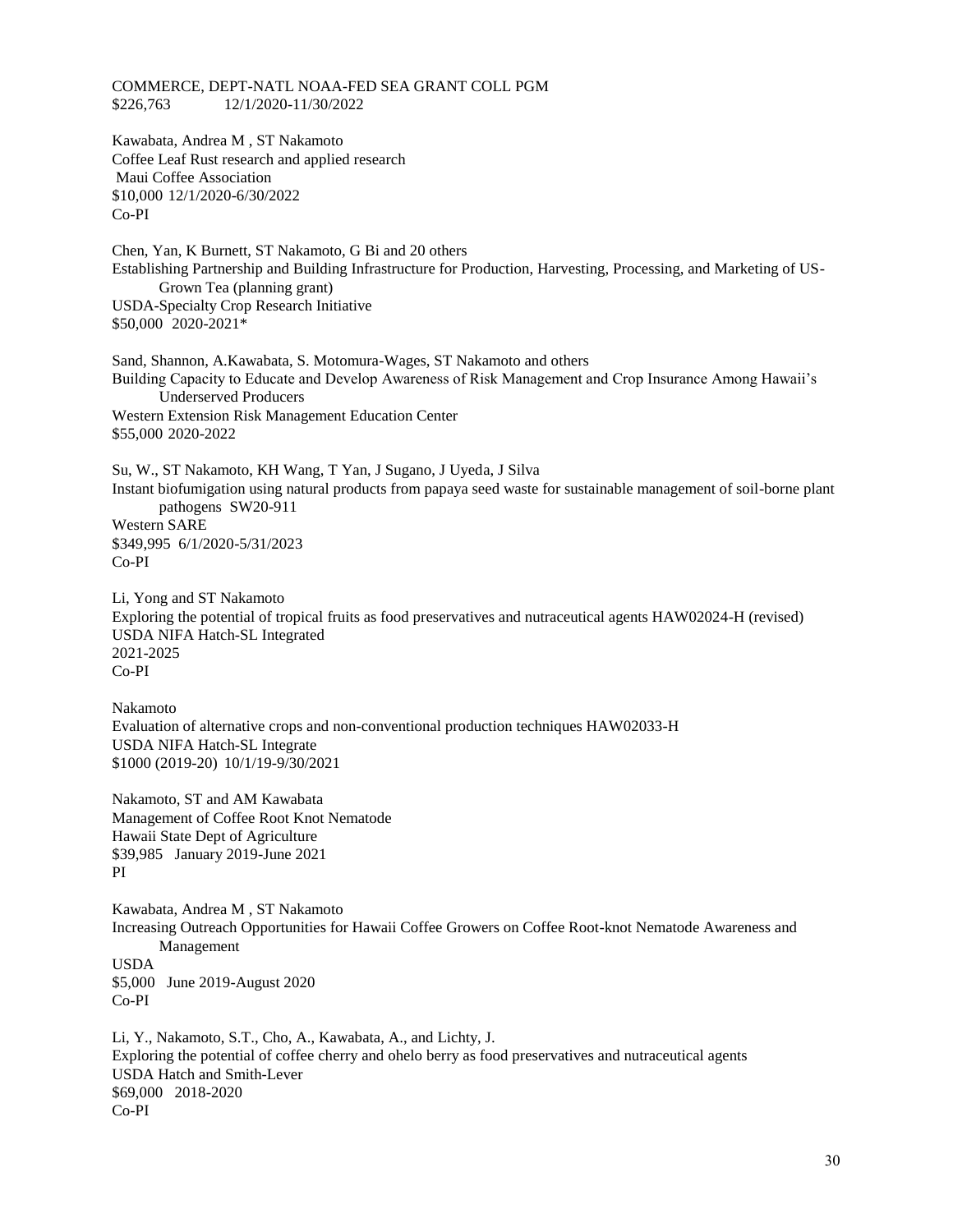COMMERCE, DEPT-NATL NOAA-FED SEA GRANT COLL PGM
$226,763 12/1/2020-11/30/2022

Kawabata, Andrea M , ST Nakamoto
Coffee Leaf Rust research and applied research
Maui Coffee Association
$10,000 12/1/2020-6/30/2022
Co-PI

Chen, Yan, K Burnett, ST Nakamoto, G Bi and 20 others
Establishing Partnership and Building Infrastructure for Production, Harvesting, Processing, and Marketing of US-Grown Tea (planning grant)
USDA-Specialty Crop Research Initiative
$50,000 2020-2021*

Sand, Shannon, A.Kawabata, S. Motomura-Wages, ST Nakamoto and others
Building Capacity to Educate and Develop Awareness of Risk Management and Crop Insurance Among Hawaii's Underserved Producers
Western Extension Risk Management Education Center
$55,000 2020-2022

Su, W., ST Nakamoto, KH Wang, T Yan, J Sugano, J Uyeda, J Silva
Instant biofumigation using natural products from papaya seed waste for sustainable management of soil-borne plant pathogens SW20-911
Western SARE
$349,995 6/1/2020-5/31/2023
Co-PI

Li, Yong and ST Nakamoto
Exploring the potential of tropical fruits as food preservatives and nutraceutical agents HAW02024-H (revised)
USDA NIFA Hatch-SL Integrated
2021-2025
Co-PI

Nakamoto
Evaluation of alternative crops and non-conventional production techniques HAW02033-H
USDA NIFA Hatch-SL Integrate
$1000 (2019-20) 10/1/19-9/30/2021

Nakamoto, ST and AM Kawabata
Management of Coffee Root Knot Nematode
Hawaii State Dept of Agriculture
$39,985 January 2019-June 2021
PI

Kawabata, Andrea M , ST Nakamoto
Increasing Outreach Opportunities for Hawaii Coffee Growers on Coffee Root-knot Nematode Awareness and Management
USDA
$5,000 June 2019-August 2020
Co-PI

Li, Y., Nakamoto, S.T., Cho, A., Kawabata, A., and Lichty, J.
Exploring the potential of coffee cherry and ohelo berry as food preservatives and nutraceutical agents
USDA Hatch and Smith-Lever
$69,000 2018-2020
Co-PI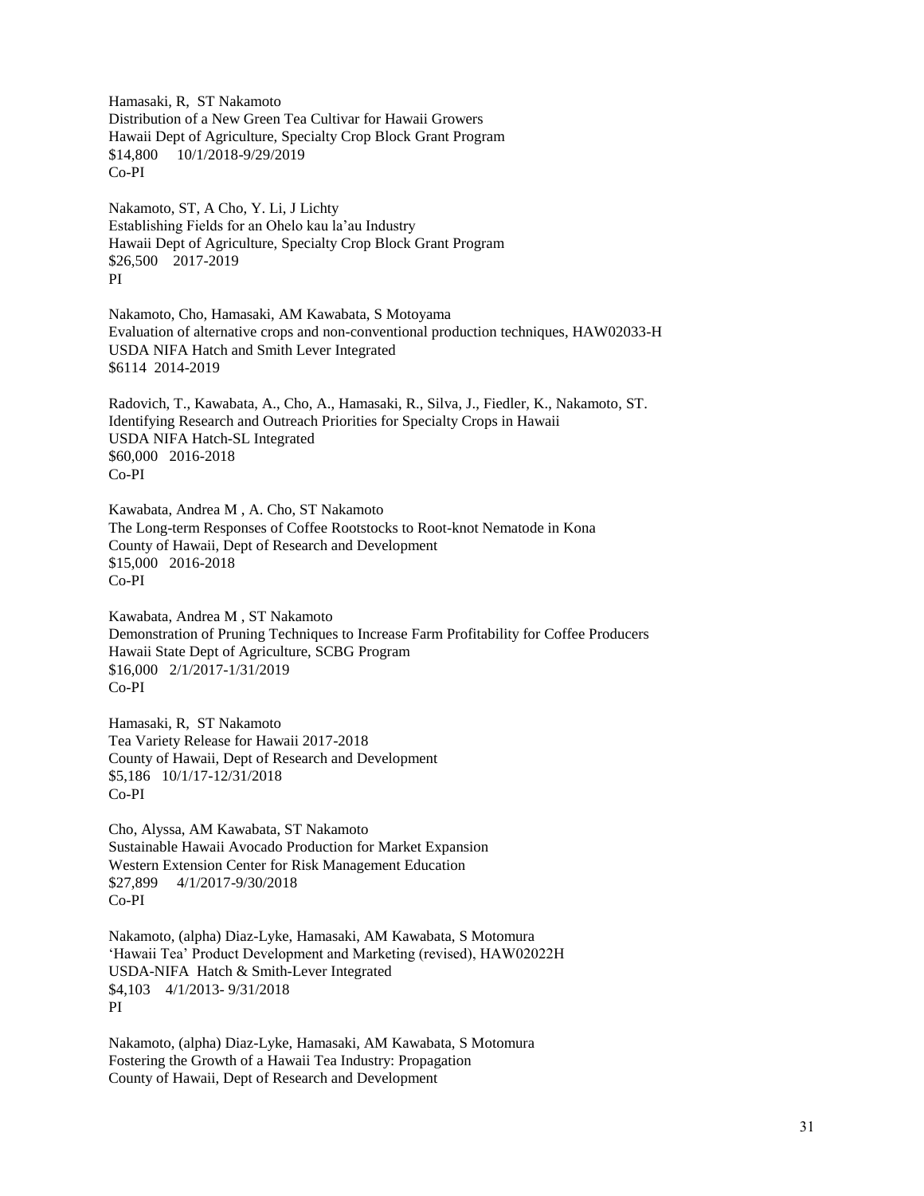Hamasaki, R, ST Nakamoto
Distribution of a New Green Tea Cultivar for Hawaii Growers
Hawaii Dept of Agriculture, Specialty Crop Block Grant Program
$14,800 10/1/2018-9/29/2019
Co-PI

Nakamoto, ST, A Cho, Y. Li, J Lichty
Establishing Fields for an Ohelo kau la'au Industry
Hawaii Dept of Agriculture, Specialty Crop Block Grant Program
$26,500 2017-2019
PI

Nakamoto, Cho, Hamasaki, AM Kawabata, S Motoyama
Evaluation of alternative crops and non-conventional production techniques, HAW02033-H
USDA NIFA Hatch and Smith Lever Integrated
$6114 2014-2019

Radovich, T., Kawabata, A., Cho, A., Hamasaki, R., Silva, J., Fiedler, K., Nakamoto, ST.
Identifying Research and Outreach Priorities for Specialty Crops in Hawaii
USDA NIFA Hatch-SL Integrated
$60,000 2016-2018
Co-PI

Kawabata, Andrea M , A. Cho, ST Nakamoto
The Long-term Responses of Coffee Rootstocks to Root-knot Nematode in Kona
County of Hawaii, Dept of Research and Development
$15,000 2016-2018
Co-PI

Kawabata, Andrea M , ST Nakamoto
Demonstration of Pruning Techniques to Increase Farm Profitability for Coffee Producers
Hawaii State Dept of Agriculture, SCBG Program
$16,000 2/1/2017-1/31/2019
Co-PI

Hamasaki, R, ST Nakamoto
Tea Variety Release for Hawaii 2017-2018
County of Hawaii, Dept of Research and Development
$5,186 10/1/17-12/31/2018
Co-PI

Cho, Alyssa, AM Kawabata, ST Nakamoto
Sustainable Hawaii Avocado Production for Market Expansion
Western Extension Center for Risk Management Education
$27,899 4/1/2017-9/30/2018
Co-PI

Nakamoto, (alpha) Diaz-Lyke, Hamasaki, AM Kawabata, S Motomura
'Hawaii Tea' Product Development and Marketing (revised), HAW02022H
USDA-NIFA Hatch & Smith-Lever Integrated
$4,103 4/1/2013- 9/31/2018
PI

Nakamoto, (alpha) Diaz-Lyke, Hamasaki, AM Kawabata, S Motomura
Fostering the Growth of a Hawaii Tea Industry: Propagation
County of Hawaii, Dept of Research and Development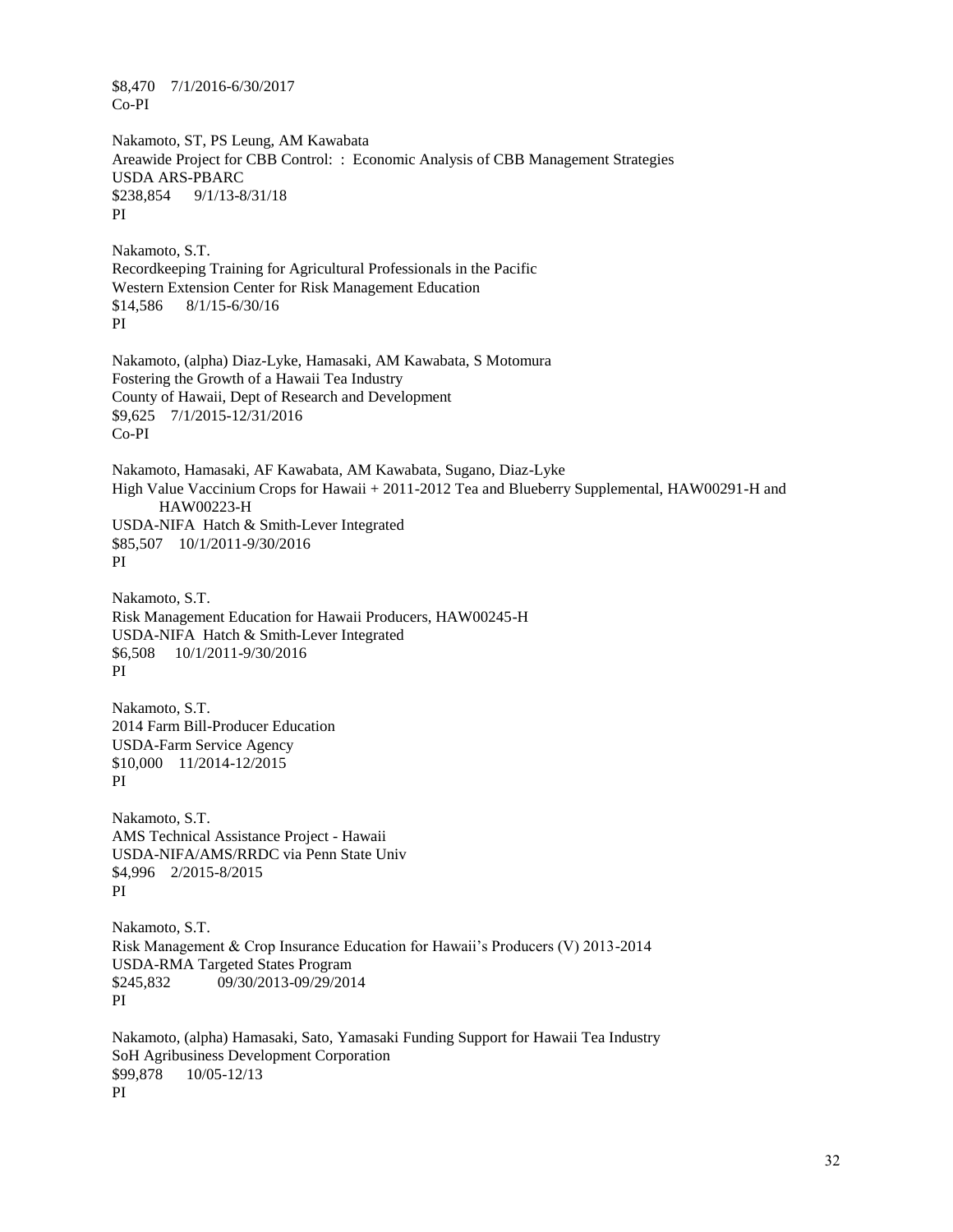$8,470    7/1/2016-6/30/2017
Co-PI

Nakamoto, ST, PS Leung, AM Kawabata
Areawide Project for CBB Control: : Economic Analysis of CBB Management Strategies
USDA ARS-PBARC
$238,854    9/1/13-8/31/18
PI

Nakamoto, S.T.
Recordkeeping Training for Agricultural Professionals in the Pacific
Western Extension Center for Risk Management Education
$14,586    8/1/15-6/30/16
PI

Nakamoto, (alpha) Diaz-Lyke, Hamasaki, AM Kawabata, S Motomura
Fostering the Growth of a Hawaii Tea Industry
County of Hawaii, Dept of Research and Development
$9,625    7/1/2015-12/31/2016
Co-PI

Nakamoto, Hamasaki, AF Kawabata, AM Kawabata, Sugano, Diaz-Lyke
High Value Vaccinium Crops for Hawaii + 2011-2012 Tea and Blueberry Supplemental, HAW00291-H and HAW00223-H
USDA-NIFA Hatch & Smith-Lever Integrated
$85,507    10/1/2011-9/30/2016
PI

Nakamoto, S.T.
Risk Management Education for Hawaii Producers, HAW00245-H
USDA-NIFA Hatch & Smith-Lever Integrated
$6,508    10/1/2011-9/30/2016
PI

Nakamoto, S.T.
2014 Farm Bill-Producer Education
USDA-Farm Service Agency
$10,000    11/2014-12/2015
PI

Nakamoto, S.T.
AMS Technical Assistance Project - Hawaii
USDA-NIFA/AMS/RRDC via Penn State Univ
$4,996    2/2015-8/2015
PI

Nakamoto, S.T.
Risk Management & Crop Insurance Education for Hawaii's Producers (V) 2013-2014
USDA-RMA Targeted States Program
$245,832    09/30/2013-09/29/2014
PI

Nakamoto, (alpha) Hamasaki, Sato, Yamasaki Funding Support for Hawaii Tea Industry
SoH Agribusiness Development Corporation
$99,878    10/05-12/13
PI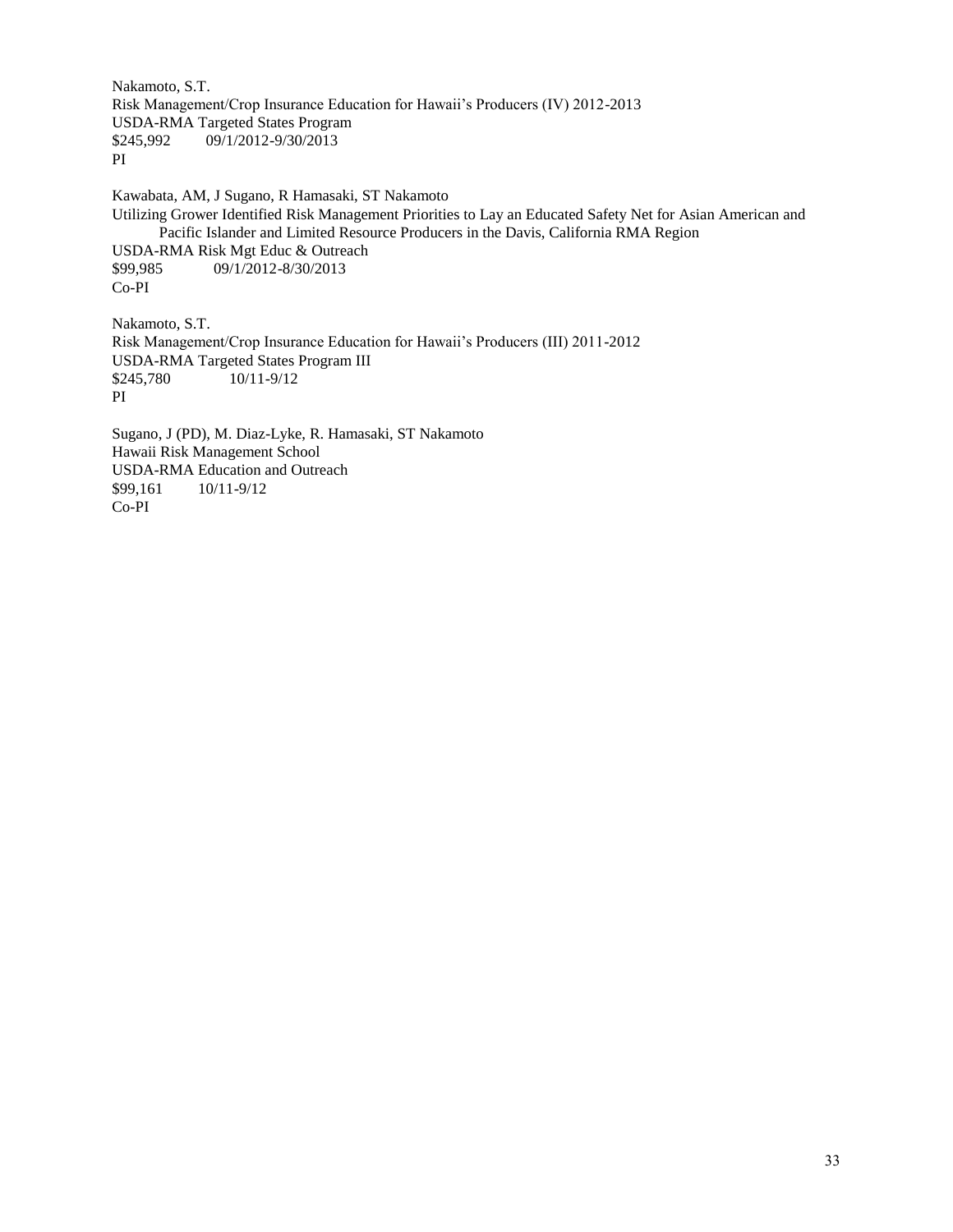Nakamoto, S.T.
Risk Management/Crop Insurance Education for Hawaii's Producers (IV) 2012-2013
USDA-RMA Targeted States Program
$245,992    09/1/2012-9/30/2013
PI

Kawabata, AM, J Sugano, R Hamasaki, ST Nakamoto
Utilizing Grower Identified Risk Management Priorities to Lay an Educated Safety Net for Asian American and Pacific Islander and Limited Resource Producers in the Davis, California RMA Region
USDA-RMA Risk Mgt Educ & Outreach
$99,985    09/1/2012-8/30/2013
Co-PI

Nakamoto, S.T.
Risk Management/Crop Insurance Education for Hawaii's Producers (III) 2011-2012
USDA-RMA Targeted States Program III
$245,780    10/11-9/12
PI

Sugano, J (PD), M. Diaz-Lyke, R. Hamasaki, ST Nakamoto
Hawaii Risk Management School
USDA-RMA Education and Outreach
$99,161    10/11-9/12
Co-PI